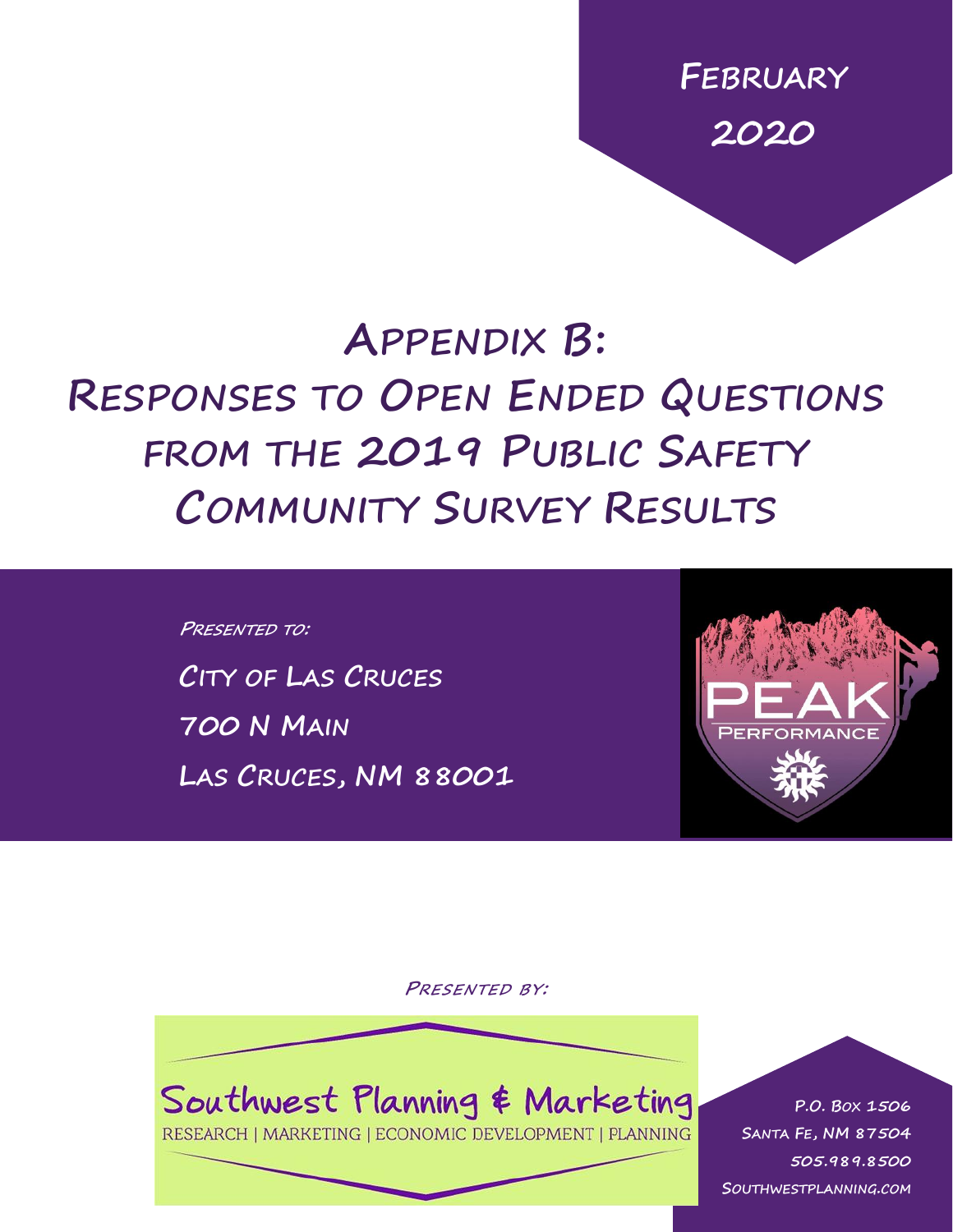February 2020

# Appendix B: Responses to Open Ended Questions from the 2019 Public Safety Community Survey Results

*Presented to:*

City of Las Cruces

700 N Main

Las Cruces, NM 88001

PEAK

PERFORMANCE

*Presented by:*

Southwest Planning & Marketing

RESEARCH | MARKETING | ECONOMIC DEVELOPMENT | PLANNING

P.O. Box 1506

Santa Fe, NM 87504

505.989.8500

Southwestplanning.com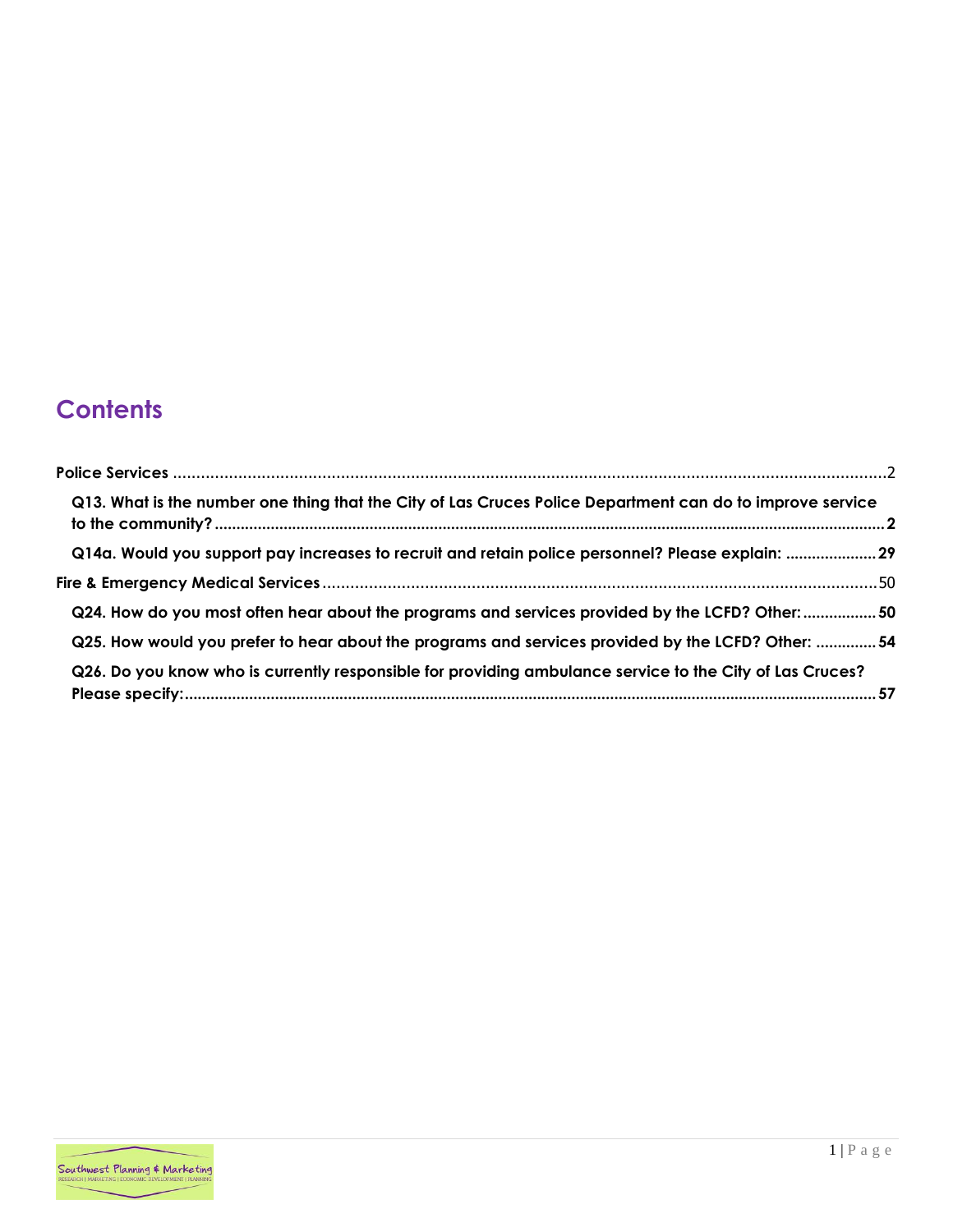# Contents

**Police Services** ......................................................................................................................................................2

**Q13. What is the number one thing that the City of Las Cruces Police Department can do to improve service to the community?** ......................................................................................................................................................**2**

**Q14a. Would you support pay increases to recruit and retain police personnel? Please explain:** .....................**29**

**Fire & Emergency Medical Services** .......................................................................................................................50

**Q24. How do you most often hear about the programs and services provided by the LCFD? Other:** .................**50**

**Q25. How would you prefer to hear about the programs and services provided by the LCFD? Other:** ..............**54**

**Q26. Do you know who is currently responsible for providing ambulance service to the City of Las Cruces? Please specify:**.............................................................................................................................................**57**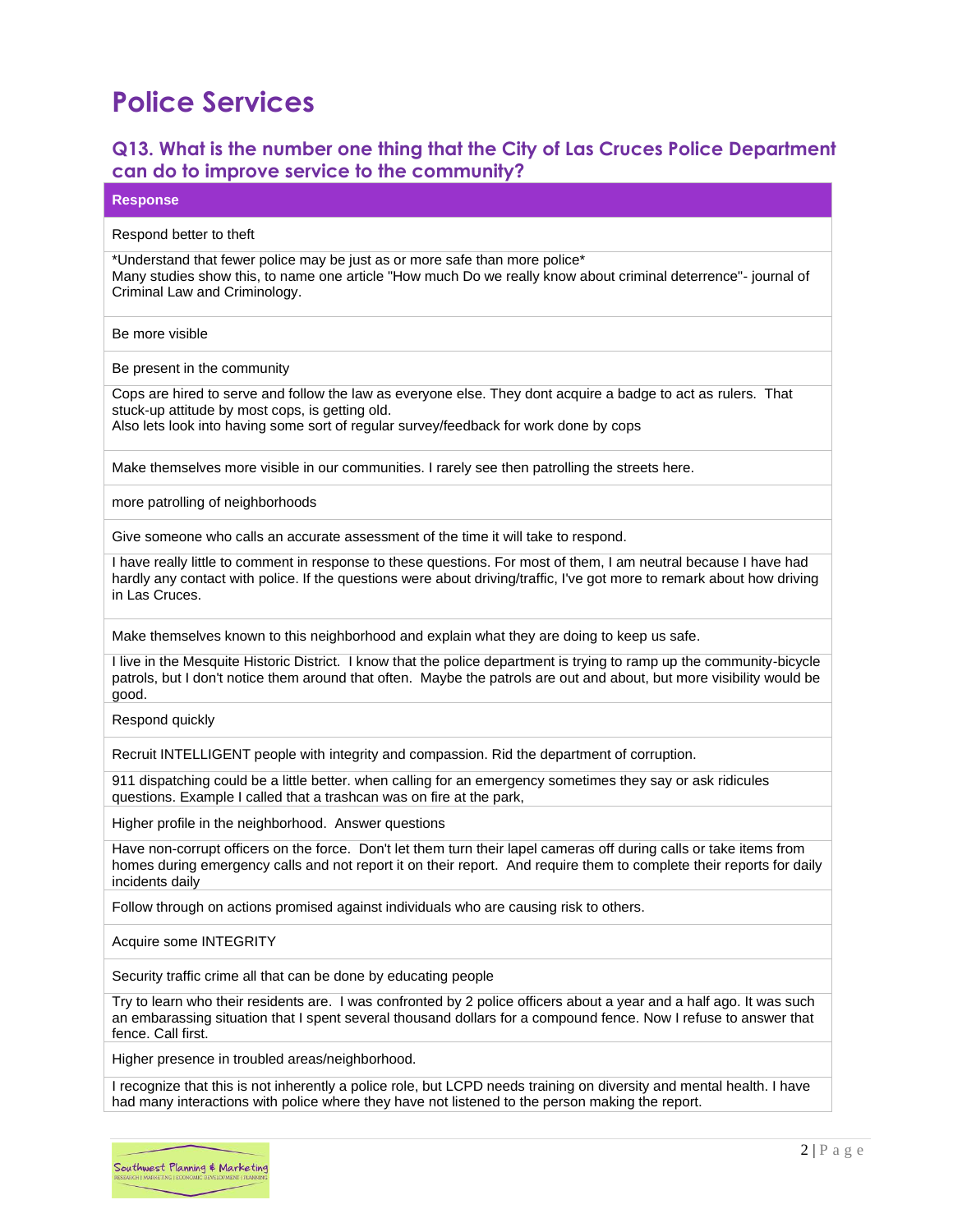# Police Services

## Q13. What is the number one thing that the City of Las Cruces Police Department can do to improve service to the community?

| Response |
|---|
| Respond better to theft |
| *Understand that fewer police may be just as or more safe than more police* Many studies show this, to name one article "How much Do we really know about criminal deterrence"- journal of Criminal Law and Criminology. |
| Be more visible |
| Be present in the community |
| Cops are hired to serve and follow the law as everyone else. They dont acquire a badge to act as rulers. That stuck-up attitude by most cops, is getting old. Also lets look into having some sort of regular survey/feedback for work done by cops |
| Make themselves more visible in our communities. I rarely see then patrolling the streets here. |
| more patrolling of neighborhoods |
| Give someone who calls an accurate assessment of the time it will take to respond. |
| I have really little to comment in response to these questions. For most of them, I am neutral because I have had hardly any contact with police. If the questions were about driving/traffic, I've got more to remark about how driving in Las Cruces. |
| Make themselves known to this neighborhood and explain what they are doing to keep us safe. |
| I live in the Mesquite Historic District. I know that the police department is trying to ramp up the community-bicycle patrols, but I don't notice them around that often. Maybe the patrols are out and about, but more visibility would be good. |
| Respond quickly |
| Recruit INTELLIGENT people with integrity and compassion. Rid the department of corruption. |
| 911 dispatching could be a little better. when calling for an emergency sometimes they say or ask ridicules questions. Example I called that a trashcan was on fire at the park, |
| Higher profile in the neighborhood. Answer questions |
| Have non-corrupt officers on the force. Don't let them turn their lapel cameras off during calls or take items from homes during emergency calls and not report it on their report. And require them to complete their reports for daily incidents daily |
| Follow through on actions promised against individuals who are causing risk to others. |
| Acquire some INTEGRITY |
| Security traffic crime all that can be done by educating people |
| Try to learn who their residents are. I was confronted by 2 police officers about a year and a half ago. It was such an embarassing situation that I spent several thousand dollars for a compound fence. Now I refuse to answer that fence. Call first. |
| Higher presence in troubled areas/neighborhood. |
| I recognize that this is not inherently a police role, but LCPD needs training on diversity and mental health. I have had many interactions with police where they have not listened to the person making the report. |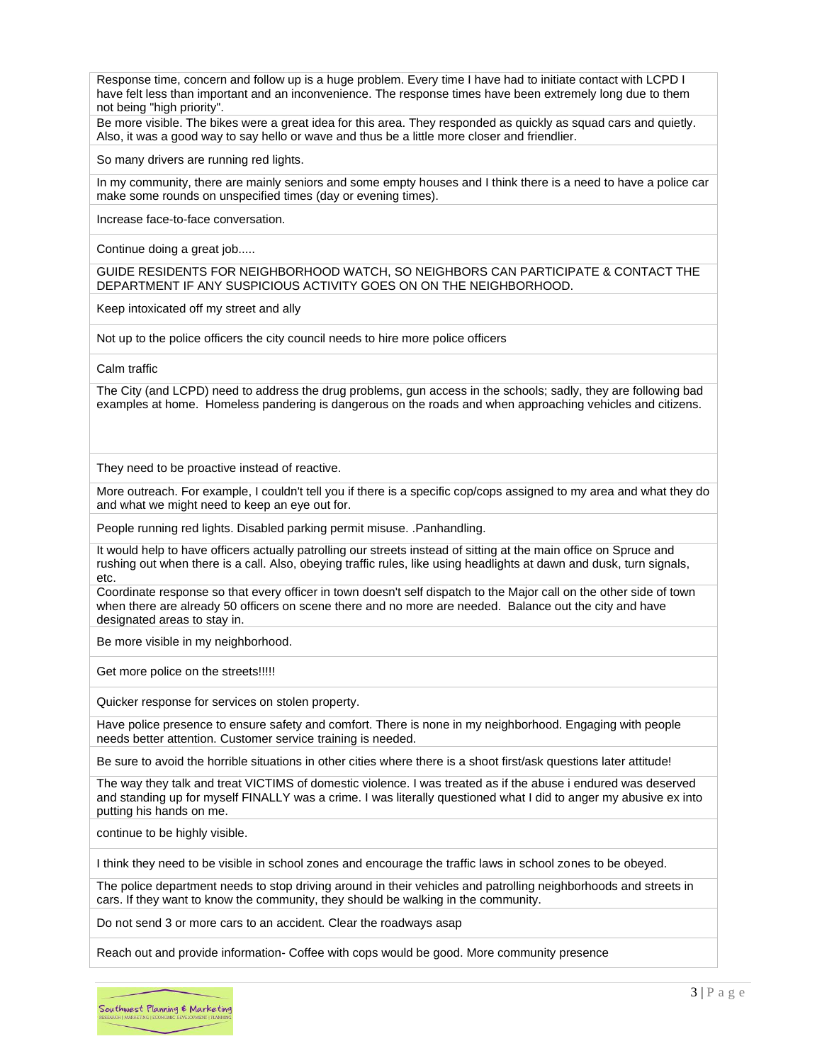| |
|---|
| Response time, concern and follow up is a huge problem. Every time I have had to initiate contact with LCPD I have felt less than important and an inconvenience. The response times have been extremely long due to them not being "high priority". |
| Be more visible. The bikes were a great idea for this area. They responded as quickly as squad cars and quietly. Also, it was a good way to say hello or wave and thus be a little more closer and friendlier. |
| So many drivers are running red lights. |
| In my community, there are mainly seniors and some empty houses and I think there is a need to have a police car make some rounds on unspecified times (day or evening times). |
| Increase face-to-face conversation. |
| Continue doing a great job..... |
| GUIDE RESIDENTS FOR NEIGHBORHOOD WATCH, SO NEIGHBORS CAN PARTICIPATE & CONTACT THE DEPARTMENT IF ANY SUSPICIOUS ACTIVITY GOES ON ON THE NEIGHBORHOOD. |
| Keep intoxicated off my street and ally |
| Not up to the police officers the city council needs to hire more police officers |
| Calm traffic |
| The City (and LCPD) need to address the drug problems, gun access in the schools; sadly, they are following bad examples at home. Homeless pandering is dangerous on the roads and when approaching vehicles and citizens. |
| They need to be proactive instead of reactive. |
| More outreach. For example, I couldn't tell you if there is a specific cop/cops assigned to my area and what they do and what we might need to keep an eye out for. |
| People running red lights. Disabled parking permit misuse. .Panhandling. |
| It would help to have officers actually patrolling our streets instead of sitting at the main office on Spruce and rushing out when there is a call. Also, obeying traffic rules, like using headlights at dawn and dusk, turn signals, etc. |
| Coordinate response so that every officer in town doesn't self dispatch to the Major call on the other side of town when there are already 50 officers on scene there and no more are needed. Balance out the city and have designated areas to stay in. |
| Be more visible in my neighborhood. |
| Get more police on the streets!!!!! |
| Quicker response for services on stolen property. |
| Have police presence to ensure safety and comfort. There is none in my neighborhood. Engaging with people needs better attention. Customer service training is needed. |
| Be sure to avoid the horrible situations in other cities where there is a shoot first/ask questions later attitude! |
| The way they talk and treat VICTIMS of domestic violence. I was treated as if the abuse i endured was deserved and standing up for myself FINALLY was a crime. I was literally questioned what I did to anger my abusive ex into putting his hands on me. |
| continue to be highly visible. |
| I think they need to be visible in school zones and encourage the traffic laws in school zones to be obeyed. |
| The police department needs to stop driving around in their vehicles and patrolling neighborhoods and streets in cars. If they want to know the community, they should be walking in the community. |
| Do not send 3 or more cars to an accident. Clear the roadways asap |
| Reach out and provide information- Coffee with cops would be good. More community presence |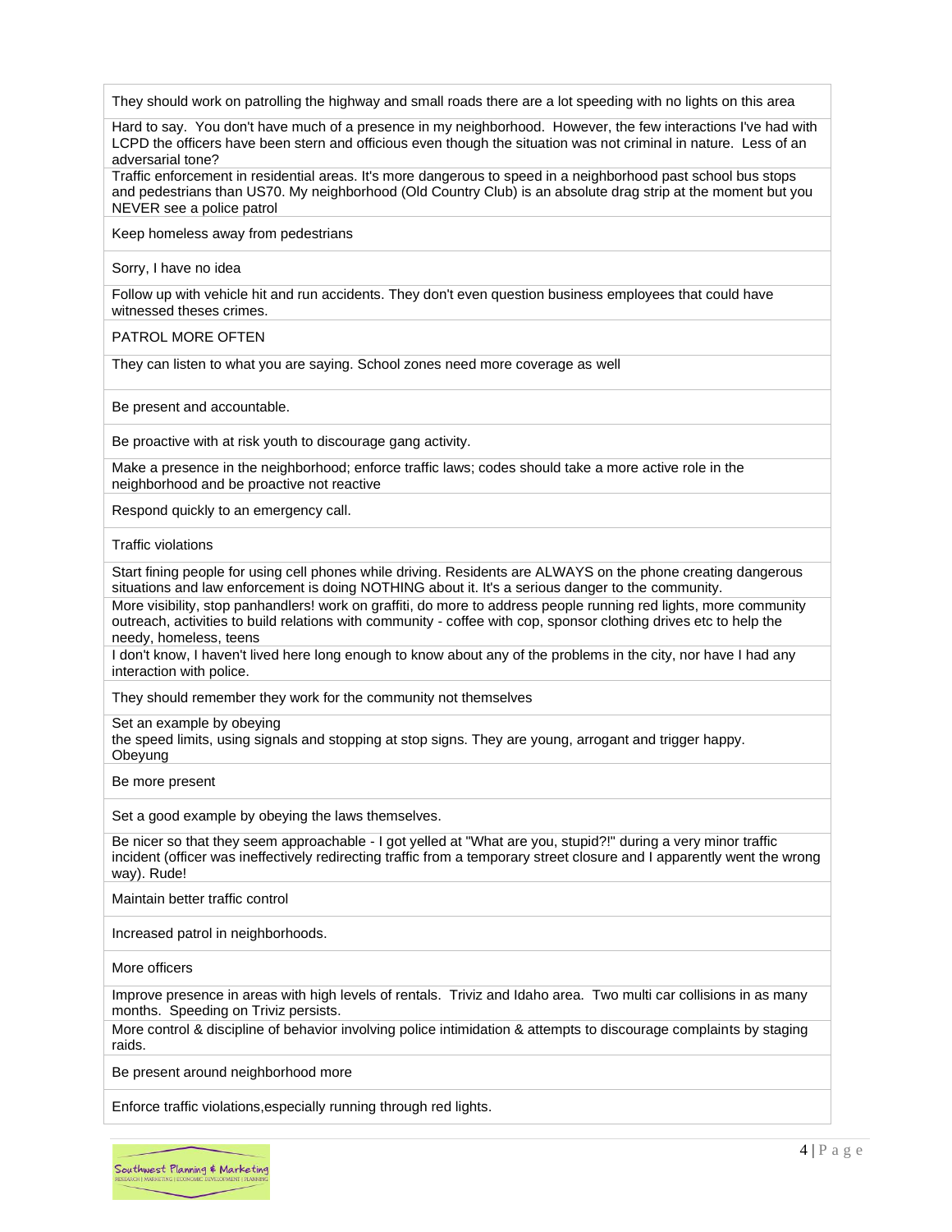| |
|---|
| They should work on patrolling the highway and small roads there are a lot speeding with no lights on this area |
| Hard to say. You don't have much of a presence in my neighborhood. However, the few interactions I've had with LCPD the officers have been stern and officious even though the situation was not criminal in nature. Less of an adversarial tone? |
| Traffic enforcement in residential areas. It's more dangerous to speed in a neighborhood past school bus stops and pedestrians than US70. My neighborhood (Old Country Club) is an absolute drag strip at the moment but you NEVER see a police patrol |
| Keep homeless away from pedestrians |
| Sorry, I have no idea |
| Follow up with vehicle hit and run accidents. They don't even question business employees that could have witnessed theses crimes. |
| PATROL MORE OFTEN |
| They can listen to what you are saying. School zones need more coverage as well |
| Be present and accountable. |
| Be proactive with at risk youth to discourage gang activity. |
| Make a presence in the neighborhood; enforce traffic laws; codes should take a more active role in the neighborhood and be proactive not reactive |
| Respond quickly to an emergency call. |
| Traffic violations |
| Start fining people for using cell phones while driving. Residents are ALWAYS on the phone creating dangerous situations and law enforcement is doing NOTHING about it. It's a serious danger to the community. |
| More visibility, stop panhandlers! work on graffiti, do more to address people running red lights, more community outreach, activities to build relations with community - coffee with cop, sponsor clothing drives etc to help the needy, homeless, teens |
| I don't know, I haven't lived here long enough to know about any of the problems in the city, nor have I had any interaction with police. |
| They should remember they work for the community not themselves |
| Set an example by obeying the speed limits, using signals and stopping at stop signs. They are young, arrogant and trigger happy. Obeyung |
| Be more present |
| Set a good example by obeying the laws themselves. |
| Be nicer so that they seem approachable - I got yelled at "What are you, stupid?!" during a very minor traffic incident (officer was ineffectively redirecting traffic from a temporary street closure and I apparently went the wrong way). Rude! |
| Maintain better traffic control |
| Increased patrol in neighborhoods. |
| More officers |
| Improve presence in areas with high levels of rentals. Triviz and Idaho area. Two multi car collisions in as many months. Speeding on Triviz persists. |
| More control & discipline of behavior involving police intimidation & attempts to discourage complaints by staging raids. |
| Be present around neighborhood more |
| Enforce traffic violations,especially running through red lights. |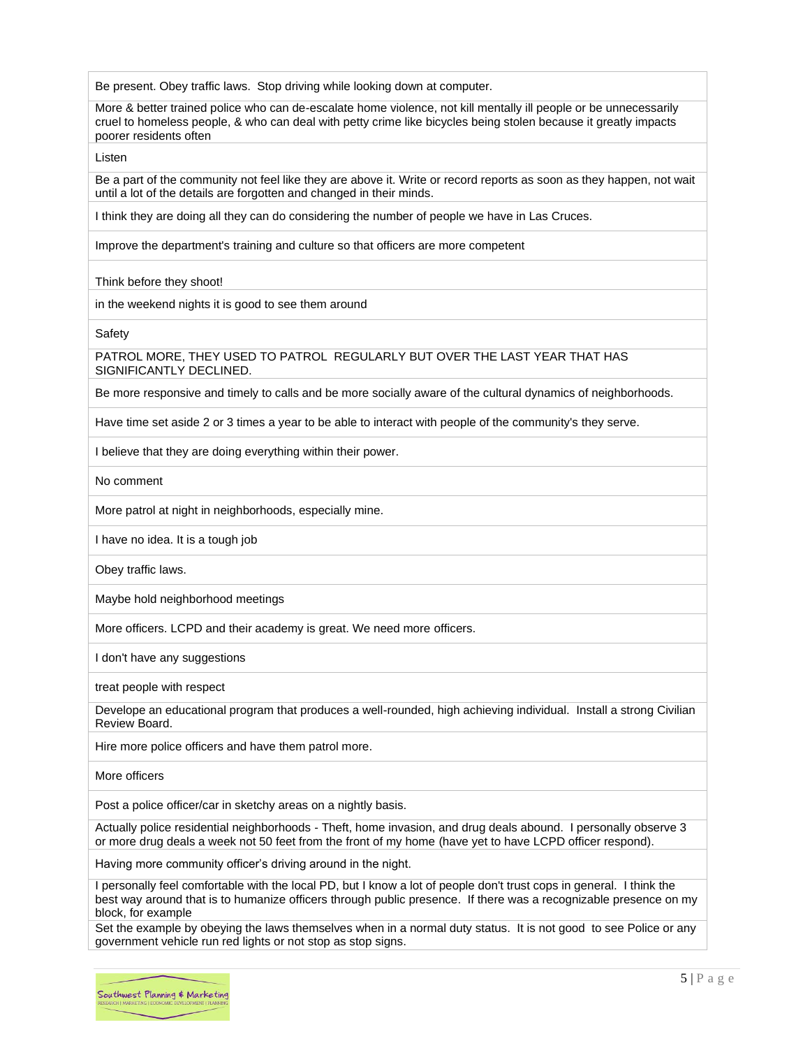| |
|---|
| Be present. Obey traffic laws. Stop driving while looking down at computer. |
| More & better trained police who can de-escalate home violence, not kill mentally ill people or be unnecessarily cruel to homeless people, & who can deal with petty crime like bicycles being stolen because it greatly impacts poorer residents often |
| Listen |
| Be a part of the community not feel like they are above it. Write or record reports as soon as they happen, not wait until a lot of the details are forgotten and changed in their minds. |
| I think they are doing all they can do considering the number of people we have in Las Cruces. |
| Improve the department's training and culture so that officers are more competent |
| Think before they shoot! |
| in the weekend nights it is good to see them around |
| Safety |
| PATROL MORE, THEY USED TO PATROL REGULARLY BUT OVER THE LAST YEAR THAT HAS SIGNIFICANTLY DECLINED. |
| Be more responsive and timely to calls and be more socially aware of the cultural dynamics of neighborhoods. |
| Have time set aside 2 or 3 times a year to be able to interact with people of the community's they serve. |
| I believe that they are doing everything within their power. |
| No comment |
| More patrol at night in neighborhoods, especially mine. |
| I have no idea. It is a tough job |
| Obey traffic laws. |
| Maybe hold neighborhood meetings |
| More officers. LCPD and their academy is great. We need more officers. |
| I don't have any suggestions |
| treat people with respect |
| Develope an educational program that produces a well-rounded, high achieving individual. Install a strong Civilian Review Board. |
| Hire more police officers and have them patrol more. |
| More officers |
| Post a police officer/car in sketchy areas on a nightly basis. |
| Actually police residential neighborhoods - Theft, home invasion, and drug deals abound. I personally observe 3 or more drug deals a week not 50 feet from the front of my home (have yet to have LCPD officer respond). |
| Having more community officer's driving around in the night. |
| I personally feel comfortable with the local PD, but I know a lot of people don't trust cops in general. I think the best way around that is to humanize officers through public presence. If there was a recognizable presence on my block, for example |
| Set the example by obeying the laws themselves when in a normal duty status. It is not good to see Police or any government vehicle run red lights or not stop as stop signs. |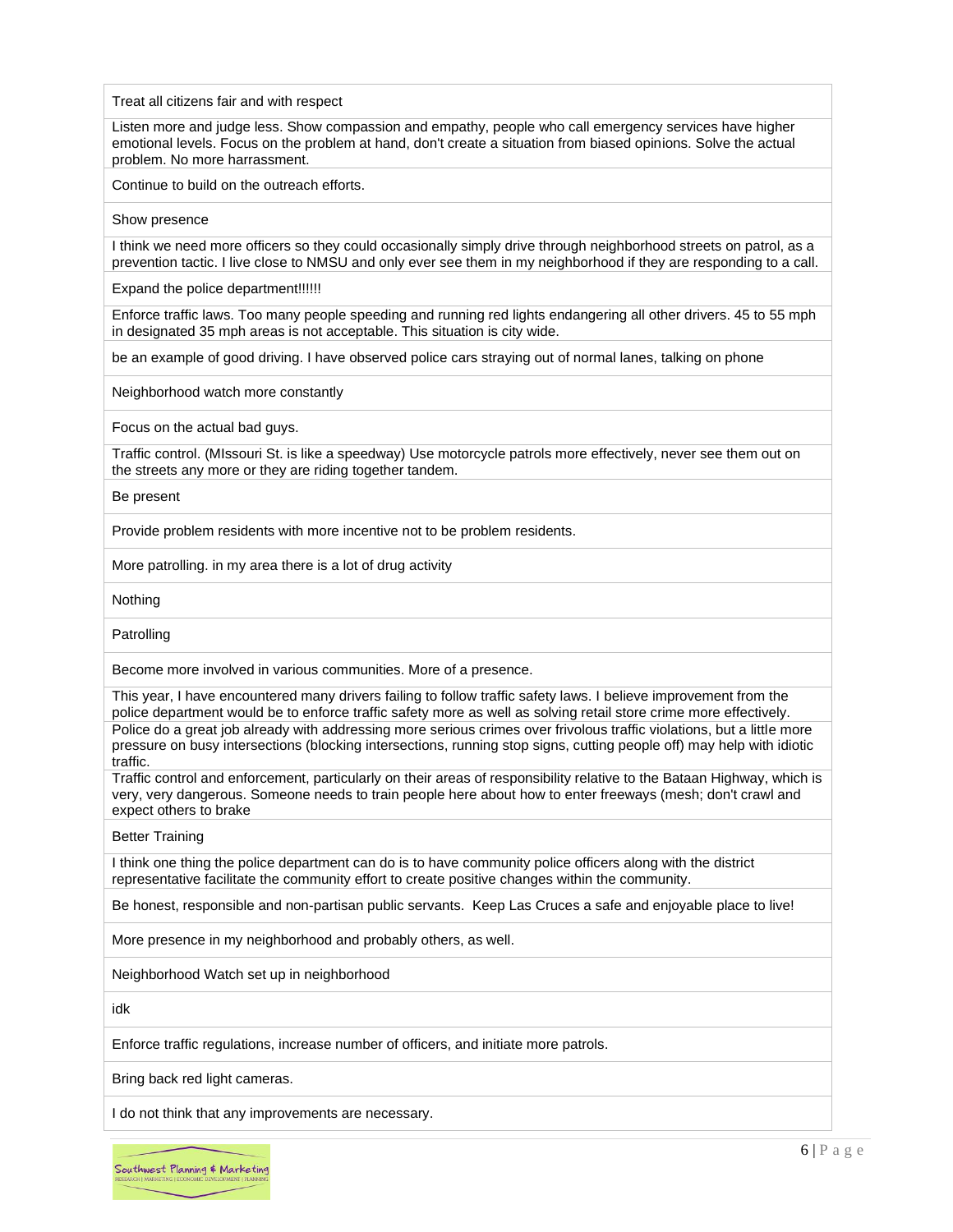| |
|---|
| Treat all citizens fair and with respect |
| Listen more and judge less. Show compassion and empathy, people who call emergency services have higher emotional levels. Focus on the problem at hand, don't create a situation from biased opinions. Solve the actual problem. No more harrassment. |
| Continue to build on the outreach efforts. |
| Show presence |
| I think we need more officers so they could occasionally simply drive through neighborhood streets on patrol, as a prevention tactic. I live close to NMSU and only ever see them in my neighborhood if they are responding to a call. |
| Expand the police department!!!!!! |
| Enforce traffic laws. Too many people speeding and running red lights endangering all other drivers. 45 to 55 mph in designated 35 mph areas is not acceptable. This situation is city wide. |
| be an example of good driving. I have observed police cars straying out of normal lanes, talking on phone |
| Neighborhood watch more constantly |
| Focus on the actual bad guys. |
| Traffic control. (MIssouri St. is like a speedway) Use motorcycle patrols more effectively, never see them out on the streets any more or they are riding together tandem. |
| Be present |
| Provide problem residents with more incentive not to be problem residents. |
| More patrolling. in my area there is a lot of drug activity |
| Nothing |
| Patrolling |
| Become more involved in various communities. More of a presence. |
| This year, I have encountered many drivers failing to follow traffic safety laws. I believe improvement from the police department would be to enforce traffic safety more as well as solving retail store crime more effectively. |
| Police do a great job already with addressing more serious crimes over frivolous traffic violations, but a little more pressure on busy intersections (blocking intersections, running stop signs, cutting people off) may help with idiotic traffic. |
| Traffic control and enforcement, particularly on their areas of responsibility relative to the Bataan Highway, which is very, very dangerous. Someone needs to train people here about how to enter freeways (mesh; don't crawl and expect others to brake |
| Better Training |
| I think one thing the police department can do is to have community police officers along with the district representative facilitate the community effort to create positive changes within the community. |
| Be honest, responsible and non-partisan public servants. Keep Las Cruces a safe and enjoyable place to live! |
| More presence in my neighborhood and probably others, as well. |
| Neighborhood Watch set up in neighborhood |
| idk |
| Enforce traffic regulations, increase number of officers, and initiate more patrols. |
| Bring back red light cameras. |
| I do not think that any improvements are necessary. |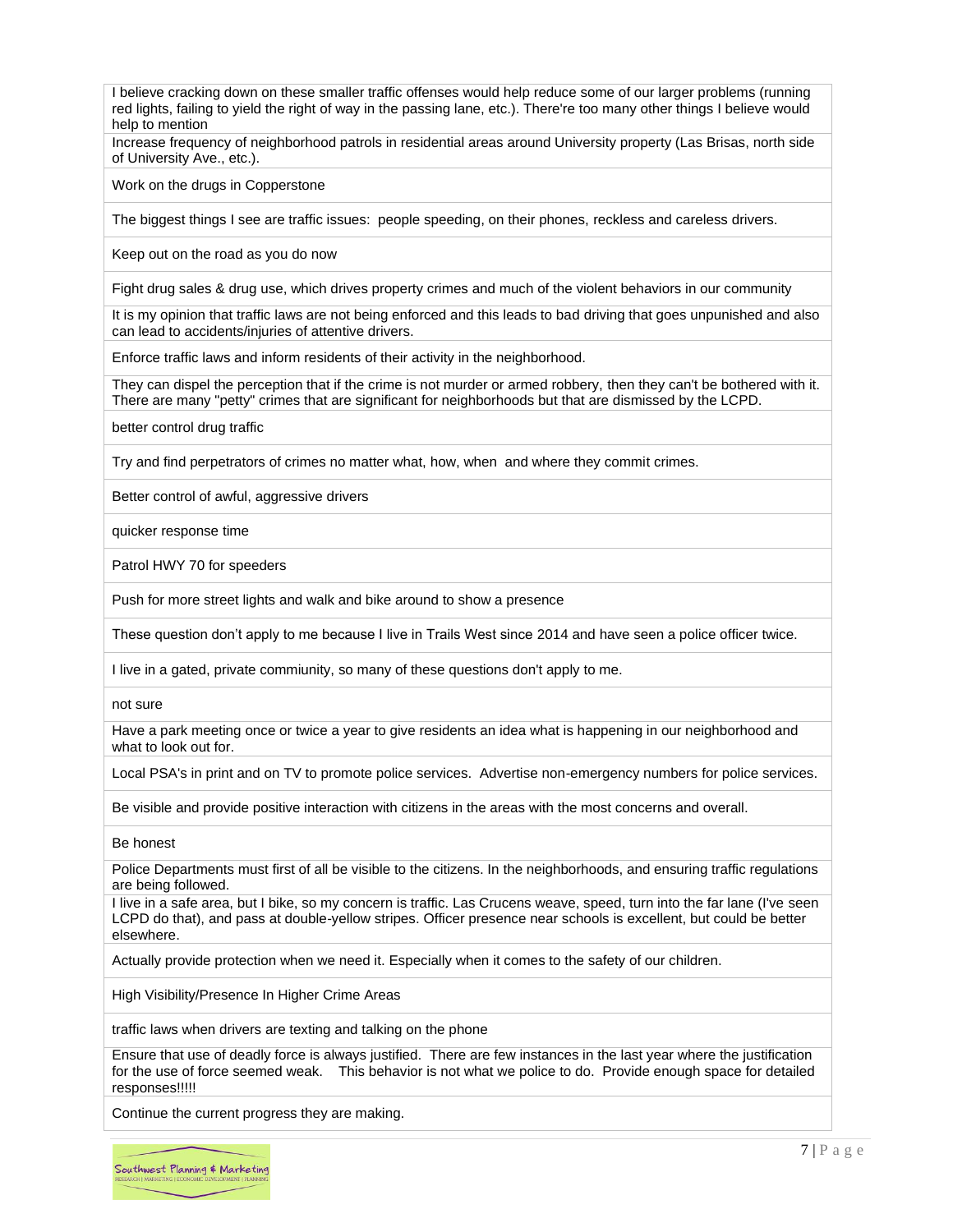| |
|---|
| I believe cracking down on these smaller traffic offenses would help reduce some of our larger problems (running red lights, failing to yield the right of way in the passing lane, etc.). There're too many other things I believe would help to mention |
| Increase frequency of neighborhood patrols in residential areas around University property (Las Brisas, north side of University Ave., etc.). |
| Work on the drugs in Copperstone |
| The biggest things I see are traffic issues: people speeding, on their phones, reckless and careless drivers. |
| Keep out on the road as you do now |
| Fight drug sales & drug use, which drives property crimes and much of the violent behaviors in our community |
| It is my opinion that traffic laws are not being enforced and this leads to bad driving that goes unpunished and also can lead to accidents/injuries of attentive drivers. |
| Enforce traffic laws and inform residents of their activity in the neighborhood. |
| They can dispel the perception that if the crime is not murder or armed robbery, then they can't be bothered with it. There are many "petty" crimes that are significant for neighborhoods but that are dismissed by the LCPD. |
| better control drug traffic |
| Try and find perpetrators of crimes no matter what, how, when and where they commit crimes. |
| Better control of awful, aggressive drivers |
| quicker response time |
| Patrol HWY 70 for speeders |
| Push for more street lights and walk and bike around to show a presence |
| These question don't apply to me because I live in Trails West since 2014 and have seen a police officer twice. |
| I live in a gated, private commiunity, so many of these questions don't apply to me. |
| not sure |
| Have a park meeting once or twice a year to give residents an idea what is happening in our neighborhood and what to look out for. |
| Local PSA's in print and on TV to promote police services. Advertise non-emergency numbers for police services. |
| Be visible and provide positive interaction with citizens in the areas with the most concerns and overall. |
| Be honest |
| Police Departments must first of all be visible to the citizens. In the neighborhoods, and ensuring traffic regulations are being followed. |
| I live in a safe area, but I bike, so my concern is traffic. Las Crucens weave, speed, turn into the far lane (I've seen LCPD do that), and pass at double-yellow stripes. Officer presence near schools is excellent, but could be better elsewhere. |
| Actually provide protection when we need it. Especially when it comes to the safety of our children. |
| High Visibility/Presence In Higher Crime Areas |
| traffic laws when drivers are texting and talking on the phone |
| Ensure that use of deadly force is always justified. There are few instances in the last year where the justification for the use of force seemed weak. This behavior is not what we police to do. Provide enough space for detailed responses!!!!! |
| Continue the current progress they are making. |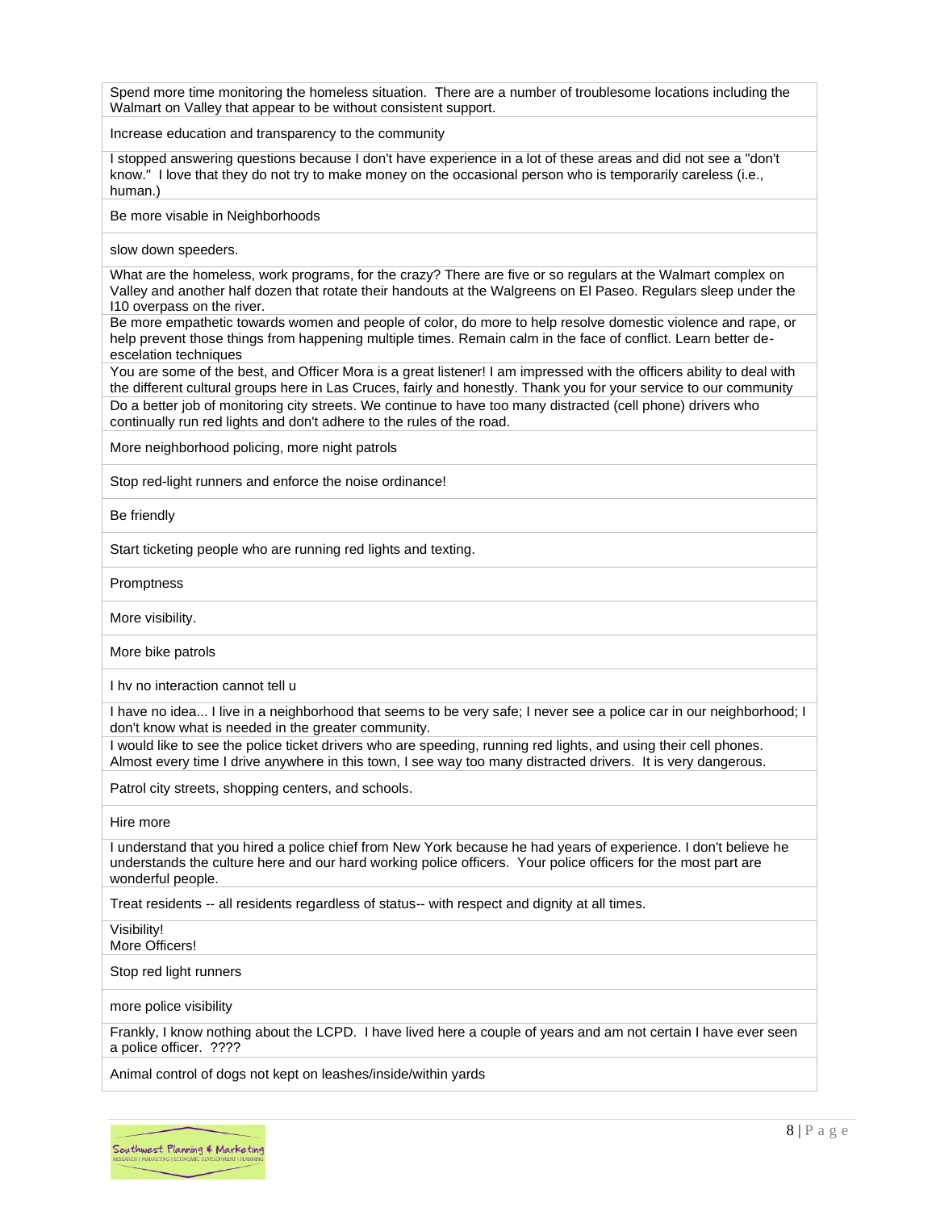| |
|---|
| Spend more time monitoring the homeless situation. There are a number of troublesome locations including the Walmart on Valley that appear to be without consistent support. |
| Increase education and transparency to the community |
| I stopped answering questions because I don't have experience in a lot of these areas and did not see a "don't know." I love that they do not try to make money on the occasional person who is temporarily careless (i.e., human.) |
| Be more visable in Neighborhoods |
| slow down speeders. |
| What are the homeless, work programs, for the crazy? There are five or so regulars at the Walmart complex on Valley and another half dozen that rotate their handouts at the Walgreens on El Paseo. Regulars sleep under the I10 overpass on the river. |
| Be more empathetic towards women and people of color, do more to help resolve domestic violence and rape, or help prevent those things from happening multiple times. Remain calm in the face of conflict. Learn better de-escelation techniques |
| You are some of the best, and Officer Mora is a great listener! I am impressed with the officers ability to deal with the different cultural groups here in Las Cruces, fairly and honestly. Thank you for your service to our community |
| Do a better job of monitoring city streets. We continue to have too many distracted (cell phone) drivers who continually run red lights and don't adhere to the rules of the road. |
| More neighborhood policing, more night patrols |
| Stop red-light runners and enforce the noise ordinance! |
| Be friendly |
| Start ticketing people who are running red lights and texting. |
| Promptness |
| More visibility. |
| More bike patrols |
| I hv no interaction cannot tell u |
| I have no idea... I live in a neighborhood that seems to be very safe; I never see a police car in our neighborhood; I don't know what is needed in the greater community. |
| I would like to see the police ticket drivers who are speeding, running red lights, and using their cell phones. Almost every time I drive anywhere in this town, I see way too many distracted drivers. It is very dangerous. |
| Patrol city streets, shopping centers, and schools. |
| Hire more |
| I understand that you hired a police chief from New York because he had years of experience. I don't believe he understands the culture here and our hard working police officers. Your police officers for the most part are wonderful people. |
| Treat residents -- all residents regardless of status-- with respect and dignity at all times. |
| Visibility!<br>More Officers! |
| Stop red light runners |
| more police visibility |
| Frankly, I know nothing about the LCPD. I have lived here a couple of years and am not certain I have ever seen a police officer. ???? |
| Animal control of dogs not kept on leashes/inside/within yards |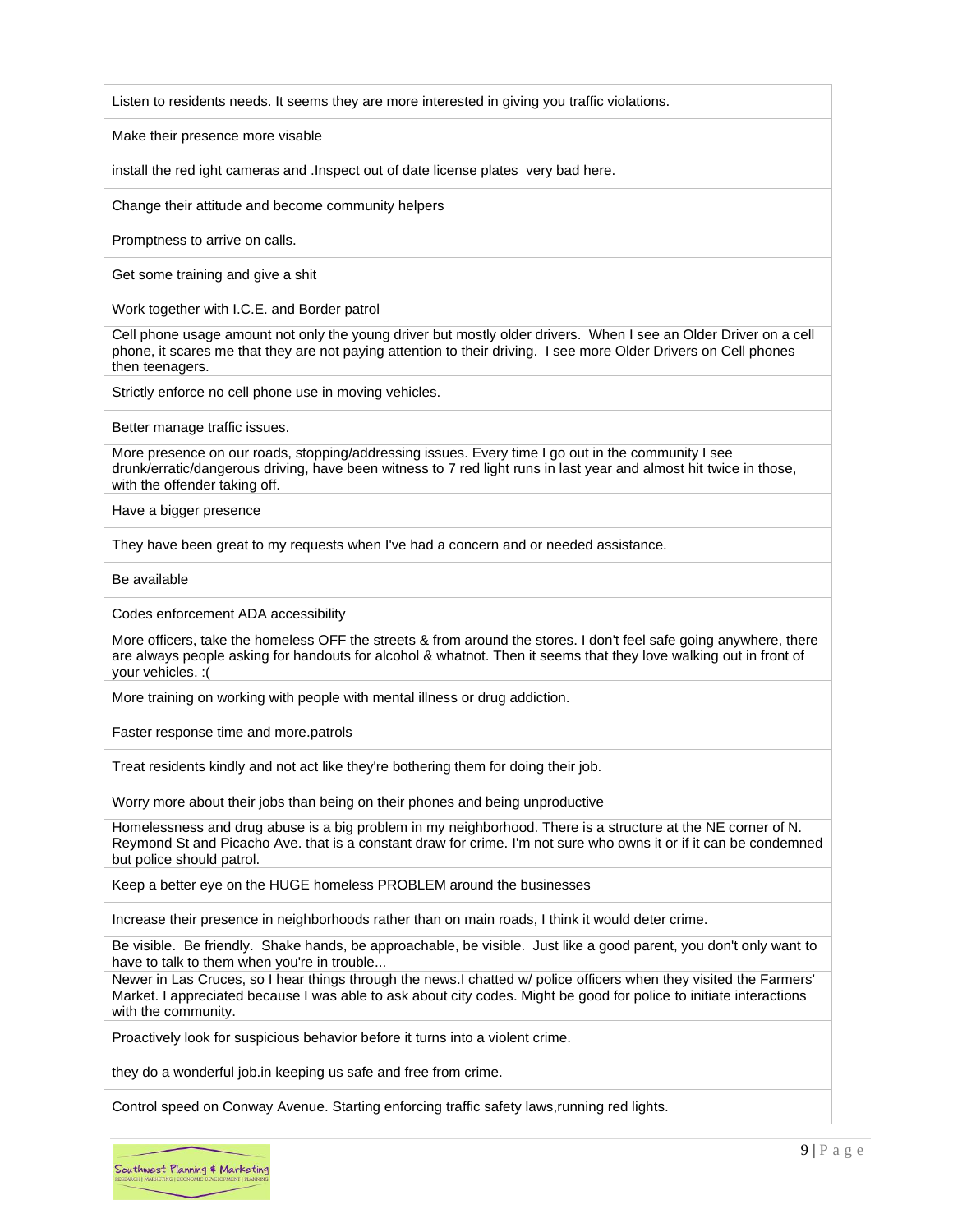| |
|---|
| Listen to residents needs. It seems they are more interested in giving you traffic violations. |
| Make their presence more visable |
| install the red ight cameras and .Inspect out of date license plates very bad here. |
| Change their attitude and become community helpers |
| Promptness to arrive on calls. |
| Get some training and give a shit |
| Work together with I.C.E. and Border patrol |
| Cell phone usage amount not only the young driver but mostly older drivers. When I see an Older Driver on a cell phone, it scares me that they are not paying attention to their driving. I see more Older Drivers on Cell phones then teenagers. |
| Strictly enforce no cell phone use in moving vehicles. |
| Better manage traffic issues. |
| More presence on our roads, stopping/addressing issues. Every time I go out in the community I see drunk/erratic/dangerous driving, have been witness to 7 red light runs in last year and almost hit twice in those, with the offender taking off. |
| Have a bigger presence |
| They have been great to my requests when I've had a concern and or needed assistance. |
| Be available |
| Codes enforcement ADA accessibility |
| More officers, take the homeless OFF the streets & from around the stores. I don't feel safe going anywhere, there are always people asking for handouts for alcohol & whatnot. Then it seems that they love walking out in front of your vehicles. :( |
| More training on working with people with mental illness or drug addiction. |
| Faster response time and more.patrols |
| Treat residents kindly and not act like they're bothering them for doing their job. |
| Worry more about their jobs than being on their phones and being unproductive |
| Homelessness and drug abuse is a big problem in my neighborhood. There is a structure at the NE corner of N. Reymond St and Picacho Ave. that is a constant draw for crime. I'm not sure who owns it or if it can be condemned but police should patrol. |
| Keep a better eye on the HUGE homeless PROBLEM around the businesses |
| Increase their presence in neighborhoods rather than on main roads, I think it would deter crime. |
| Be visible. Be friendly. Shake hands, be approachable, be visible. Just like a good parent, you don't only want to have to talk to them when you're in trouble... |
| Newer in Las Cruces, so I hear things through the news.I chatted w/ police officers when they visited the Farmers' Market. I appreciated because I was able to ask about city codes. Might be good for police to initiate interactions with the community. |
| Proactively look for suspicious behavior before it turns into a violent crime. |
| they do a wonderful job.in keeping us safe and free from crime. |
| Control speed on Conway Avenue. Starting enforcing traffic safety laws,running red lights. |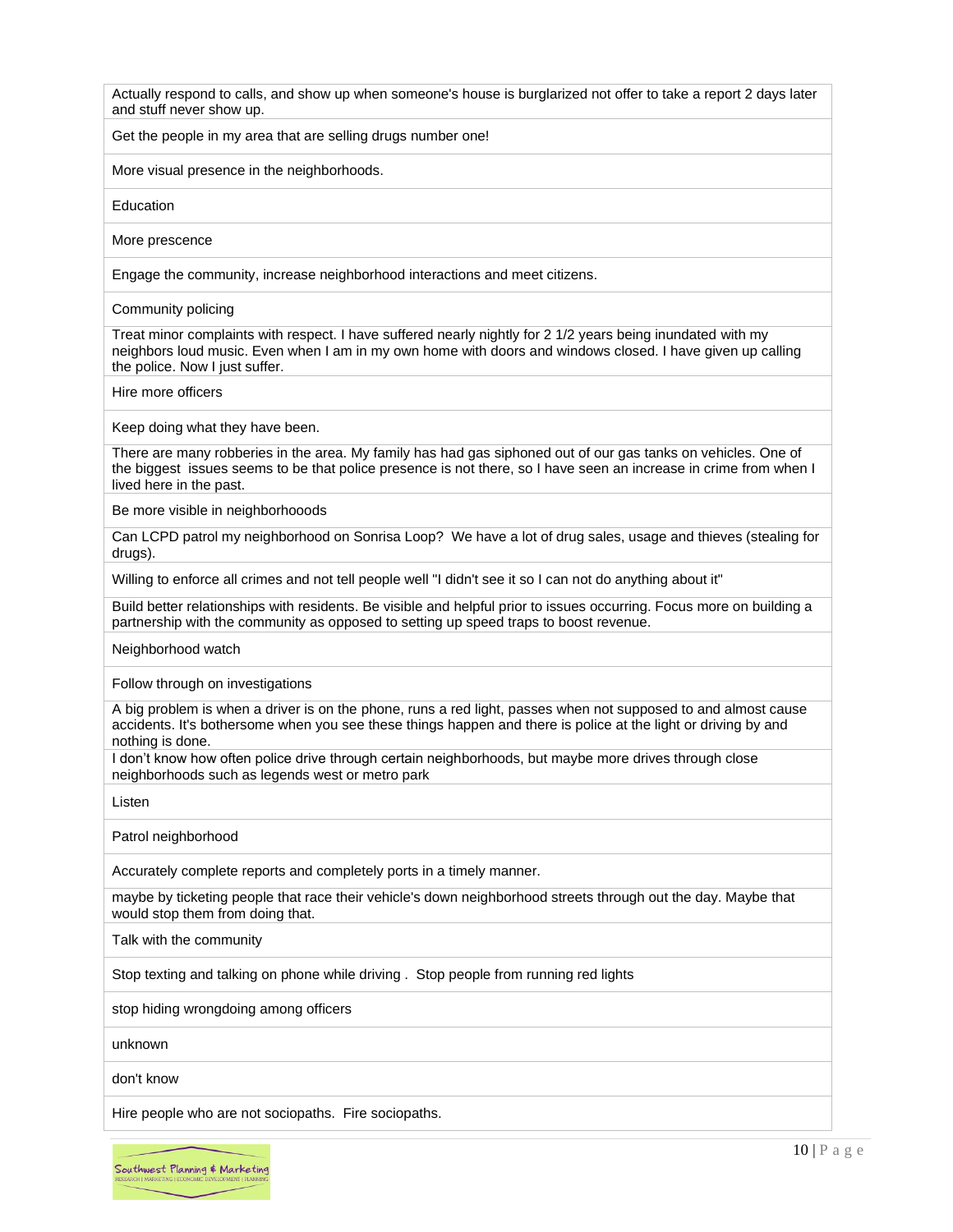| |
|---|
| Actually respond to calls, and show up when someone's house is burglarized not offer to take a report 2 days later and stuff never show up. |
| Get the people in my area that are selling drugs number one! |
| More visual presence in the neighborhoods. |
| Education |
| More prescence |
| Engage the community, increase neighborhood interactions and meet citizens. |
| Community policing |
| Treat minor complaints with respect. I have suffered nearly nightly for 2 1/2 years being inundated with my neighbors loud music. Even when I am in my own home with doors and windows closed. I have given up calling the police. Now I just suffer. |
| Hire more officers |
| Keep doing what they have been. |
| There are many robberies in the area. My family has had gas siphoned out of our gas tanks on vehicles. One of the biggest issues seems to be that police presence is not there, so I have seen an increase in crime from when I lived here in the past. |
| Be more visible in neighborhooods |
| Can LCPD patrol my neighborhood on Sonrisa Loop? We have a lot of drug sales, usage and thieves (stealing for drugs). |
| Willing to enforce all crimes and not tell people well "I didn't see it so I can not do anything about it" |
| Build better relationships with residents. Be visible and helpful prior to issues occurring. Focus more on building a partnership with the community as opposed to setting up speed traps to boost revenue. |
| Neighborhood watch |
| Follow through on investigations |
| A big problem is when a driver is on the phone, runs a red light, passes when not supposed to and almost cause accidents. It's bothersome when you see these things happen and there is police at the light or driving by and nothing is done. |
| I don't know how often police drive through certain neighborhoods, but maybe more drives through close neighborhoods such as legends west or metro park |
| Listen |
| Patrol neighborhood |
| Accurately complete reports and completely ports in a timely manner. |
| maybe by ticketing people that race their vehicle's down neighborhood streets through out the day. Maybe that would stop them from doing that. |
| Talk with the community |
| Stop texting and talking on phone while driving . Stop people from running red lights |
| stop hiding wrongdoing among officers |
| unknown |
| don't know |
| Hire people who are not sociopaths. Fire sociopaths. |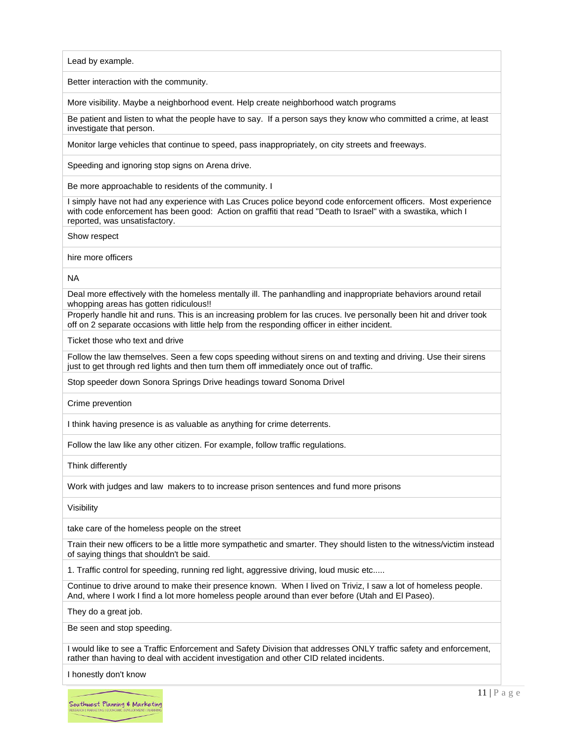| |
|---|
| Lead by example. |
| Better interaction with the community. |
| More visibility. Maybe a neighborhood event. Help create neighborhood watch programs |
| Be patient and listen to what the people have to say. If a person says they know who committed a crime, at least investigate that person. |
| Monitor large vehicles that continue to speed, pass inappropriately, on city streets and freeways. |
| Speeding and ignoring stop signs on Arena drive. |
| Be more approachable to residents of the community. I |
| I simply have not had any experience with Las Cruces police beyond code enforcement officers. Most experience with code enforcement has been good: Action on graffiti that read "Death to Israel" with a swastika, which I reported, was unsatisfactory. |
| Show respect |
| hire more officers |
| NA |
| Deal more effectively with the homeless mentally ill. The panhandling and inappropriate behaviors around retail whopping areas has gotten ridiculous!! |
| Properly handle hit and runs. This is an increasing problem for las cruces. Ive personally been hit and driver took off on 2 separate occasions with little help from the responding officer in either incident. |
| Ticket those who text and drive |
| Follow the law themselves. Seen a few cops speeding without sirens on and texting and driving. Use their sirens just to get through red lights and then turn them off immediately once out of traffic. |
| Stop speeder down Sonora Springs Drive headings toward Sonoma Drivel |
| Crime prevention |
| I think having presence is as valuable as anything for crime deterrents. |
| Follow the law like any other citizen. For example, follow traffic regulations. |
| Think differently |
| Work with judges and law makers to to increase prison sentences and fund more prisons |
| Visibility |
| take care of the homeless people on the street |
| Train their new officers to be a little more sympathetic and smarter. They should listen to the witness/victim instead of saying things that shouldn't be said. |
| 1. Traffic control for speeding, running red light, aggressive driving, loud music etc..... |
| Continue to drive around to make their presence known. When I lived on Triviz, I saw a lot of homeless people. And, where I work I find a lot more homeless people around than ever before (Utah and El Paseo). |
| They do a great job. |
| Be seen and stop speeding. |
| I would like to see a Traffic Enforcement and Safety Division that addresses ONLY traffic safety and enforcement, rather than having to deal with accident investigation and other CID related incidents. |
| I honestly don't know |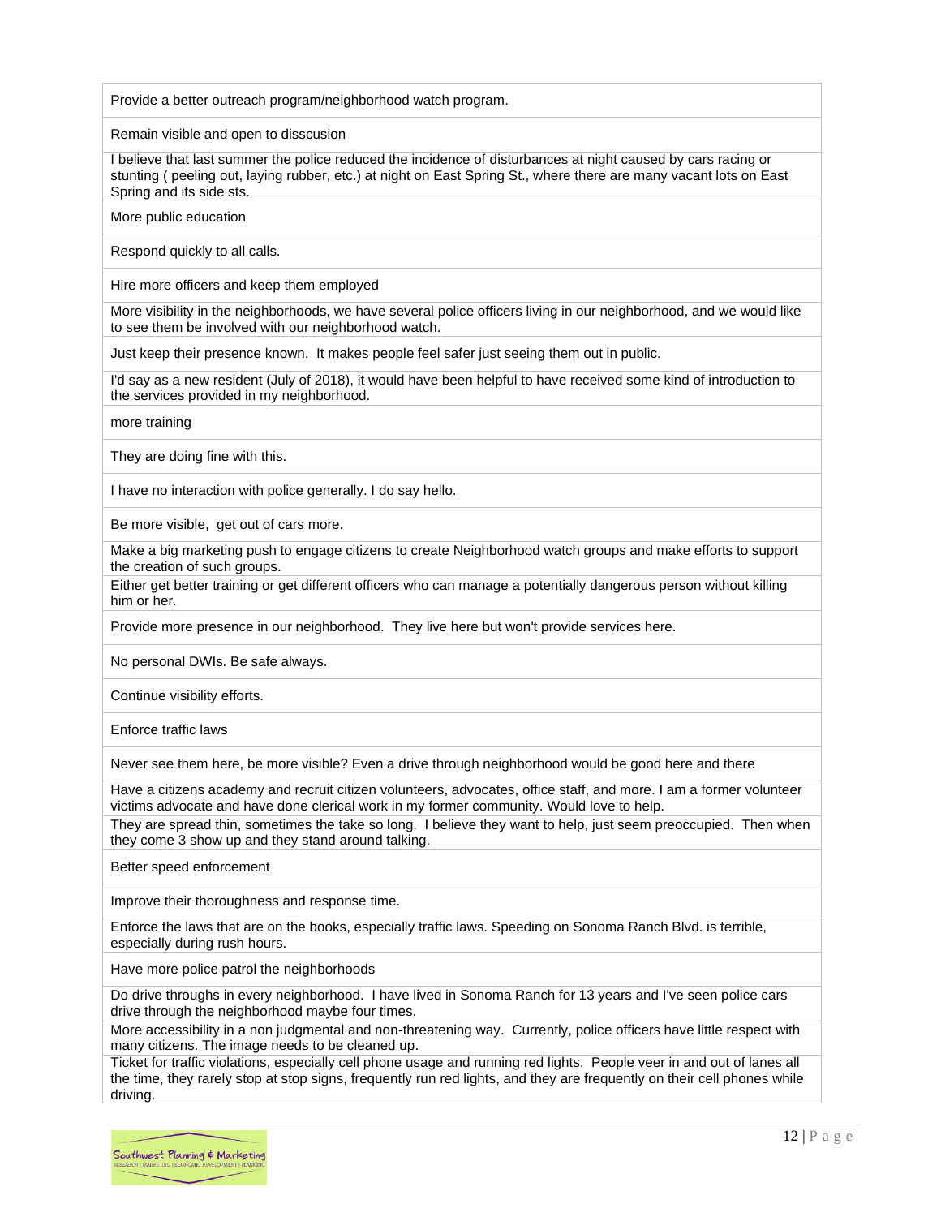| |
|---|
| Provide a better outreach program/neighborhood watch program. |
| Remain visible and open to disscusion |
| I believe that last summer the police reduced the incidence of disturbances at night caused by cars racing or stunting ( peeling out, laying rubber, etc.) at night on East Spring St., where there are many vacant lots on East Spring and its side sts. |
| More public education |
| Respond quickly to all calls. |
| Hire more officers and keep them employed |
| More visibility in the neighborhoods, we have several police officers living in our neighborhood, and we would like to see them be involved with our neighborhood watch. |
| Just keep their presence known. It makes people feel safer just seeing them out in public. |
| I'd say as a new resident (July of 2018), it would have been helpful to have received some kind of introduction to the services provided in my neighborhood. |
| more training |
| They are doing fine with this. |
| I have no interaction with police generally. I do say hello. |
| Be more visible, get out of cars more. |
| Make a big marketing push to engage citizens to create Neighborhood watch groups and make efforts to support the creation of such groups. |
| Either get better training or get different officers who can manage a potentially dangerous person without killing him or her. |
| Provide more presence in our neighborhood. They live here but won't provide services here. |
| No personal DWIs. Be safe always. |
| Continue visibility efforts. |
| Enforce traffic laws |
| Never see them here, be more visible? Even a drive through neighborhood would be good here and there |
| Have a citizens academy and recruit citizen volunteers, advocates, office staff, and more. I am a former volunteer victims advocate and have done clerical work in my former community. Would love to help. |
| They are spread thin, sometimes the take so long. I believe they want to help, just seem preoccupied. Then when they come 3 show up and they stand around talking. |
| Better speed enforcement |
| Improve their thoroughness and response time. |
| Enforce the laws that are on the books, especially traffic laws. Speeding on Sonoma Ranch Blvd. is terrible, especially during rush hours. |
| Have more police patrol the neighborhoods |
| Do drive throughs in every neighborhood. I have lived in Sonoma Ranch for 13 years and I've seen police cars drive through the neighborhood maybe four times. |
| More accessibility in a non judgmental and non-threatening way. Currently, police officers have little respect with many citizens. The image needs to be cleaned up. |
| Ticket for traffic violations, especially cell phone usage and running red lights. People veer in and out of lanes all the time, they rarely stop at stop signs, frequently run red lights, and they are frequently on their cell phones while driving. |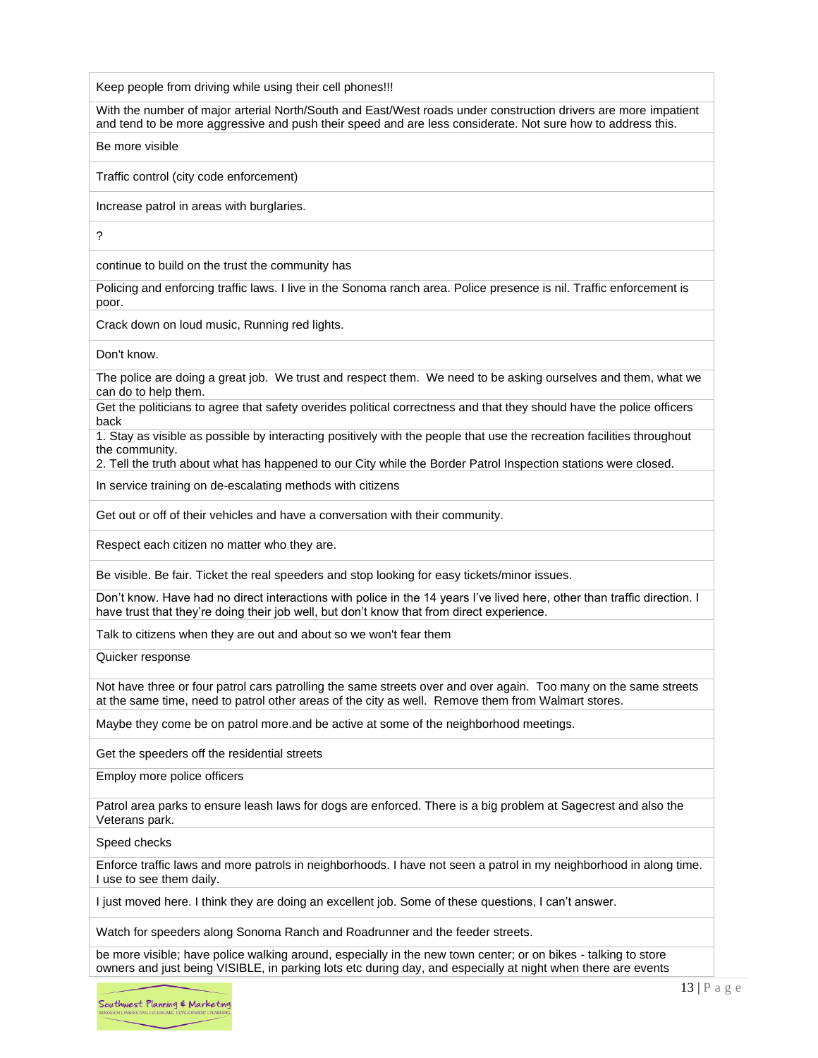| |
|---|
| Keep people from driving while using their cell phones!!! |
| With the number of major arterial North/South and East/West roads under construction drivers are more impatient and tend to be more aggressive and push their speed and are less considerate. Not sure how to address this. |
| Be more visible |
| Traffic control (city code enforcement) |
| Increase patrol in areas with burglaries. |
| ? |
| continue to build on the trust the community has |
| Policing and enforcing traffic laws. I live in the Sonoma ranch area. Police presence is nil. Traffic enforcement is poor. |
| Crack down on loud music, Running red lights. |
| Don't know. |
| The police are doing a great job. We trust and respect them. We need to be asking ourselves and them, what we can do to help them. |
| Get the politicians to agree that safety overides political correctness and that they should have the police officers back |
| 1. Stay as visible as possible by interacting positively with the people that use the recreation facilities throughout the community. 2. Tell the truth about what has happened to our City while the Border Patrol Inspection stations were closed. |
| In service training on de-escalating methods with citizens |
| Get out or off of their vehicles and have a conversation with their community. |
| Respect each citizen no matter who they are. |
| Be visible. Be fair. Ticket the real speeders and stop looking for easy tickets/minor issues. |
| Don't know. Have had no direct interactions with police in the 14 years I've lived here, other than traffic direction. I have trust that they're doing their job well, but don't know that from direct experience. |
| Talk to citizens when they are out and about so we won't fear them |
| Quicker response |
| Not have three or four patrol cars patrolling the same streets over and over again. Too many on the same streets at the same time, need to patrol other areas of the city as well. Remove them from Walmart stores. |
| Maybe they come be on patrol more.and be active at some of the neighborhood meetings. |
| Get the speeders off the residential streets |
| Employ more police officers |
| Patrol area parks to ensure leash laws for dogs are enforced. There is a big problem at Sagecrest and also the Veterans park. |
| Speed checks |
| Enforce traffic laws and more patrols in neighborhoods. I have not seen a patrol in my neighborhood in along time. I use to see them daily. |
| I just moved here. I think they are doing an excellent job. Some of these questions, I can't answer. |
| Watch for speeders along Sonoma Ranch and Roadrunner and the feeder streets. |
| be more visible; have police walking around, especially in the new town center; or on bikes - talking to store owners and just being VISIBLE, in parking lots etc during day, and especially at night when there are events |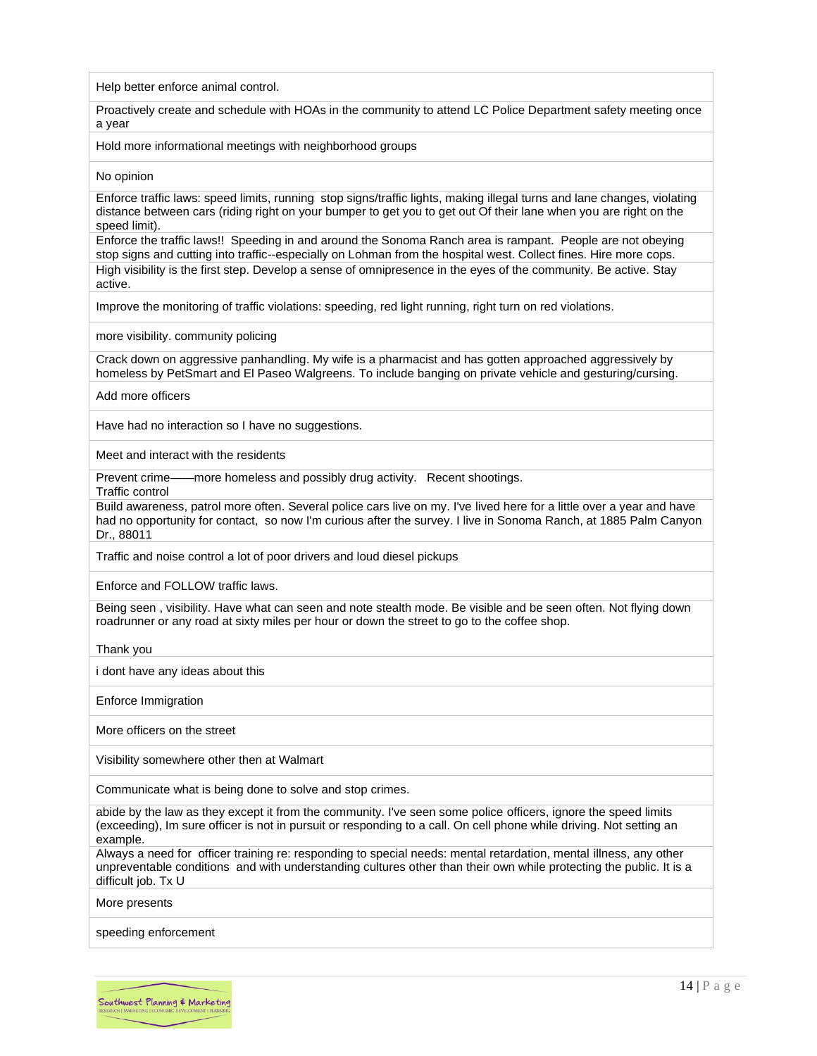| |
|---|
| Help better enforce animal control. |
| Proactively create and schedule with HOAs in the community to attend LC Police Department safety meeting once a year |
| Hold more informational meetings with neighborhood groups |
| No opinion |
| Enforce traffic laws: speed limits, running stop signs/traffic lights, making illegal turns and lane changes, violating distance between cars (riding right on your bumper to get you to get out Of their lane when you are right on the speed limit). |
| Enforce the traffic laws!! Speeding in and around the Sonoma Ranch area is rampant. People are not obeying stop signs and cutting into traffic--especially on Lohman from the hospital west. Collect fines. Hire more cops. |
| High visibility is the first step. Develop a sense of omnipresence in the eyes of the community. Be active. Stay active. |
| Improve the monitoring of traffic violations: speeding, red light running, right turn on red violations. |
| more visibility. community policing |
| Crack down on aggressive panhandling. My wife is a pharmacist and has gotten approached aggressively by homeless by PetSmart and El Paseo Walgreens. To include banging on private vehicle and gesturing/cursing. |
| Add more officers |
| Have had no interaction so I have no suggestions. |
| Meet and interact with the residents |
| Prevent crime——more homeless and possibly drug activity. Recent shootings.<br>Traffic control |
| Build awareness, patrol more often. Several police cars live on my. I've lived here for a little over a year and have had no opportunity for contact, so now I'm curious after the survey. I live in Sonoma Ranch, at 1885 Palm Canyon Dr., 88011 |
| Traffic and noise control a lot of poor drivers and loud diesel pickups |
| Enforce and FOLLOW traffic laws. |
| Being seen , visibility. Have what can seen and note stealth mode. Be visible and be seen often. Not flying down roadrunner or any road at sixty miles per hour or down the street to go to the coffee shop.<br><br>Thank you |
| i dont have any ideas about this |
| Enforce Immigration |
| More officers on the street |
| Visibility somewhere other then at Walmart |
| Communicate what is being done to solve and stop crimes. |
| abide by the law as they except it from the community. I've seen some police officers, ignore the speed limits (exceeding), Im sure officer is not in pursuit or responding to a call. On cell phone while driving. Not setting an example. |
| Always a need for officer training re: responding to special needs: mental retardation, mental illness, any other unpreventable conditions and with understanding cultures other than their own while protecting the public. It is a difficult job. Tx U |
| More presents |
| speeding enforcement |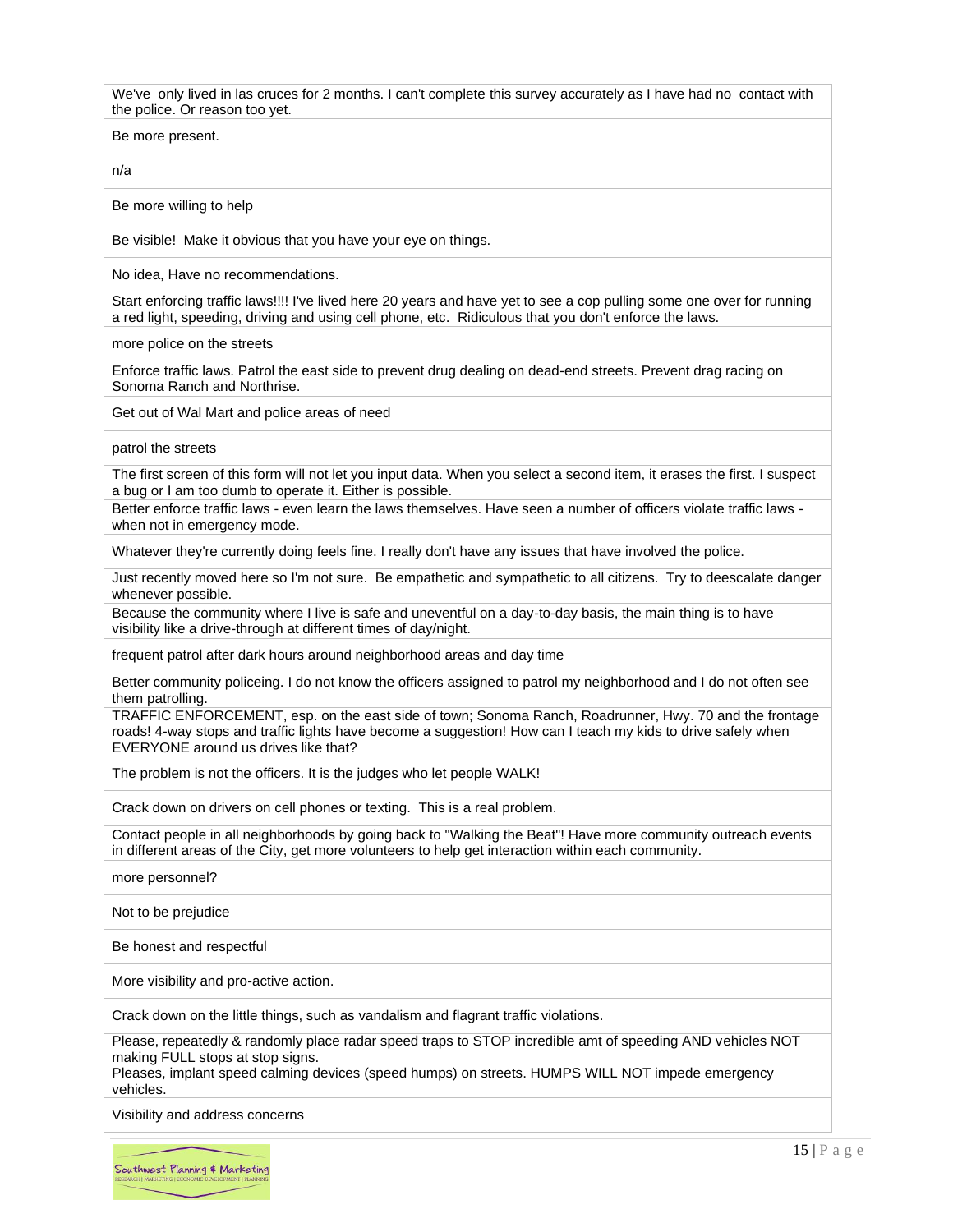| |
|---|
| We've only lived in las cruces for 2 months. I can't complete this survey accurately as I have had no contact with the police. Or reason too yet. |
| Be more present. |
| n/a |
| Be more willing to help |
| Be visible! Make it obvious that you have your eye on things. |
| No idea, Have no recommendations. |
| Start enforcing traffic laws!!!! I've lived here 20 years and have yet to see a cop pulling some one over for running a red light, speeding, driving and using cell phone, etc. Ridiculous that you don't enforce the laws. |
| more police on the streets |
| Enforce traffic laws. Patrol the east side to prevent drug dealing on dead-end streets. Prevent drag racing on Sonoma Ranch and Northrise. |
| Get out of Wal Mart and police areas of need |
| patrol the streets |
| The first screen of this form will not let you input data. When you select a second item, it erases the first. I suspect a bug or I am too dumb to operate it. Either is possible. |
| Better enforce traffic laws - even learn the laws themselves. Have seen a number of officers violate traffic laws - when not in emergency mode. |
| Whatever they're currently doing feels fine. I really don't have any issues that have involved the police. |
| Just recently moved here so I'm not sure. Be empathetic and sympathetic to all citizens. Try to deescalate danger whenever possible. |
| Because the community where I live is safe and uneventful on a day-to-day basis, the main thing is to have visibility like a drive-through at different times of day/night. |
| frequent patrol after dark hours around neighborhood areas and day time |
| Better community policeing. I do not know the officers assigned to patrol my neighborhood and I do not often see them patrolling. |
| TRAFFIC ENFORCEMENT, esp. on the east side of town; Sonoma Ranch, Roadrunner, Hwy. 70 and the frontage roads! 4-way stops and traffic lights have become a suggestion! How can I teach my kids to drive safely when EVERYONE around us drives like that? |
| The problem is not the officers. It is the judges who let people WALK! |
| Crack down on drivers on cell phones or texting. This is a real problem. |
| Contact people in all neighborhoods by going back to "Walking the Beat"! Have more community outreach events in different areas of the City, get more volunteers to help get interaction within each community. |
| more personnel? |
| Not to be prejudice |
| Be honest and respectful |
| More visibility and pro-active action. |
| Crack down on the little things, such as vandalism and flagrant traffic violations. |
| Please, repeatedly & randomly place radar speed traps to STOP incredible amt of speeding AND vehicles NOT making FULL stops at stop signs. Pleases, implant speed calming devices (speed humps) on streets. HUMPS WILL NOT impede emergency vehicles. |
| Visibility and address concerns |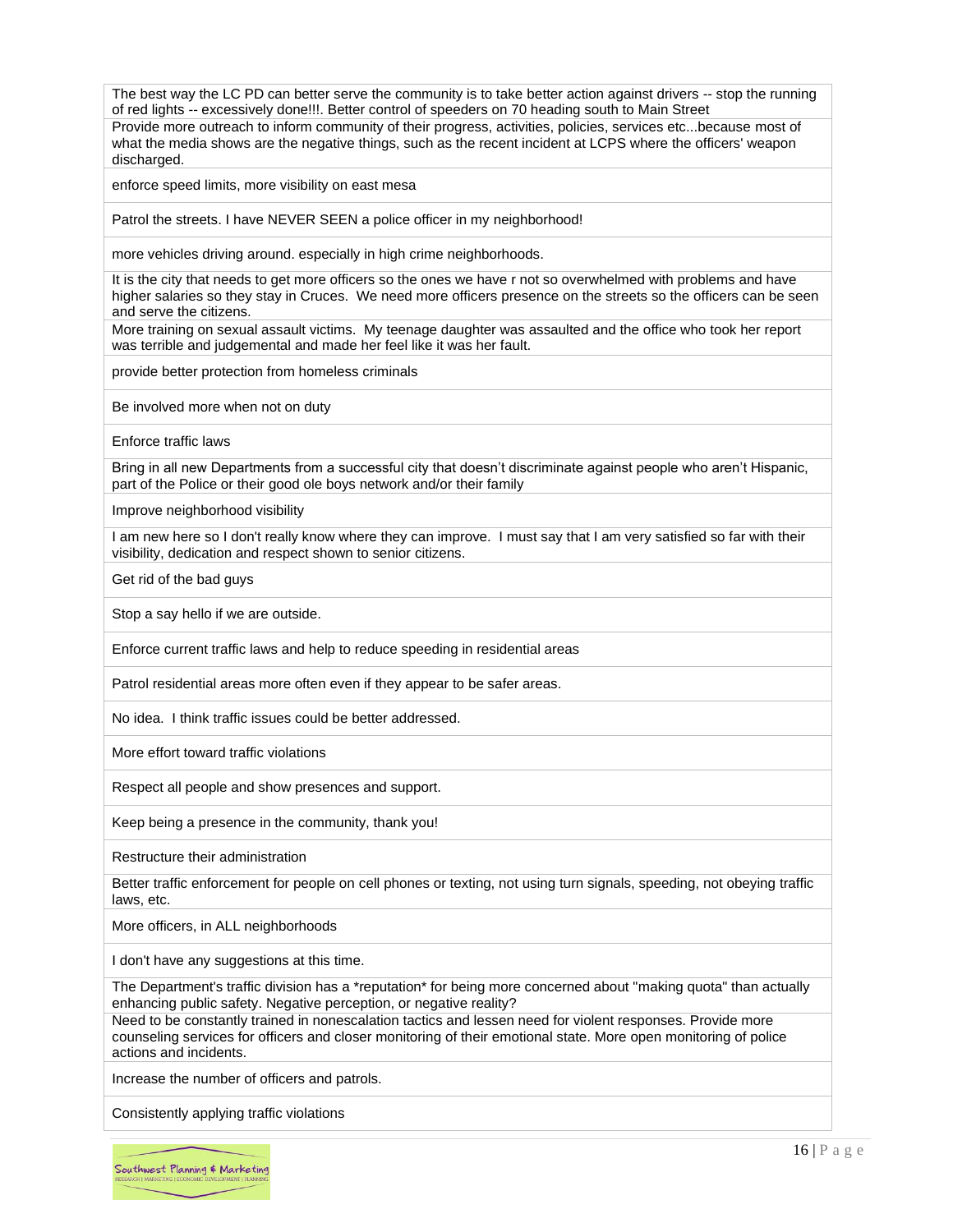| |
|---|
| The best way the LC PD can better serve the community is to take better action against drivers -- stop the running of red lights -- excessively done!!!. Better control of speeders on 70 heading south to Main Street |
| Provide more outreach to inform community of their progress, activities, policies, services etc...because most of what the media shows are the negative things, such as the recent incident at LCPS where the officers' weapon discharged. |
| enforce speed limits, more visibility on east mesa |
| Patrol the streets. I have NEVER SEEN a police officer in my neighborhood! |
| more vehicles driving around. especially in high crime neighborhoods. |
| It is the city that needs to get more officers so the ones we have r not so overwhelmed with problems and have higher salaries so they stay in Cruces. We need more officers presence on the streets so the officers can be seen and serve the citizens. |
| More training on sexual assault victims. My teenage daughter was assaulted and the office who took her report was terrible and judgemental and made her feel like it was her fault. |
| provide better protection from homeless criminals |
| Be involved more when not on duty |
| Enforce traffic laws |
| Bring in all new Departments from a successful city that doesn't discriminate against people who aren't Hispanic, part of the Police or their good ole boys network and/or their family |
| Improve neighborhood visibility |
| I am new here so I don't really know where they can improve. I must say that I am very satisfied so far with their visibility, dedication and respect shown to senior citizens. |
| Get rid of the bad guys |
| Stop a say hello if we are outside. |
| Enforce current traffic laws and help to reduce speeding in residential areas |
| Patrol residential areas more often even if they appear to be safer areas. |
| No idea. I think traffic issues could be better addressed. |
| More effort toward traffic violations |
| Respect all people and show presences and support. |
| Keep being a presence in the community, thank you! |
| Restructure their administration |
| Better traffic enforcement for people on cell phones or texting, not using turn signals, speeding, not obeying traffic laws, etc. |
| More officers, in ALL neighborhoods |
| I don't have any suggestions at this time. |
| The Department's traffic division has a *reputation* for being more concerned about "making quota" than actually enhancing public safety. Negative perception, or negative reality? |
| Need to be constantly trained in nonescalation tactics and lessen need for violent responses. Provide more counseling services for officers and closer monitoring of their emotional state. More open monitoring of police actions and incidents. |
| Increase the number of officers and patrols. |
| Consistently applying traffic violations |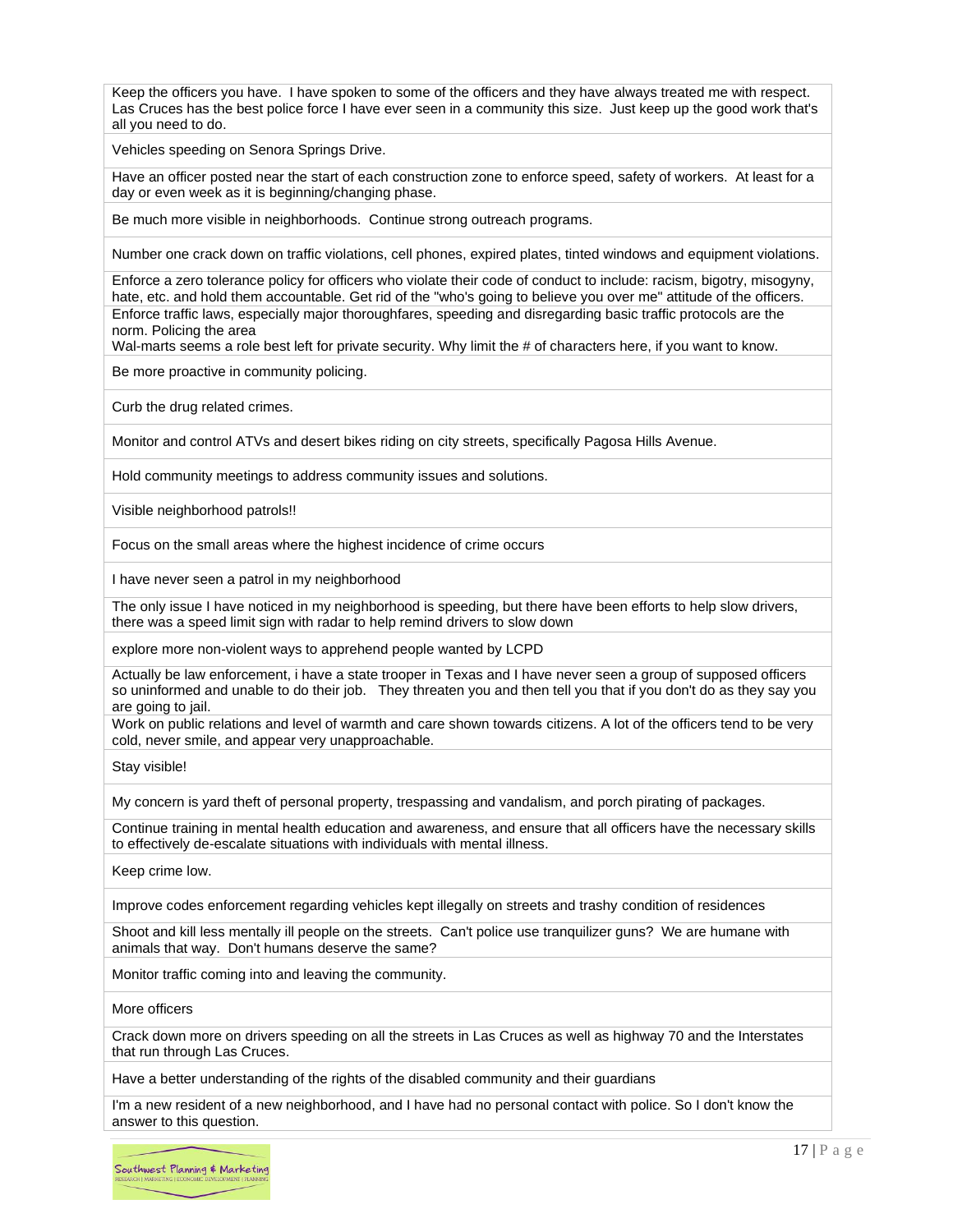| |
|---|
| Keep the officers you have. I have spoken to some of the officers and they have always treated me with respect. Las Cruces has the best police force I have ever seen in a community this size. Just keep up the good work that's all you need to do. |
| Vehicles speeding on Senora Springs Drive. |
| Have an officer posted near the start of each construction zone to enforce speed, safety of workers. At least for a day or even week as it is beginning/changing phase. |
| Be much more visible in neighborhoods. Continue strong outreach programs. |
| Number one crack down on traffic violations, cell phones, expired plates, tinted windows and equipment violations. |
| Enforce a zero tolerance policy for officers who violate their code of conduct to include: racism, bigotry, misogyny, hate, etc. and hold them accountable. Get rid of the "who's going to believe you over me" attitude of the officers. |
| Enforce traffic laws, especially major thoroughfares, speeding and disregarding basic traffic protocols are the norm. Policing the area Wal-marts seems a role best left for private security. Why limit the # of characters here, if you want to know. |
| Be more proactive in community policing. |
| Curb the drug related crimes. |
| Monitor and control ATVs and desert bikes riding on city streets, specifically Pagosa Hills Avenue. |
| Hold community meetings to address community issues and solutions. |
| Visible neighborhood patrols!! |
| Focus on the small areas where the highest incidence of crime occurs |
| I have never seen a patrol in my neighborhood |
| The only issue I have noticed in my neighborhood is speeding, but there have been efforts to help slow drivers, there was a speed limit sign with radar to help remind drivers to slow down |
| explore more non-violent ways to apprehend people wanted by LCPD |
| Actually be law enforcement, i have a state trooper in Texas and I have never seen a group of supposed officers so uninformed and unable to do their job. They threaten you and then tell you that if you don't do as they say you are going to jail. |
| Work on public relations and level of warmth and care shown towards citizens. A lot of the officers tend to be very cold, never smile, and appear very unapproachable. |
| Stay visible! |
| My concern is yard theft of personal property, trespassing and vandalism, and porch pirating of packages. |
| Continue training in mental health education and awareness, and ensure that all officers have the necessary skills to effectively de-escalate situations with individuals with mental illness. |
| Keep crime low. |
| Improve codes enforcement regarding vehicles kept illegally on streets and trashy condition of residences |
| Shoot and kill less mentally ill people on the streets. Can't police use tranquilizer guns? We are humane with animals that way. Don't humans deserve the same? |
| Monitor traffic coming into and leaving the community. |
| More officers |
| Crack down more on drivers speeding on all the streets in Las Cruces as well as highway 70 and the Interstates that run through Las Cruces. |
| Have a better understanding of the rights of the disabled community and their guardians |
| I'm a new resident of a new neighborhood, and I have had no personal contact with police. So I don't know the answer to this question. |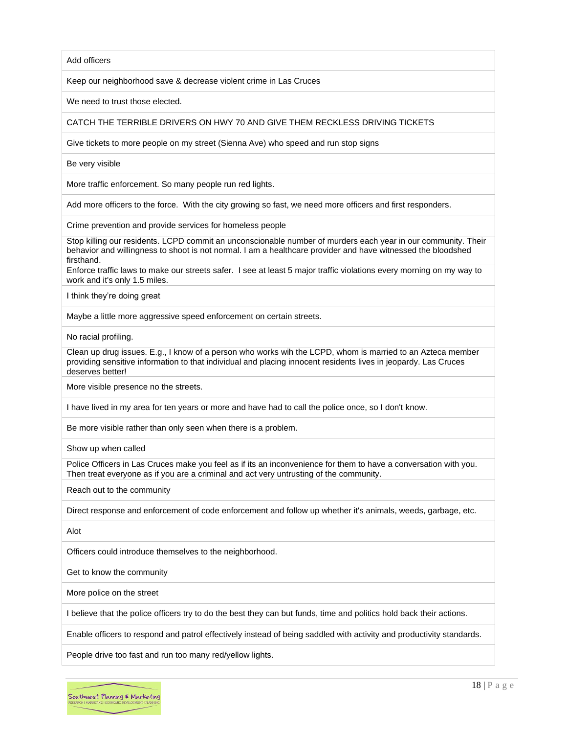| Add officers |
|---|
| Keep our neighborhood save & decrease violent crime in Las Cruces |
| We need to trust those elected. |
| CATCH THE TERRIBLE DRIVERS ON HWY 70 AND GIVE THEM RECKLESS DRIVING TICKETS |
| Give tickets to more people on my street (Sienna Ave) who speed and run stop signs |
| Be very visible |
| More traffic enforcement. So many people run red lights. |
| Add more officers to the force. With the city growing so fast, we need more officers and first responders. |
| Crime prevention and provide services for homeless people |
| Stop killing our residents. LCPD commit an unconscionable number of murders each year in our community. Their behavior and willingness to shoot is not normal. I am a healthcare provider and have witnessed the bloodshed firsthand. |
| Enforce traffic laws to make our streets safer. I see at least 5 major traffic violations every morning on my way to work and it's only 1.5 miles. |
| I think they're doing great |
| Maybe a little more aggressive speed enforcement on certain streets. |
| No racial profiling. |
| Clean up drug issues. E.g., I know of a person who works wih the LCPD, whom is married to an Azteca member providing sensitive information to that individual and placing innocent residents lives in jeopardy. Las Cruces deserves better! |
| More visible presence no the streets. |
| I have lived in my area for ten years or more and have had to call the police once, so I don't know. |
| Be more visible rather than only seen when there is a problem. |
| Show up when called |
| Police Officers in Las Cruces make you feel as if its an inconvenience for them to have a conversation with you. Then treat everyone as if you are a criminal and act very untrusting of the community. |
| Reach out to the community |
| Direct response and enforcement of code enforcement and follow up whether it's animals, weeds, garbage, etc. |
| Alot |
| Officers could introduce themselves to the neighborhood. |
| Get to know the community |
| More police on the street |
| I believe that the police officers try to do the best they can but funds, time and politics hold back their actions. |
| Enable officers to respond and patrol effectively instead of being saddled with activity and productivity standards. |
| People drive too fast and run too many red/yellow lights. |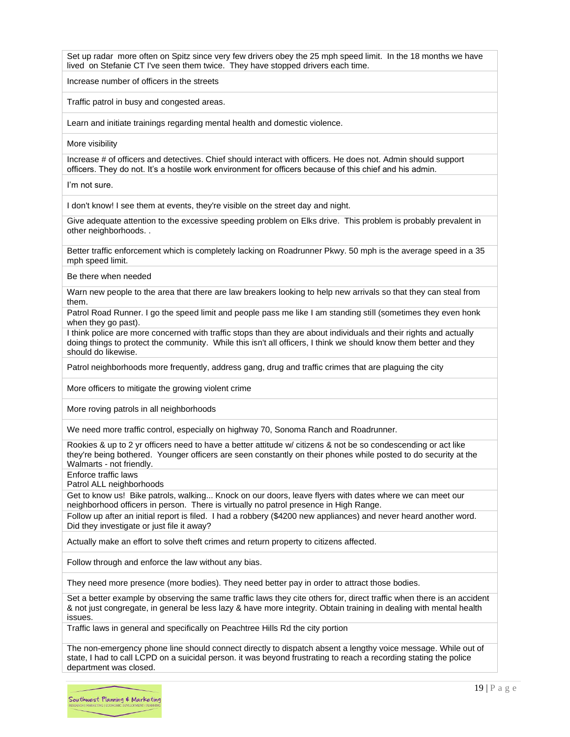| |
|---|
| Set up radar more often on Spitz since very few drivers obey the 25 mph speed limit. In the 18 months we have lived on Stefanie CT I've seen them twice. They have stopped drivers each time. |
| Increase number of officers in the streets |
| Traffic patrol in busy and congested areas. |
| Learn and initiate trainings regarding mental health and domestic violence. |
| More visibility |
| Increase # of officers and detectives. Chief should interact with officers. He does not. Admin should support officers. They do not. It's a hostile work environment for officers because of this chief and his admin. |
| I'm not sure. |
| I don't know! I see them at events, they're visible on the street day and night. |
| Give adequate attention to the excessive speeding problem on Elks drive. This problem is probably prevalent in other neighborhoods. . |
| Better traffic enforcement which is completely lacking on Roadrunner Pkwy. 50 mph is the average speed in a 35 mph speed limit. |
| Be there when needed |
| Warn new people to the area that there are law breakers looking to help new arrivals so that they can steal from them. |
| Patrol Road Runner. I go the speed limit and people pass me like I am standing still (sometimes they even honk when they go past). |
| I think police are more concerned with traffic stops than they are about individuals and their rights and actually doing things to protect the community. While this isn't all officers, I think we should know them better and they should do likewise. |
| Patrol neighborhoods more frequently, address gang, drug and traffic crimes that are plaguing the city |
| More officers to mitigate the growing violent crime |
| More roving patrols in all neighborhoods |
| We need more traffic control, especially on highway 70, Sonoma Ranch and Roadrunner. |
| Rookies & up to 2 yr officers need to have a better attitude w/ citizens & not be so condescending or act like they're being bothered. Younger officers are seen constantly on their phones while posted to do security at the Walmarts - not friendly. |
| Enforce traffic laws<br>Patrol ALL neighborhoods |
| Get to know us! Bike patrols, walking... Knock on our doors, leave flyers with dates where we can meet our neighborhood officers in person. There is virtually no patrol presence in High Range. |
| Follow up after an initial report is filed. I had a robbery ($4200 new appliances) and never heard another word. Did they investigate or just file it away? |
| Actually make an effort to solve theft crimes and return property to citizens affected. |
| Follow through and enforce the law without any bias. |
| They need more presence (more bodies). They need better pay in order to attract those bodies. |
| Set a better example by observing the same traffic laws they cite others for, direct traffic when there is an accident & not just congregate, in general be less lazy & have more integrity. Obtain training in dealing with mental health issues. |
| Traffic laws in general and specifically on Peachtree Hills Rd the city portion |
| The non-emergency phone line should connect directly to dispatch absent a lengthy voice message. While out of state, I had to call LCPD on a suicidal person. it was beyond frustrating to reach a recording stating the police department was closed. |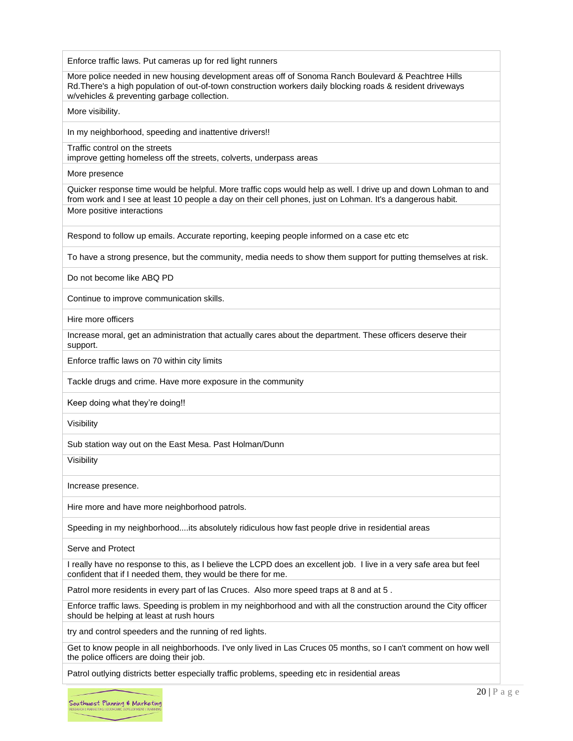| |
|---|
| Enforce traffic laws. Put cameras up for red light runners |
| More police needed in new housing development areas off of Sonoma Ranch Boulevard & Peachtree Hills Rd.There's a high population of out-of-town construction workers daily blocking roads & resident driveways w/vehicles & preventing garbage collection. |
| More visibility. |
| In my neighborhood, speeding and inattentive drivers!! |
| Traffic control on the streets<br>improve getting homeless off the streets, colverts, underpass areas |
| More presence |
| Quicker response time would be helpful. More traffic cops would help as well. I drive up and down Lohman to and from work and I see at least 10 people a day on their cell phones, just on Lohman. It's a dangerous habit. |
| More positive interactions |
| Respond to follow up emails. Accurate reporting, keeping people informed on a case etc etc |
| To have a strong presence, but the community, media needs to show them support for putting themselves at risk. |
| Do not become like ABQ PD |
| Continue to improve communication skills. |
| Hire more officers |
| Increase moral, get an administration that actually cares about the department. These officers deserve their support. |
| Enforce traffic laws on 70 within city limits |
| Tackle drugs and crime. Have more exposure in the community |
| Keep doing what they're doing!! |
| Visibility |
| Sub station way out on the East Mesa. Past Holman/Dunn |
| Visibility |
| Increase presence. |
| Hire more and have more neighborhood patrols. |
| Speeding in my neighborhood....its absolutely ridiculous how fast people drive in residential areas |
| Serve and Protect |
| I really have no response to this, as I believe the LCPD does an excellent job. I live in a very safe area but feel confident that if I needed them, they would be there for me. |
| Patrol more residents in every part of las Cruces. Also more speed traps at 8 and at 5 . |
| Enforce traffic laws. Speeding is problem in my neighborhood and with all the construction around the City officer should be helping at least at rush hours |
| try and control speeders and the running of red lights. |
| Get to know people in all neighborhoods. I've only lived in Las Cruces 05 months, so I can't comment on how well the police officers are doing their job. |
| Patrol outlying districts better especially traffic problems, speeding etc in residential areas |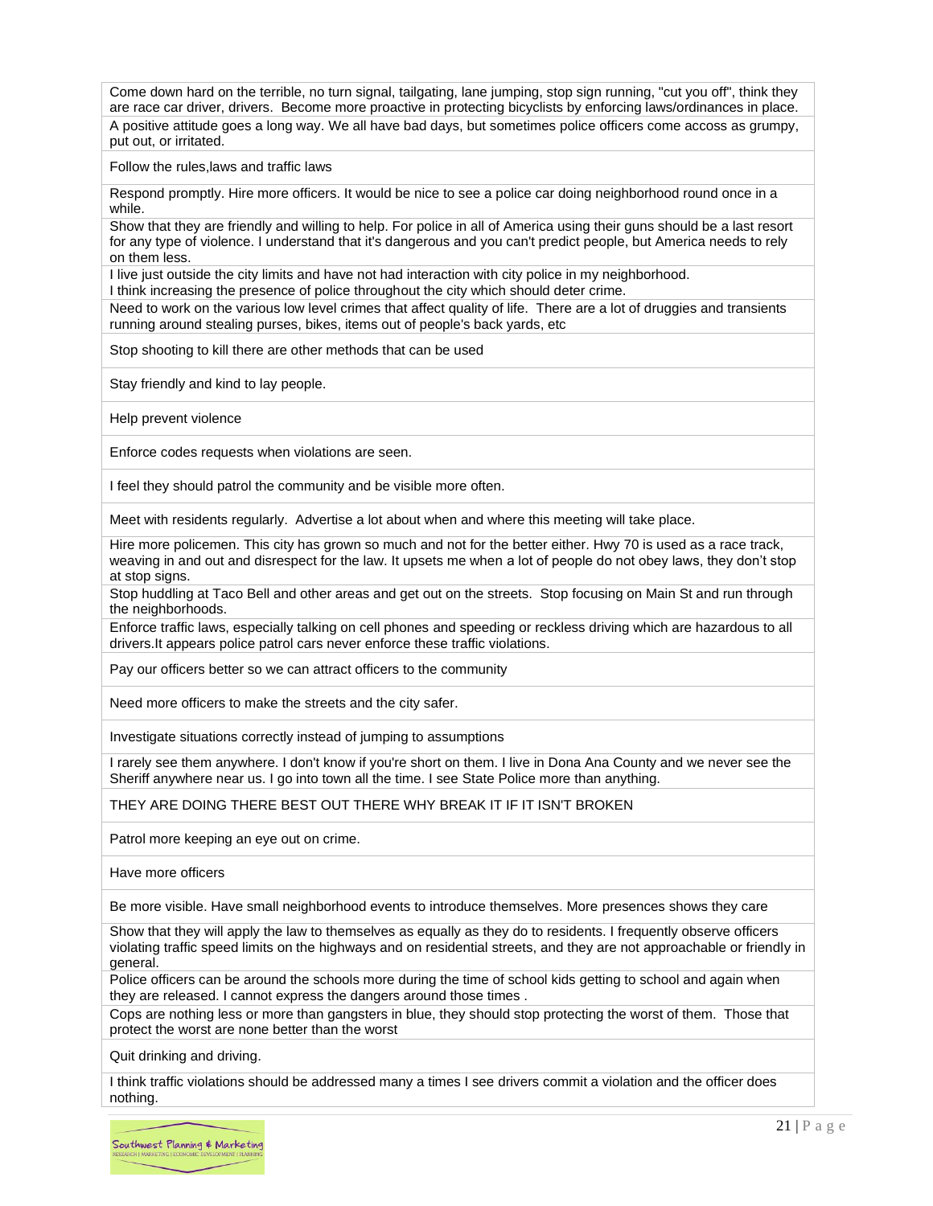| |
|---|
| Come down hard on the terrible, no turn signal, tailgating, lane jumping, stop sign running, "cut you off", think they are race car driver, drivers. Become more proactive in protecting bicyclists by enforcing laws/ordinances in place. |
| A positive attitude goes a long way. We all have bad days, but sometimes police officers come accoss as grumpy, put out, or irritated. |
| Follow the rules,laws and traffic laws |
| Respond promptly. Hire more officers. It would be nice to see a police car doing neighborhood round once in a while. |
| Show that they are friendly and willing to help. For police in all of America using their guns should be a last resort for any type of violence. I understand that it's dangerous and you can't predict people, but America needs to rely on them less. |
| I live just outside the city limits and have not had interaction with city police in my neighborhood. I think increasing the presence of police throughout the city which should deter crime. |
| Need to work on the various low level crimes that affect quality of life. There are a lot of druggies and transients running around stealing purses, bikes, items out of people's back yards, etc |
| Stop shooting to kill there are other methods that can be used |
| Stay friendly and kind to lay people. |
| Help prevent violence |
| Enforce codes requests when violations are seen. |
| I feel they should patrol the community and be visible more often. |
| Meet with residents regularly. Advertise a lot about when and where this meeting will take place. |
| Hire more policemen. This city has grown so much and not for the better either. Hwy 70 is used as a race track, weaving in and out and disrespect for the law. It upsets me when a lot of people do not obey laws, they don't stop at stop signs. |
| Stop huddling at Taco Bell and other areas and get out on the streets. Stop focusing on Main St and run through the neighborhoods. |
| Enforce traffic laws, especially talking on cell phones and speeding or reckless driving which are hazardous to all drivers.It appears police patrol cars never enforce these traffic violations. |
| Pay our officers better so we can attract officers to the community |
| Need more officers to make the streets and the city safer. |
| Investigate situations correctly instead of jumping to assumptions |
| I rarely see them anywhere. I don't know if you're short on them. I live in Dona Ana County and we never see the Sheriff anywhere near us. I go into town all the time. I see State Police more than anything. |
| THEY ARE DOING THERE BEST OUT THERE WHY BREAK IT IF IT ISN'T BROKEN |
| Patrol more keeping an eye out on crime. |
| Have more officers |
| Be more visible. Have small neighborhood events to introduce themselves. More presences shows they care |
| Show that they will apply the law to themselves as equally as they do to residents. I frequently observe officers violating traffic speed limits on the highways and on residential streets, and they are not approachable or friendly in general. |
| Police officers can be around the schools more during the time of school kids getting to school and again when they are released. I cannot express the dangers around those times . |
| Cops are nothing less or more than gangsters in blue, they should stop protecting the worst of them. Those that protect the worst are none better than the worst |
| Quit drinking and driving. |
| I think traffic violations should be addressed many a times I see drivers commit a violation and the officer does nothing. |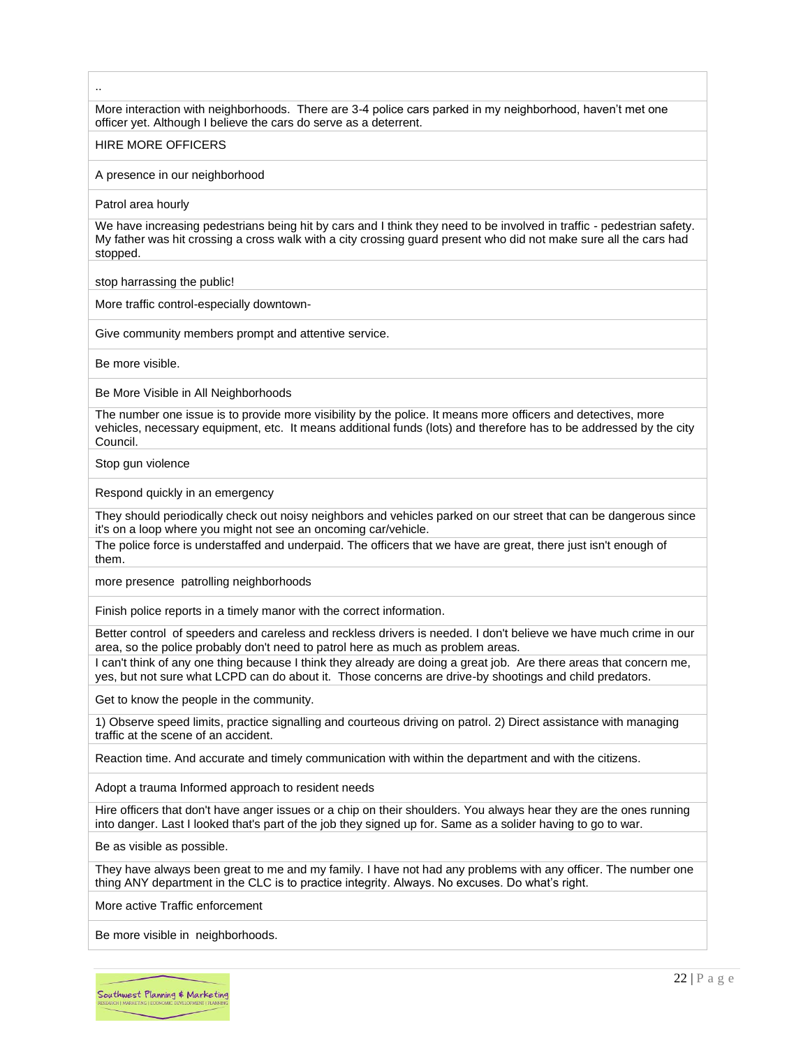| .. |
| --- |
| More interaction with neighborhoods. There are 3-4 police cars parked in my neighborhood, haven't met one officer yet. Although I believe the cars do serve as a deterrent. |
| HIRE MORE OFFICERS |
| A presence in our neighborhood |
| Patrol area hourly |
| We have increasing pedestrians being hit by cars and I think they need to be involved in traffic - pedestrian safety. My father was hit crossing a cross walk with a city crossing guard present who did not make sure all the cars had stopped. |
| stop harrassing the public! |
| More traffic control-especially downtown- |
| Give community members prompt and attentive service. |
| Be more visible. |
| Be More Visible in All Neighborhoods |
| The number one issue is to provide more visibility by the police. It means more officers and detectives, more vehicles, necessary equipment, etc. It means additional funds (lots) and therefore has to be addressed by the city Council. |
| Stop gun violence |
| Respond quickly in an emergency |
| They should periodically check out noisy neighbors and vehicles parked on our street that can be dangerous since it's on a loop where you might not see an oncoming car/vehicle. |
| The police force is understaffed and underpaid. The officers that we have are great, there just isn't enough of them. |
| more presence patrolling neighborhoods |
| Finish police reports in a timely manor with the correct information. |
| Better control of speeders and careless and reckless drivers is needed. I don't believe we have much crime in our area, so the police probably don't need to patrol here as much as problem areas. |
| I can't think of any one thing because I think they already are doing a great job. Are there areas that concern me, yes, but not sure what LCPD can do about it. Those concerns are drive-by shootings and child predators. |
| Get to know the people in the community. |
| 1) Observe speed limits, practice signalling and courteous driving on patrol. 2) Direct assistance with managing traffic at the scene of an accident. |
| Reaction time. And accurate and timely communication with within the department and with the citizens. |
| Adopt a trauma Informed approach to resident needs |
| Hire officers that don't have anger issues or a chip on their shoulders. You always hear they are the ones running into danger. Last I looked that's part of the job they signed up for. Same as a solider having to go to war. |
| Be as visible as possible. |
| They have always been great to me and my family. I have not had any problems with any officer. The number one thing ANY department in the CLC is to practice integrity. Always. No excuses. Do what's right. |
| More active Traffic enforcement |
| Be more visible in neighborhoods. |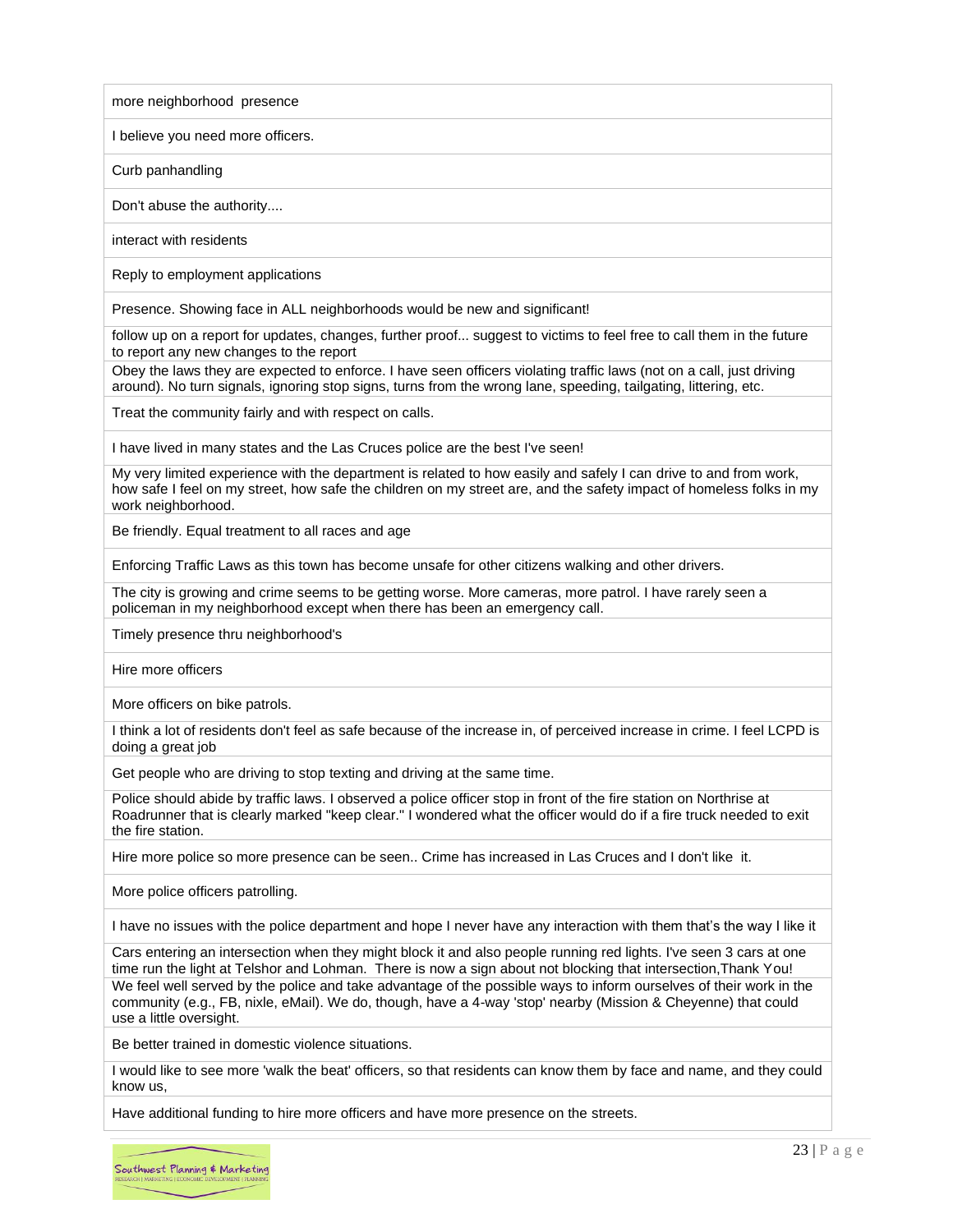| |
|---|
| more neighborhood presence |
| I believe you need more officers. |
| Curb panhandling |
| Don't abuse the authority.... |
| interact with residents |
| Reply to employment applications |
| Presence. Showing face in ALL neighborhoods would be new and significant! |
| follow up on a report for updates, changes, further proof... suggest to victims to feel free to call them in the future to report any new changes to the report |
| Obey the laws they are expected to enforce. I have seen officers violating traffic laws (not on a call, just driving around). No turn signals, ignoring stop signs, turns from the wrong lane, speeding, tailgating, littering, etc. |
| Treat the community fairly and with respect on calls. |
| I have lived in many states and the Las Cruces police are the best I've seen! |
| My very limited experience with the department is related to how easily and safely I can drive to and from work, how safe I feel on my street, how safe the children on my street are, and the safety impact of homeless folks in my work neighborhood. |
| Be friendly. Equal treatment to all races and age |
| Enforcing Traffic Laws as this town has become unsafe for other citizens walking and other drivers. |
| The city is growing and crime seems to be getting worse. More cameras, more patrol. I have rarely seen a policeman in my neighborhood except when there has been an emergency call. |
| Timely presence thru neighborhood's |
| Hire more officers |
| More officers on bike patrols. |
| I think a lot of residents don't feel as safe because of the increase in, of perceived increase in crime. I feel LCPD is doing a great job |
| Get people who are driving to stop texting and driving at the same time. |
| Police should abide by traffic laws. I observed a police officer stop in front of the fire station on Northrise at Roadrunner that is clearly marked "keep clear." I wondered what the officer would do if a fire truck needed to exit the fire station. |
| Hire more police so more presence can be seen.. Crime has increased in Las Cruces and I don't like it. |
| More police officers patrolling. |
| I have no issues with the police department and hope I never have any interaction with them that's the way I like it |
| Cars entering an intersection when they might block it and also people running red lights. I've seen 3 cars at one time run the light at Telshor and Lohman. There is now a sign about not blocking that intersection,Thank You! |
| We feel well served by the police and take advantage of the possible ways to inform ourselves of their work in the community (e.g., FB, nixle, eMail). We do, though, have a 4-way 'stop' nearby (Mission & Cheyenne) that could use a little oversight. |
| Be better trained in domestic violence situations. |
| I would like to see more 'walk the beat' officers, so that residents can know them by face and name, and they could know us, |
| Have additional funding to hire more officers and have more presence on the streets. |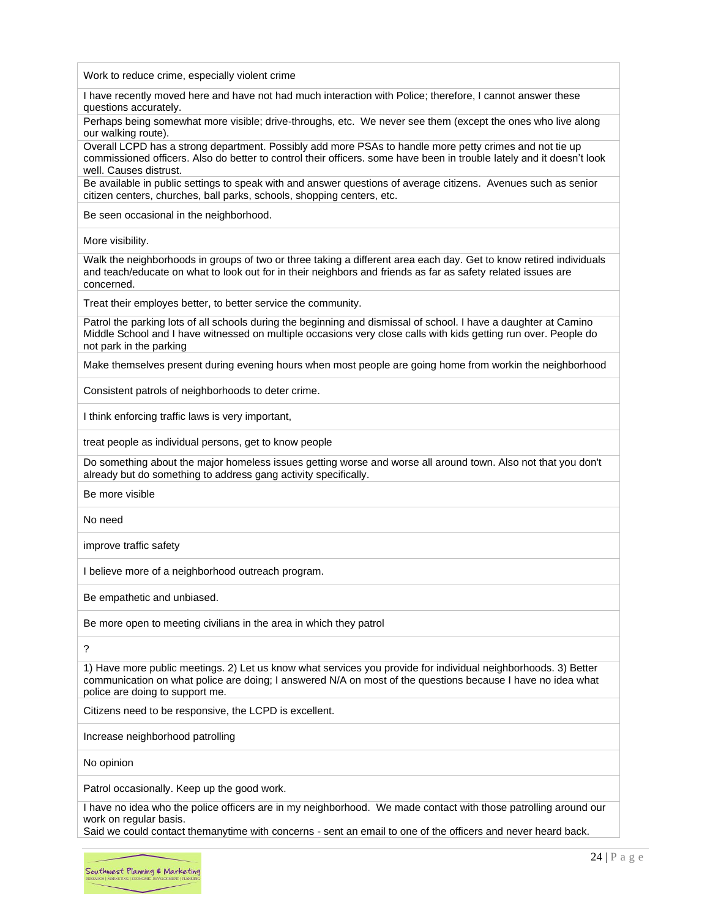| Work to reduce crime, especially violent crime |
|---|
| I have recently moved here and have not had much interaction with Police; therefore, I cannot answer these questions accurately. |
| Perhaps being somewhat more visible; drive-throughs, etc. We never see them (except the ones who live along our walking route). |
| Overall LCPD has a strong department. Possibly add more PSAs to handle more petty crimes and not tie up commissioned officers. Also do better to control their officers. some have been in trouble lately and it doesn't look well. Causes distrust. |
| Be available in public settings to speak with and answer questions of average citizens. Avenues such as senior citizen centers, churches, ball parks, schools, shopping centers, etc. |
| Be seen occasional in the neighborhood. |
| More visibility. |
| Walk the neighborhoods in groups of two or three taking a different area each day. Get to know retired individuals and teach/educate on what to look out for in their neighbors and friends as far as safety related issues are concerned. |
| Treat their employes better, to better service the community. |
| Patrol the parking lots of all schools during the beginning and dismissal of school. I have a daughter at Camino Middle School and I have witnessed on multiple occasions very close calls with kids getting run over. People do not park in the parking |
| Make themselves present during evening hours when most people are going home from workin the neighborhood |
| Consistent patrols of neighborhoods to deter crime. |
| I think enforcing traffic laws is very important, |
| treat people as individual persons, get to know people |
| Do something about the major homeless issues getting worse and worse all around town. Also not that you don't already but do something to address gang activity specifically. |
| Be more visible |
| No need |
| improve traffic safety |
| I believe more of a neighborhood outreach program. |
| Be empathetic and unbiased. |
| Be more open to meeting civilians in the area in which they patrol |
| ? |
| 1) Have more public meetings. 2) Let us know what services you provide for individual neighborhoods. 3) Better communication on what police are doing; I answered N/A on most of the questions because I have no idea what police are doing to support me. |
| Citizens need to be responsive, the LCPD is excellent. |
| Increase neighborhood patrolling |
| No opinion |
| Patrol occasionally. Keep up the good work. |
| I have no idea who the police officers are in my neighborhood. We made contact with those patrolling around our work on regular basis. Said we could contact themanytime with concerns - sent an email to one of the officers and never heard back. |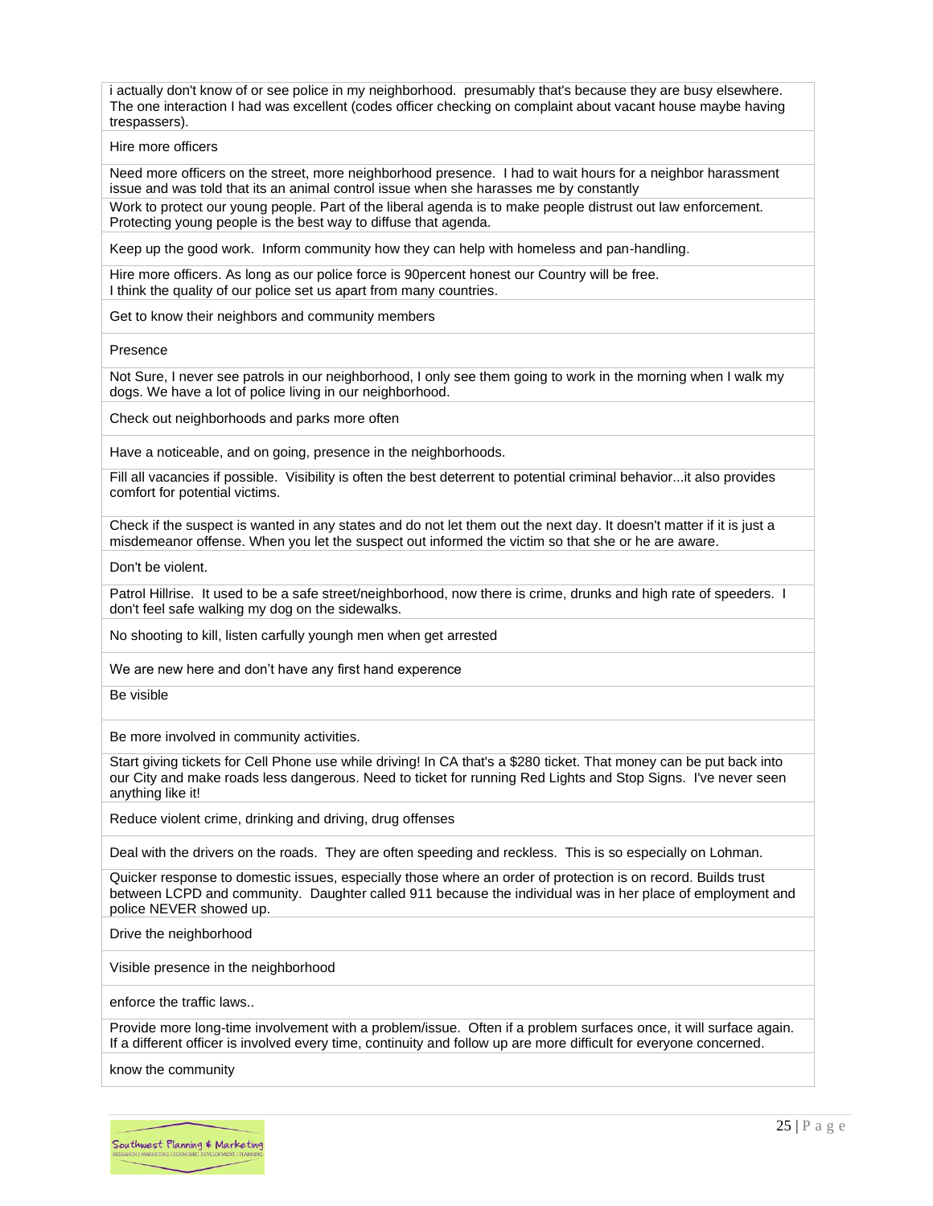| |
|---|
| i actually don't know of or see police in my neighborhood. presumably that's because they are busy elsewhere. The one interaction I had was excellent (codes officer checking on complaint about vacant house maybe having trespassers). |
| Hire more officers |
| Need more officers on the street, more neighborhood presence. I had to wait hours for a neighbor harassment issue and was told that its an animal control issue when she harasses me by constantly |
| Work to protect our young people. Part of the liberal agenda is to make people distrust out law enforcement. Protecting young people is the best way to diffuse that agenda. |
| Keep up the good work. Inform community how they can help with homeless and pan-handling. |
| Hire more officers. As long as our police force is 90percent honest our Country will be free. I think the quality of our police set us apart from many countries. |
| Get to know their neighbors and community members |
| Presence |
| Not Sure, I never see patrols in our neighborhood, I only see them going to work in the morning when I walk my dogs. We have a lot of police living in our neighborhood. |
| Check out neighborhoods and parks more often |
| Have a noticeable, and on going, presence in the neighborhoods. |
| Fill all vacancies if possible. Visibility is often the best deterrent to potential criminal behavior...it also provides comfort for potential victims. |
| Check if the suspect is wanted in any states and do not let them out the next day. It doesn't matter if it is just a misdemeanor offense. When you let the suspect out informed the victim so that she or he are aware. |
| Don't be violent. |
| Patrol Hillrise. It used to be a safe street/neighborhood, now there is crime, drunks and high rate of speeders. I don't feel safe walking my dog on the sidewalks. |
| No shooting to kill, listen carfully youngh men when get arrested |
| We are new here and don't have any first hand experence |
| Be visible |
| Be more involved in community activities. |
| Start giving tickets for Cell Phone use while driving! In CA that's a $280 ticket. That money can be put back into our City and make roads less dangerous. Need to ticket for running Red Lights and Stop Signs. I've never seen anything like it! |
| Reduce violent crime, drinking and driving, drug offenses |
| Deal with the drivers on the roads. They are often speeding and reckless. This is so especially on Lohman. |
| Quicker response to domestic issues, especially those where an order of protection is on record. Builds trust between LCPD and community. Daughter called 911 because the individual was in her place of employment and police NEVER showed up. |
| Drive the neighborhood |
| Visible presence in the neighborhood |
| enforce the traffic laws.. |
| Provide more long-time involvement with a problem/issue. Often if a problem surfaces once, it will surface again. If a different officer is involved every time, continuity and follow up are more difficult for everyone concerned. |
| know the community |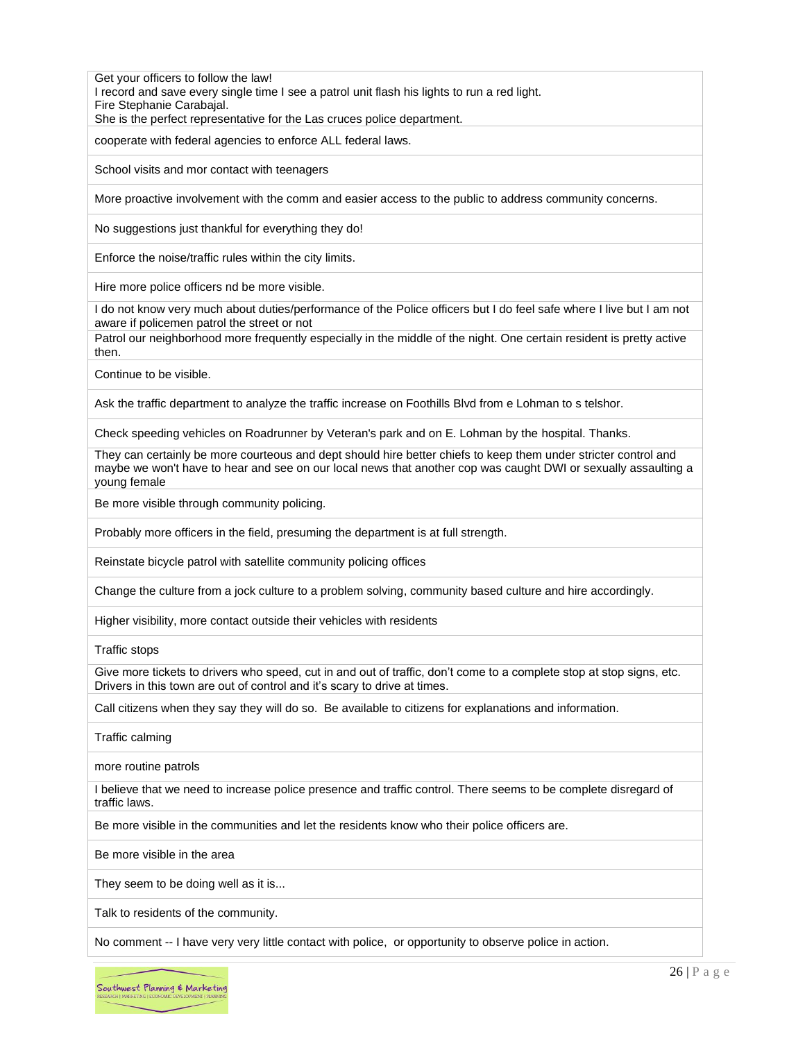| |
|---|
| Get your officers to follow the law!<br>I record and save every single time I see a patrol unit flash his lights to run a red light.<br>Fire Stephanie Carabajal.<br>She is the perfect representative for the Las cruces police department. |
| cooperate with federal agencies to enforce ALL federal laws. |
| School visits and mor contact with teenagers |
| More proactive involvement with the comm and easier access to the public to address community concerns. |
| No suggestions just thankful for everything they do! |
| Enforce the noise/traffic rules within the city limits. |
| Hire more police officers nd be more visible. |
| I do not know very much about duties/performance of the Police officers but I do feel safe where I live but I am not aware if policemen patrol the street or not |
| Patrol our neighborhood more frequently especially in the middle of the night. One certain resident is pretty active then. |
| Continue to be visible. |
| Ask the traffic department to analyze the traffic increase on Foothills Blvd from e Lohman to s telshor. |
| Check speeding vehicles on Roadrunner by Veteran's park and on E. Lohman by the hospital. Thanks. |
| They can certainly be more courteous and dept should hire better chiefs to keep them under stricter control and maybe we won't have to hear and see on our local news that another cop was caught DWI or sexually assaulting a young female |
| Be more visible through community policing. |
| Probably more officers in the field, presuming the department is at full strength. |
| Reinstate bicycle patrol with satellite community policing offices |
| Change the culture from a jock culture to a problem solving, community based culture and hire accordingly. |
| Higher visibility, more contact outside their vehicles with residents |
| Traffic stops |
| Give more tickets to drivers who speed, cut in and out of traffic, don't come to a complete stop at stop signs, etc. Drivers in this town are out of control and it's scary to drive at times. |
| Call citizens when they say they will do so. Be available to citizens for explanations and information. |
| Traffic calming |
| more routine patrols |
| I believe that we need to increase police presence and traffic control. There seems to be complete disregard of traffic laws. |
| Be more visible in the communities and let the residents know who their police officers are. |
| Be more visible in the area |
| They seem to be doing well as it is... |
| Talk to residents of the community. |
| No comment -- I have very very little contact with police, or opportunity to observe police in action. |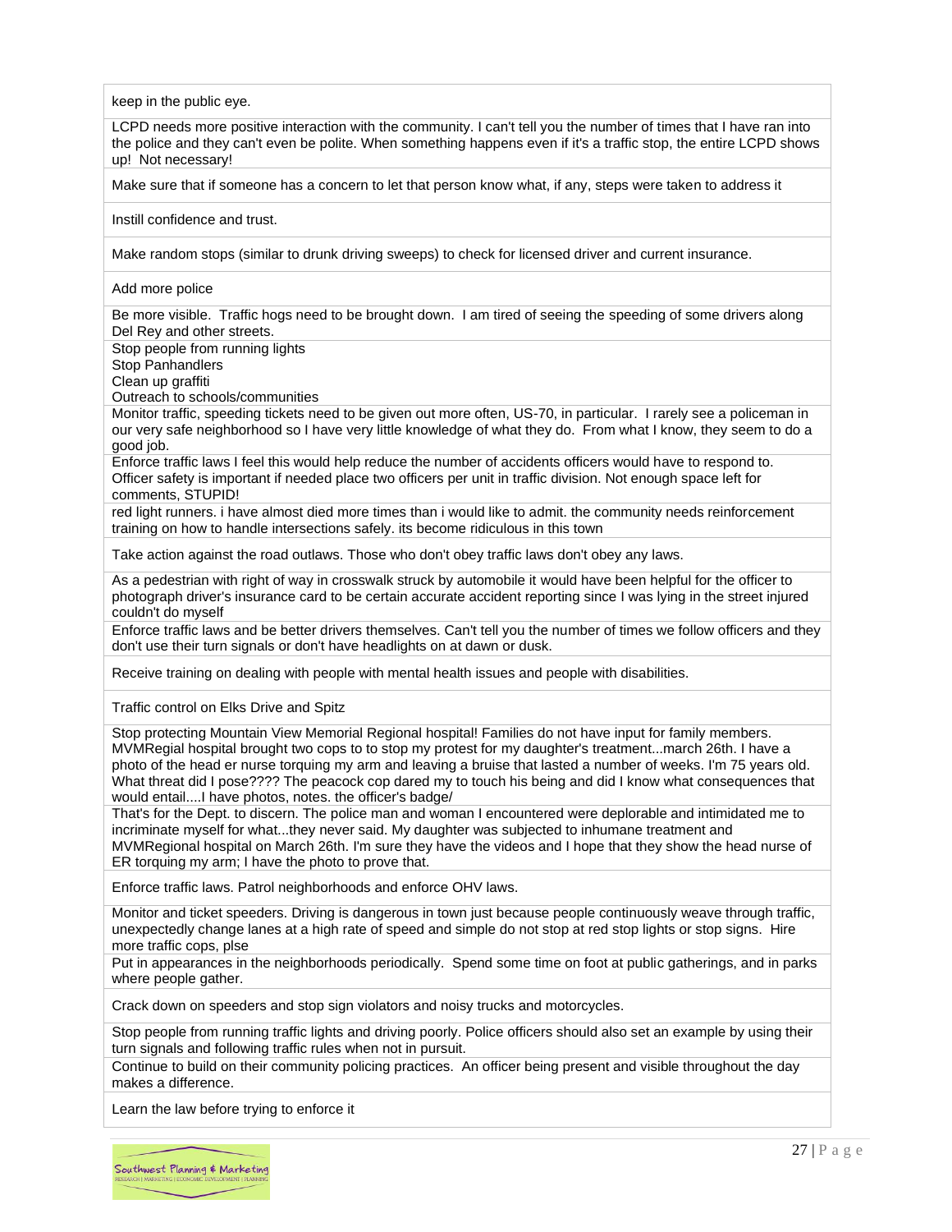| |
|---|
| keep in the public eye. |
| LCPD needs more positive interaction with the community. I can't tell you the number of times that I have ran into the police and they can't even be polite. When something happens even if it's a traffic stop, the entire LCPD shows up! Not necessary! |
| Make sure that if someone has a concern to let that person know what, if any, steps were taken to address it |
| Instill confidence and trust. |
| Make random stops (similar to drunk driving sweeps) to check for licensed driver and current insurance. |
| Add more police |
| Be more visible. Traffic hogs need to be brought down. I am tired of seeing the speeding of some drivers along Del Rey and other streets. |
| Stop people from running lights<br>Stop Panhandlers<br>Clean up graffiti<br>Outreach to schools/communities |
| Monitor traffic, speeding tickets need to be given out more often, US-70, in particular. I rarely see a policeman in our very safe neighborhood so I have very little knowledge of what they do. From what I know, they seem to do a good job. |
| Enforce traffic laws I feel this would help reduce the number of accidents officers would have to respond to. Officer safety is important if needed place two officers per unit in traffic division. Not enough space left for comments, STUPID! |
| red light runners. i have almost died more times than i would like to admit. the community needs reinforcement training on how to handle intersections safely. its become ridiculous in this town |
| Take action against the road outlaws. Those who don't obey traffic laws don't obey any laws. |
| As a pedestrian with right of way in crosswalk struck by automobile it would have been helpful for the officer to photograph driver's insurance card to be certain accurate accident reporting since I was lying in the street injured couldn't do myself |
| Enforce traffic laws and be better drivers themselves. Can't tell you the number of times we follow officers and they don't use their turn signals or don't have headlights on at dawn or dusk. |
| Receive training on dealing with people with mental health issues and people with disabilities. |
| Traffic control on Elks Drive and Spitz |
| Stop protecting Mountain View Memorial Regional hospital! Families do not have input for family members. MVMRegial hospital brought two cops to to stop my protest for my daughter's treatment...march 26th. I have a photo of the head er nurse torquing my arm and leaving a bruise that lasted a number of weeks. I'm 75 years old. What threat did I pose???? The peacock cop dared my to touch his being and did I know what consequences that would entail....I have photos, notes. the officer's badge/ |
| That's for the Dept. to discern. The police man and woman I encountered were deplorable and intimidated me to incriminate myself for what...they never said. My daughter was subjected to inhumane treatment and MVMRegional hospital on March 26th. I'm sure they have the videos and I hope that they show the head nurse of ER torquing my arm; I have the photo to prove that. |
| Enforce traffic laws. Patrol neighborhoods and enforce OHV laws. |
| Monitor and ticket speeders. Driving is dangerous in town just because people continuously weave through traffic, unexpectedly change lanes at a high rate of speed and simple do not stop at red stop lights or stop signs. Hire more traffic cops, plse |
| Put in appearances in the neighborhoods periodically. Spend some time on foot at public gatherings, and in parks where people gather. |
| Crack down on speeders and stop sign violators and noisy trucks and motorcycles. |
| Stop people from running traffic lights and driving poorly. Police officers should also set an example by using their turn signals and following traffic rules when not in pursuit. |
| Continue to build on their community policing practices. An officer being present and visible throughout the day makes a difference. |
| Learn the law before trying to enforce it |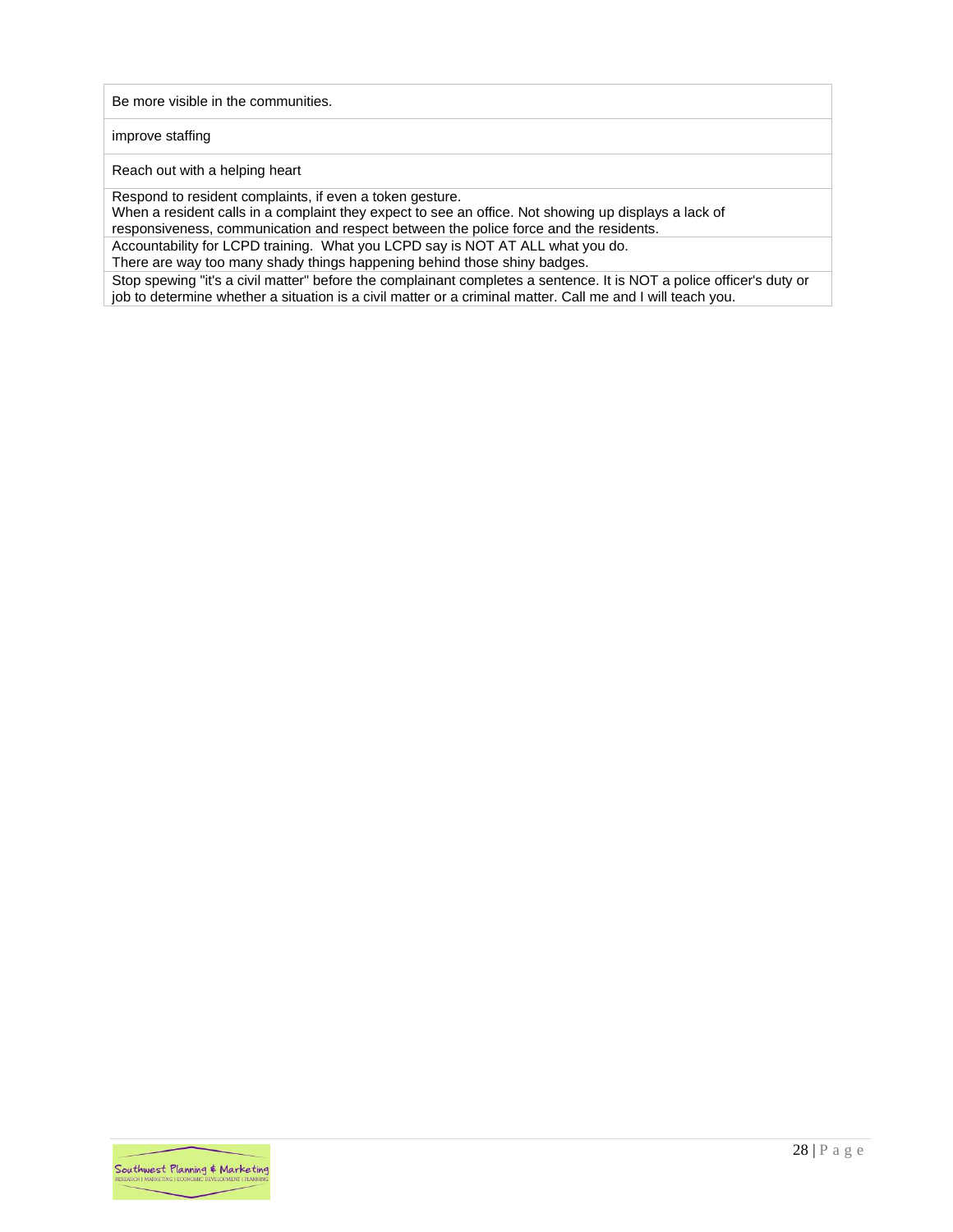| |
|---|
| Be more visible in the communities. |
| improve staffing |
| Reach out with a helping heart |
| Respond to resident complaints, if even a token gesture.<br>When a resident calls in a complaint they expect to see an office. Not showing up displays a lack of responsiveness, communication and respect between the police force and the residents. |
| Accountability for LCPD training.  What you LCPD say is NOT AT ALL what you do.<br>There are way too many shady things happening behind those shiny badges. |
| Stop spewing "it's a civil matter" before the complainant completes a sentence. It is NOT a police officer's duty or job to determine whether a situation is a civil matter or a criminal matter. Call me and I will teach you. |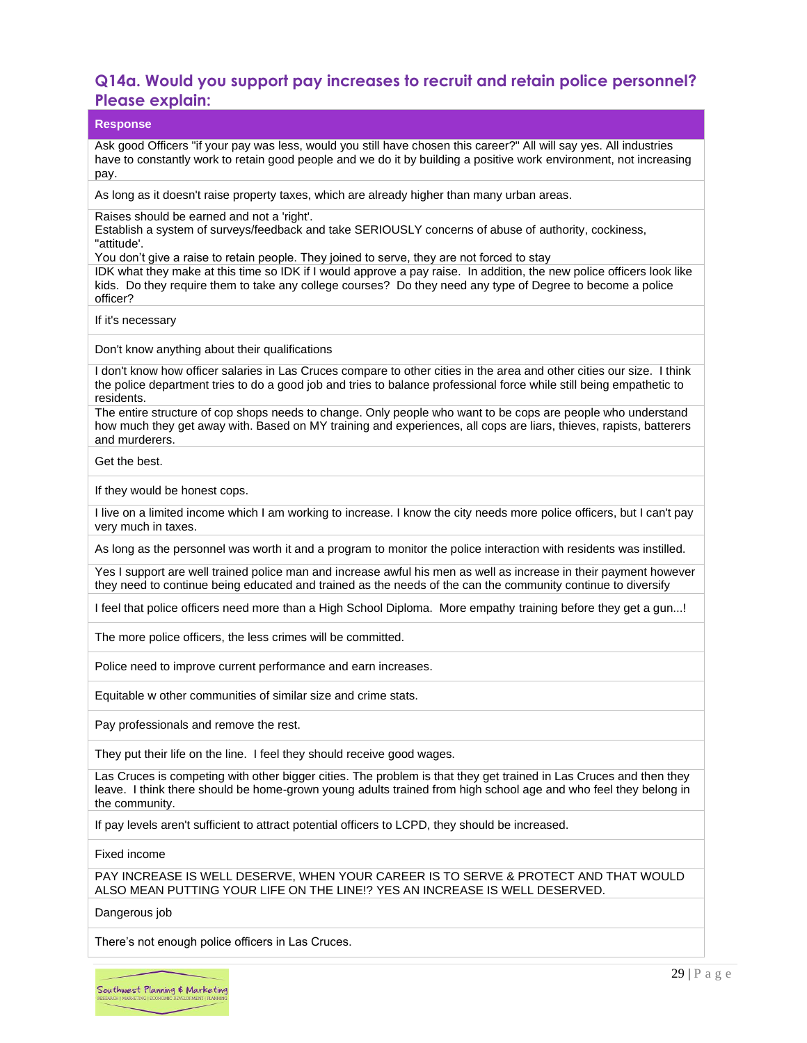## Q14a. Would you support pay increases to recruit and retain police personnel? Please explain:

| Response |
|---|
| Ask good Officers "if your pay was less, would you still have chosen this career?" All will say yes. All industries have to constantly work to retain good people and we do it by building a positive work environment, not increasing pay. |
| As long as it doesn't raise property taxes, which are already higher than many urban areas. |
| Raises should be earned and not a 'right'. Establish a system of surveys/feedback and take SERIOUSLY concerns of abuse of authority, cockiness, "attitude'. You don't give a raise to retain people. They joined to serve, they are not forced to stay |
| IDK what they make at this time so IDK if I would approve a pay raise. In addition, the new police officers look like kids. Do they require them to take any college courses? Do they need any type of Degree to become a police officer? |
| If it's necessary |
| Don't know anything about their qualifications |
| I don't know how officer salaries in Las Cruces compare to other cities in the area and other cities our size. I think the police department tries to do a good job and tries to balance professional force while still being empathetic to residents. |
| The entire structure of cop shops needs to change. Only people who want to be cops are people who understand how much they get away with. Based on MY training and experiences, all cops are liars, thieves, rapists, batterers and murderers. |
| Get the best. |
| If they would be honest cops. |
| I live on a limited income which I am working to increase. I know the city needs more police officers, but I can't pay very much in taxes. |
| As long as the personnel was worth it and a program to monitor the police interaction with residents was instilled. |
| Yes I support are well trained police man and increase awful his men as well as increase in their payment however they need to continue being educated and trained as the needs of the can the community continue to diversify |
| I feel that police officers need more than a High School Diploma. More empathy training before they get a gun...! |
| The more police officers, the less crimes will be committed. |
| Police need to improve current performance and earn increases. |
| Equitable w other communities of similar size and crime stats. |
| Pay professionals and remove the rest. |
| They put their life on the line. I feel they should receive good wages. |
| Las Cruces is competing with other bigger cities. The problem is that they get trained in Las Cruces and then they leave. I think there should be home-grown young adults trained from high school age and who feel they belong in the community. |
| If pay levels aren't sufficient to attract potential officers to LCPD, they should be increased. |
| Fixed income |
| PAY INCREASE IS WELL DESERVE, WHEN YOUR CAREER IS TO SERVE & PROTECT AND THAT WOULD ALSO MEAN PUTTING YOUR LIFE ON THE LINE!? YES AN INCREASE IS WELL DESERVED. |
| Dangerous job |
| There's not enough police officers in Las Cruces. |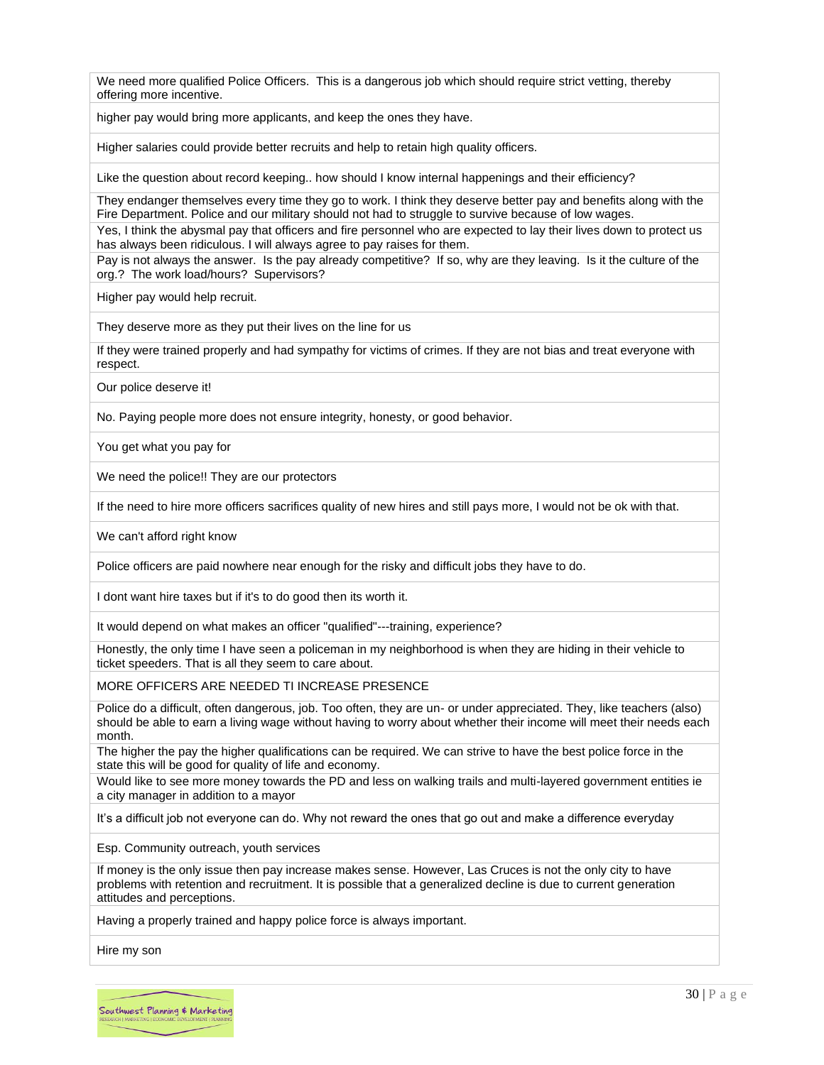| |
|---|
| We need more qualified Police Officers. This is a dangerous job which should require strict vetting, thereby offering more incentive. |
| higher pay would bring more applicants, and keep the ones they have. |
| Higher salaries could provide better recruits and help to retain high quality officers. |
| Like the question about record keeping.. how should I know internal happenings and their efficiency? |
| They endanger themselves every time they go to work. I think they deserve better pay and benefits along with the Fire Department. Police and our military should not had to struggle to survive because of low wages. |
| Yes, I think the abysmal pay that officers and fire personnel who are expected to lay their lives down to protect us has always been ridiculous. I will always agree to pay raises for them. |
| Pay is not always the answer. Is the pay already competitive? If so, why are they leaving. Is it the culture of the org.? The work load/hours? Supervisors? |
| Higher pay would help recruit. |
| They deserve more as they put their lives on the line for us |
| If they were trained properly and had sympathy for victims of crimes. If they are not bias and treat everyone with respect. |
| Our police deserve it! |
| No. Paying people more does not ensure integrity, honesty, or good behavior. |
| You get what you pay for |
| We need the police!! They are our protectors |
| If the need to hire more officers sacrifices quality of new hires and still pays more, I would not be ok with that. |
| We can't afford right know |
| Police officers are paid nowhere near enough for the risky and difficult jobs they have to do. |
| I dont want hire taxes but if it's to do good then its worth it. |
| It would depend on what makes an officer "qualified"---training, experience? |
| Honestly, the only time I have seen a policeman in my neighborhood is when they are hiding in their vehicle to ticket speeders. That is all they seem to care about. |
| MORE OFFICERS ARE NEEDED TI INCREASE PRESENCE |
| Police do a difficult, often dangerous, job. Too often, they are un- or under appreciated. They, like teachers (also) should be able to earn a living wage without having to worry about whether their income will meet their needs each month. |
| The higher the pay the higher qualifications can be required. We can strive to have the best police force in the state this will be good for quality of life and economy. |
| Would like to see more money towards the PD and less on walking trails and multi-layered government entities ie a city manager in addition to a mayor |
| It's a difficult job not everyone can do. Why not reward the ones that go out and make a difference everyday |
| Esp. Community outreach, youth services |
| If money is the only issue then pay increase makes sense. However, Las Cruces is not the only city to have problems with retention and recruitment. It is possible that a generalized decline is due to current generation attitudes and perceptions. |
| Having a properly trained and happy police force is always important. |
| Hire my son |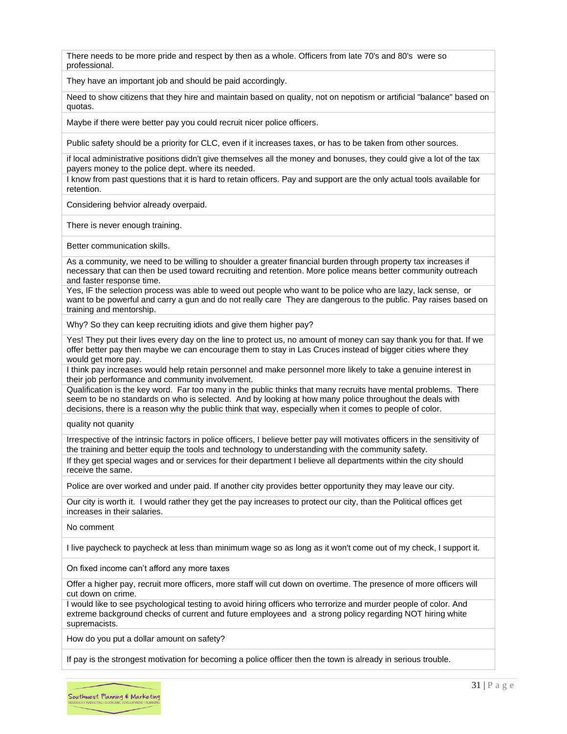| |
|---|
| There needs to be more pride and respect by then as a whole. Officers from late 70's and 80's were so professional. |
| They have an important job and should be paid accordingly. |
| Need to show citizens that they hire and maintain based on quality, not on nepotism or artificial "balance" based on quotas. |
| Maybe if there were better pay you could recruit nicer police officers. |
| Public safety should be a priority for CLC, even if it increases taxes, or has to be taken from other sources. |
| if local administrative positions didn't give themselves all the money and bonuses, they could give a lot of the tax payers money to the police dept. where its needed. |
| I know from past questions that it is hard to retain officers. Pay and support are the only actual tools available for retention. |
| Considering behvior already overpaid. |
| There is never enough training. |
| Better communication skills. |
| As a community, we need to be willing to shoulder a greater financial burden through property tax increases if necessary that can then be used toward recruiting and retention. More police means better community outreach and faster response time. |
| Yes, IF the selection process was able to weed out people who want to be police who are lazy, lack sense, or want to be powerful and carry a gun and do not really care They are dangerous to the public. Pay raises based on training and mentorship. |
| Why? So they can keep recruiting idiots and give them higher pay? |
| Yes! They put their lives every day on the line to protect us, no amount of money can say thank you for that. If we offer better pay then maybe we can encourage them to stay in Las Cruces instead of bigger cities where they would get more pay. |
| I think pay increases would help retain personnel and make personnel more likely to take a genuine interest in their job performance and community involvement. |
| Qualification is the key word. Far too many in the public thinks that many recruits have mental problems. There seem to be no standards on who is selected. And by looking at how many police throughout the deals with decisions, there is a reason why the public think that way, especially when it comes to people of color. |
| quality not quanity |
| Irrespective of the intrinsic factors in police officers, I believe better pay will motivates officers in the sensitivity of the training and better equip the tools and technology to understanding with the community safety. |
| If they get special wages and or services for their department I believe all departments within the city should receive the same. |
| Police are over worked and under paid. If another city provides better opportunity they may leave our city. |
| Our city is worth it. I would rather they get the pay increases to protect our city, than the Political offices get increases in their salaries. |
| No comment |
| I live paycheck to paycheck at less than minimum wage so as long as it won't come out of my check, I support it. |
| On fixed income can't afford any more taxes |
| Offer a higher pay, recruit more officers, more staff will cut down on overtime. The presence of more officers will cut down on crime. |
| I would like to see psychological testing to avoid hiring officers who terrorize and murder people of color. And extreme background checks of current and future employees and a strong policy regarding NOT hiring white supremacists. |
| How do you put a dollar amount on safety? |
| If pay is the strongest motivation for becoming a police officer then the town is already in serious trouble. |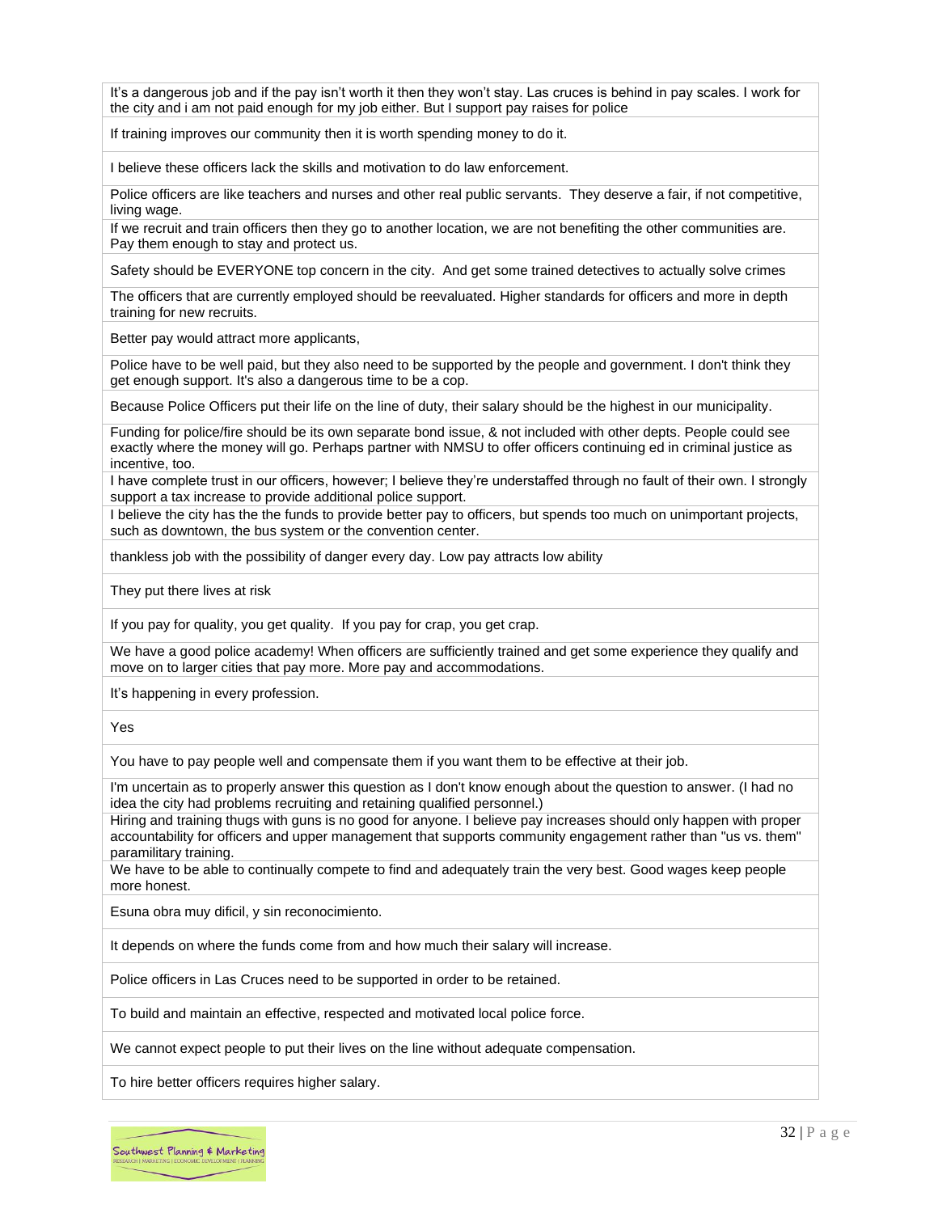| |
|---|
| It's a dangerous job and if the pay isn't worth it then they won't stay. Las cruces is behind in pay scales. I work for the city and i am not paid enough for my job either. But I support pay raises for police |
| If training improves our community then it is worth spending money to do it. |
| I believe these officers lack the skills and motivation to do law enforcement. |
| Police officers are like teachers and nurses and other real public servants. They deserve a fair, if not competitive, living wage. |
| If we recruit and train officers then they go to another location, we are not benefiting the other communities are. Pay them enough to stay and protect us. |
| Safety should be EVERYONE top concern in the city. And get some trained detectives to actually solve crimes |
| The officers that are currently employed should be reevaluated. Higher standards for officers and more in depth training for new recruits. |
| Better pay would attract more applicants, |
| Police have to be well paid, but they also need to be supported by the people and government. I don't think they get enough support. It's also a dangerous time to be a cop. |
| Because Police Officers put their life on the line of duty, their salary should be the highest in our municipality. |
| Funding for police/fire should be its own separate bond issue, & not included with other depts. People could see exactly where the money will go. Perhaps partner with NMSU to offer officers continuing ed in criminal justice as incentive, too. |
| I have complete trust in our officers, however; I believe they're understaffed through no fault of their own. I strongly support a tax increase to provide additional police support. |
| I believe the city has the the funds to provide better pay to officers, but spends too much on unimportant projects, such as downtown, the bus system or the convention center. |
| thankless job with the possibility of danger every day. Low pay attracts low ability |
| They put there lives at risk |
| If you pay for quality, you get quality. If you pay for crap, you get crap. |
| We have a good police academy! When officers are sufficiently trained and get some experience they qualify and move on to larger cities that pay more. More pay and accommodations. |
| It's happening in every profession. |
| Yes |
| You have to pay people well and compensate them if you want them to be effective at their job. |
| I'm uncertain as to properly answer this question as I don't know enough about the question to answer. (I had no idea the city had problems recruiting and retaining qualified personnel.) |
| Hiring and training thugs with guns is no good for anyone. I believe pay increases should only happen with proper accountability for officers and upper management that supports community engagement rather than "us vs. them" paramilitary training. |
| We have to be able to continually compete to find and adequately train the very best. Good wages keep people more honest. |
| Esuna obra muy dificil, y sin reconocimiento. |
| It depends on where the funds come from and how much their salary will increase. |
| Police officers in Las Cruces need to be supported in order to be retained. |
| To build and maintain an effective, respected and motivated local police force. |
| We cannot expect people to put their lives on the line without adequate compensation. |
| To hire better officers requires higher salary. |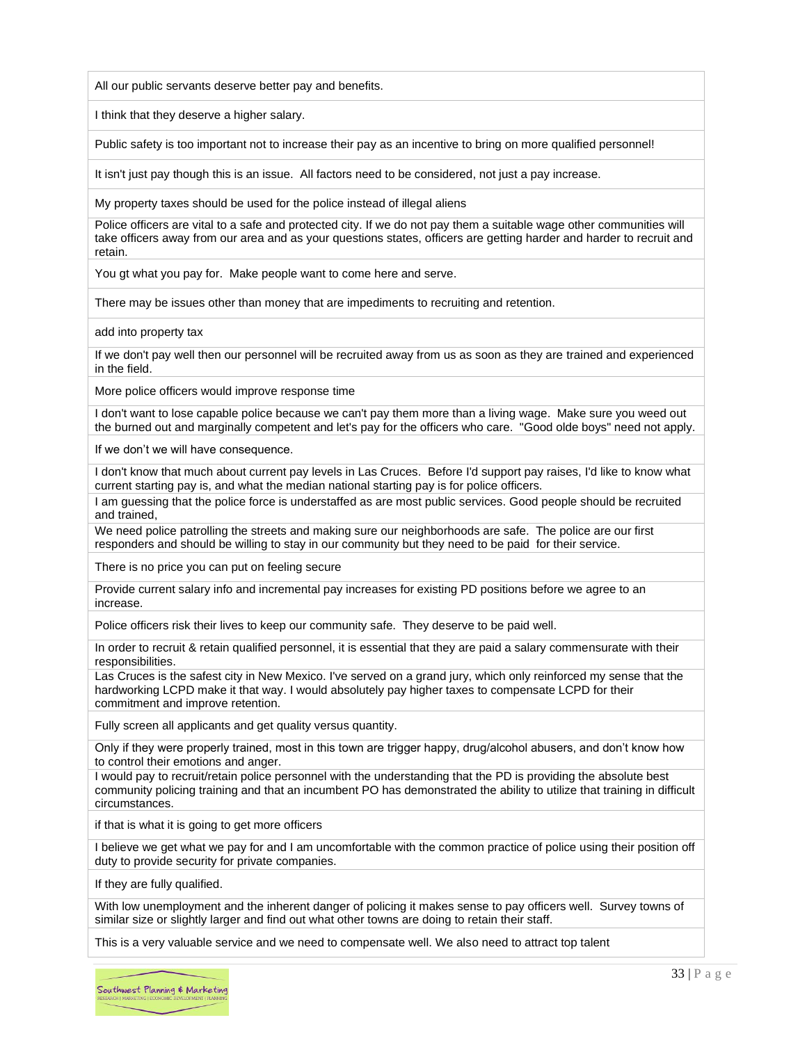| |
|---|
| All our public servants deserve better pay and benefits. |
| I think that they deserve a higher salary. |
| Public safety is too important not to increase their pay as an incentive to bring on more qualified personnel! |
| It isn't just pay though this is an issue. All factors need to be considered, not just a pay increase. |
| My property taxes should be used for the police instead of illegal aliens |
| Police officers are vital to a safe and protected city. If we do not pay them a suitable wage other communities will take officers away from our area and as your questions states, officers are getting harder and harder to recruit and retain. |
| You gt what you pay for. Make people want to come here and serve. |
| There may be issues other than money that are impediments to recruiting and retention. |
| add into property tax |
| If we don't pay well then our personnel will be recruited away from us as soon as they are trained and experienced in the field. |
| More police officers would improve response time |
| I don't want to lose capable police because we can't pay them more than a living wage. Make sure you weed out the burned out and marginally competent and let's pay for the officers who care. "Good olde boys" need not apply. |
| If we don't we will have consequence. |
| I don't know that much about current pay levels in Las Cruces. Before I'd support pay raises, I'd like to know what current starting pay is, and what the median national starting pay is for police officers. |
| I am guessing that the police force is understaffed as are most public services. Good people should be recruited and trained, |
| We need police patrolling the streets and making sure our neighborhoods are safe. The police are our first responders and should be willing to stay in our community but they need to be paid for their service. |
| There is no price you can put on feeling secure |
| Provide current salary info and incremental pay increases for existing PD positions before we agree to an increase. |
| Police officers risk their lives to keep our community safe. They deserve to be paid well. |
| In order to recruit & retain qualified personnel, it is essential that they are paid a salary commensurate with their responsibilities. |
| Las Cruces is the safest city in New Mexico. I've served on a grand jury, which only reinforced my sense that the hardworking LCPD make it that way. I would absolutely pay higher taxes to compensate LCPD for their commitment and improve retention. |
| Fully screen all applicants and get quality versus quantity. |
| Only if they were properly trained, most in this town are trigger happy, drug/alcohol abusers, and don't know how to control their emotions and anger. |
| I would pay to recruit/retain police personnel with the understanding that the PD is providing the absolute best community policing training and that an incumbent PO has demonstrated the ability to utilize that training in difficult circumstances. |
| if that is what it is going to get more officers |
| I believe we get what we pay for and I am uncomfortable with the common practice of police using their position off duty to provide security for private companies. |
| If they are fully qualified. |
| With low unemployment and the inherent danger of policing it makes sense to pay officers well. Survey towns of similar size or slightly larger and find out what other towns are doing to retain their staff. |
| This is a very valuable service and we need to compensate well. We also need to attract top talent |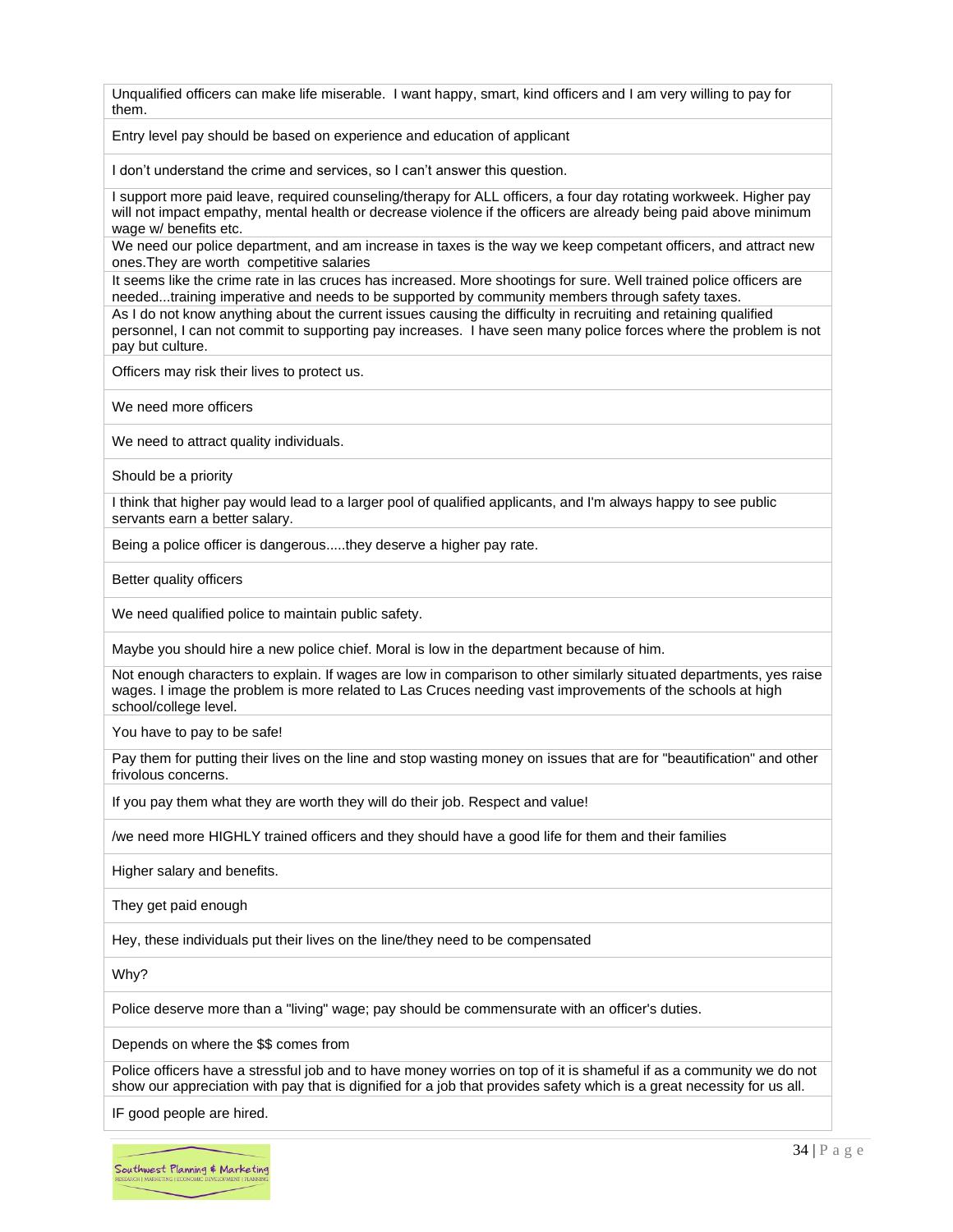| |
|---|
| Unqualified officers can make life miserable. I want happy, smart, kind officers and I am very willing to pay for them. |
| Entry level pay should be based on experience and education of applicant |
| I don't understand the crime and services, so I can't answer this question. |
| I support more paid leave, required counseling/therapy for ALL officers, a four day rotating workweek. Higher pay will not impact empathy, mental health or decrease violence if the officers are already being paid above minimum wage w/ benefits etc. |
| We need our police department, and am increase in taxes is the way we keep competant officers, and attract new ones.They are worth competitive salaries |
| It seems like the crime rate in las cruces has increased. More shootings for sure. Well trained police officers are needed...training imperative and needs to be supported by community members through safety taxes. |
| As I do not know anything about the current issues causing the difficulty in recruiting and retaining qualified personnel, I can not commit to supporting pay increases. I have seen many police forces where the problem is not pay but culture. |
| Officers may risk their lives to protect us. |
| We need more officers |
| We need to attract quality individuals. |
| Should be a priority |
| I think that higher pay would lead to a larger pool of qualified applicants, and I'm always happy to see public servants earn a better salary. |
| Being a police officer is dangerous.....they deserve a higher pay rate. |
| Better quality officers |
| We need qualified police to maintain public safety. |
| Maybe you should hire a new police chief. Moral is low in the department because of him. |
| Not enough characters to explain. If wages are low in comparison to other similarly situated departments, yes raise wages. I image the problem is more related to Las Cruces needing vast improvements of the schools at high school/college level. |
| You have to pay to be safe! |
| Pay them for putting their lives on the line and stop wasting money on issues that are for "beautification" and other frivolous concerns. |
| If you pay them what they are worth they will do their job. Respect and value! |
| /we need more HIGHLY trained officers and they should have a good life for them and their families |
| Higher salary and benefits. |
| They get paid enough |
| Hey, these individuals put their lives on the line/they need to be compensated |
| Why? |
| Police deserve more than a "living" wage; pay should be commensurate with an officer's duties. |
| Depends on where the $$ comes from |
| Police officers have a stressful job and to have money worries on top of it is shameful if as a community we do not show our appreciation with pay that is dignified for a job that provides safety which is a great necessity for us all. |
| IF good people are hired. |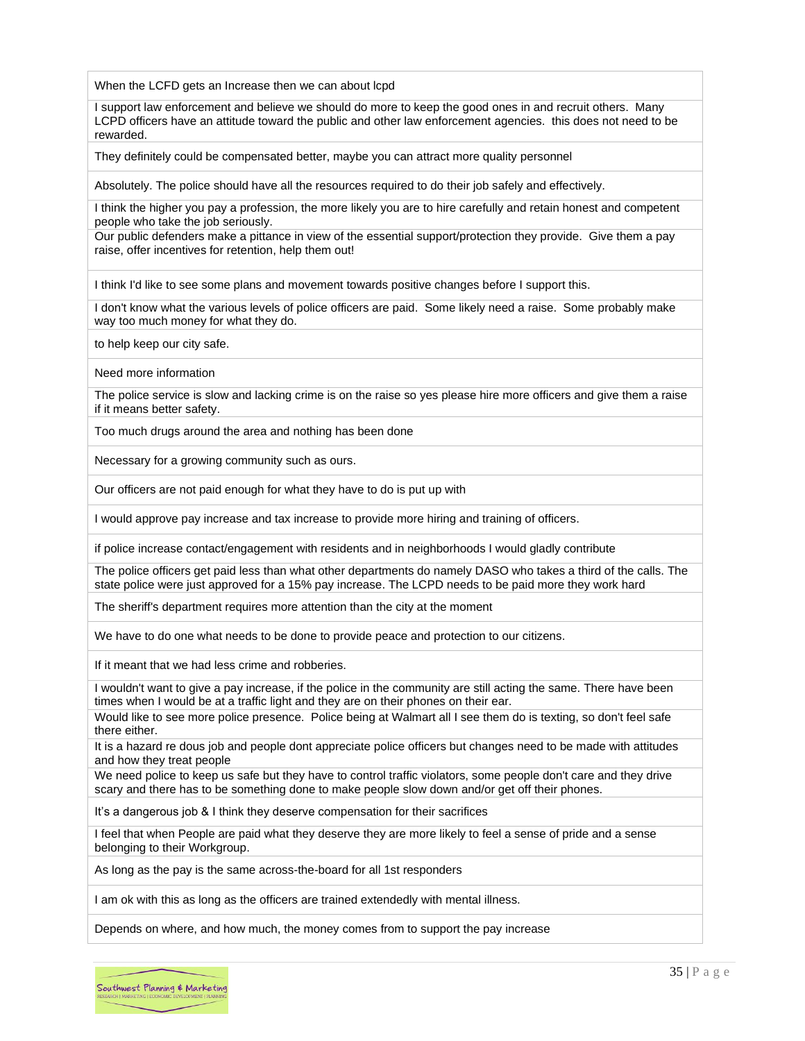| |
|---|
| When the LCFD gets an Increase then we can about lcpd |
| I support law enforcement and believe we should do more to keep the good ones in and recruit others. Many LCPD officers have an attitude toward the public and other law enforcement agencies. this does not need to be rewarded. |
| They definitely could be compensated better, maybe you can attract more quality personnel |
| Absolutely. The police should have all the resources required to do their job safely and effectively. |
| I think the higher you pay a profession, the more likely you are to hire carefully and retain honest and competent people who take the job seriously. |
| Our public defenders make a pittance in view of the essential support/protection they provide. Give them a pay raise, offer incentives for retention, help them out! |
| I think I'd like to see some plans and movement towards positive changes before I support this. |
| I don't know what the various levels of police officers are paid. Some likely need a raise. Some probably make way too much money for what they do. |
| to help keep our city safe. |
| Need more information |
| The police service is slow and lacking crime is on the raise so yes please hire more officers and give them a raise if it means better safety. |
| Too much drugs around the area and nothing has been done |
| Necessary for a growing community such as ours. |
| Our officers are not paid enough for what they have to do is put up with |
| I would approve pay increase and tax increase to provide more hiring and training of officers. |
| if police increase contact/engagement with residents and in neighborhoods I would gladly contribute |
| The police officers get paid less than what other departments do namely DASO who takes a third of the calls. The state police were just approved for a 15% pay increase. The LCPD needs to be paid more they work hard |
| The sheriff's department requires more attention than the city at the moment |
| We have to do one what needs to be done to provide peace and protection to our citizens. |
| If it meant that we had less crime and robberies. |
| I wouldn't want to give a pay increase, if the police in the community are still acting the same. There have been times when I would be at a traffic light and they are on their phones on their ear. |
| Would like to see more police presence. Police being at Walmart all I see them do is texting, so don't feel safe there either. |
| It is a hazard re dous job and people dont appreciate police officers but changes need to be made with attitudes and how they treat people |
| We need police to keep us safe but they have to control traffic violators, some people don't care and they drive scary and there has to be something done to make people slow down and/or get off their phones. |
| It's a dangerous job & I think they deserve compensation for their sacrifices |
| I feel that when People are paid what they deserve they are more likely to feel a sense of pride and a sense belonging to their Workgroup. |
| As long as the pay is the same across-the-board for all 1st responders |
| I am ok with this as long as the officers are trained extendedly with mental illness. |
| Depends on where, and how much, the money comes from to support the pay increase |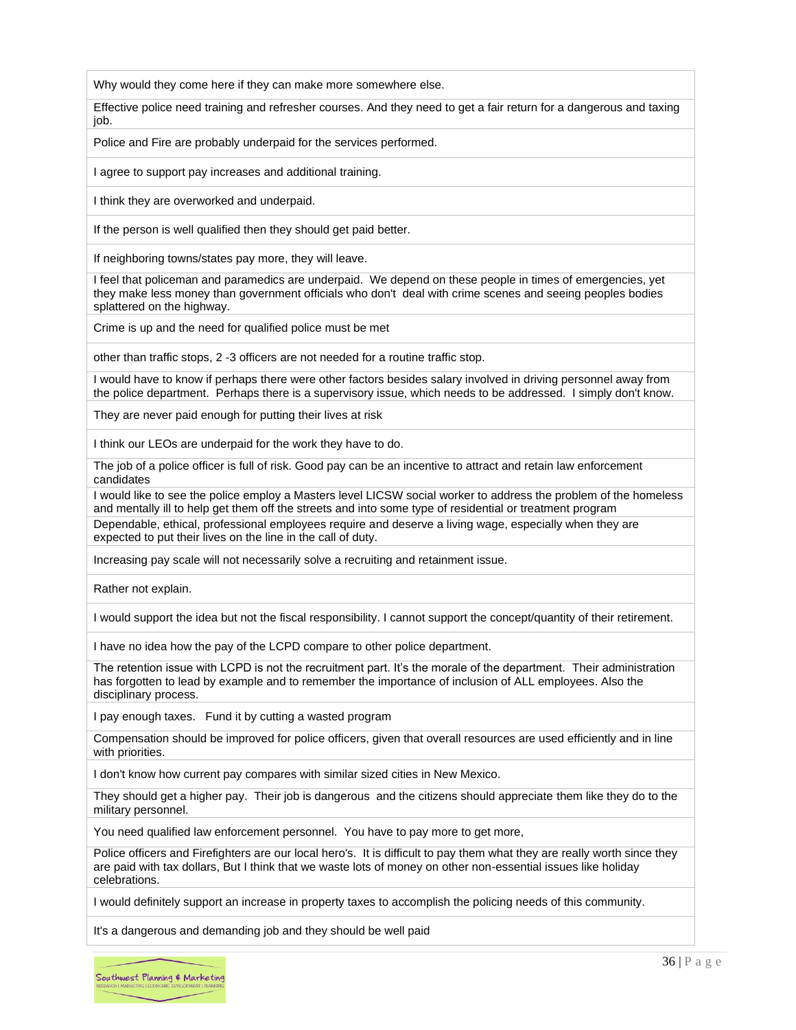| |
|---|
| Why would they come here if they can make more somewhere else. |
| Effective police need training and refresher courses. And they need to get a fair return for a dangerous and taxing job. |
| Police and Fire are probably underpaid for the services performed. |
| I agree to support pay increases and additional training. |
| I think they are overworked and underpaid. |
| If the person is well qualified then they should get paid better. |
| If neighboring towns/states pay more, they will leave. |
| I feel that policeman and paramedics are underpaid. We depend on these people in times of emergencies, yet they make less money than government officials who don't deal with crime scenes and seeing peoples bodies splattered on the highway. |
| Crime is up and the need for qualified police must be met |
| other than traffic stops, 2 -3 officers are not needed for a routine traffic stop. |
| I would have to know if perhaps there were other factors besides salary involved in driving personnel away from the police department. Perhaps there is a supervisory issue, which needs to be addressed. I simply don't know. |
| They are never paid enough for putting their lives at risk |
| I think our LEOs are underpaid for the work they have to do. |
| The job of a police officer is full of risk. Good pay can be an incentive to attract and retain law enforcement candidates |
| I would like to see the police employ a Masters level LICSW social worker to address the problem of the homeless and mentally ill to help get them off the streets and into some type of residential or treatment program |
| Dependable, ethical, professional employees require and deserve a living wage, especially when they are expected to put their lives on the line in the call of duty. |
| Increasing pay scale will not necessarily solve a recruiting and retainment issue. |
| Rather not explain. |
| I would support the idea but not the fiscal responsibility. I cannot support the concept/quantity of their retirement. |
| I have no idea how the pay of the LCPD compare to other police department. |
| The retention issue with LCPD is not the recruitment part. It's the morale of the department. Their administration has forgotten to lead by example and to remember the importance of inclusion of ALL employees. Also the disciplinary process. |
| I pay enough taxes. Fund it by cutting a wasted program |
| Compensation should be improved for police officers, given that overall resources are used efficiently and in line with priorities. |
| I don't know how current pay compares with similar sized cities in New Mexico. |
| They should get a higher pay. Their job is dangerous and the citizens should appreciate them like they do to the military personnel. |
| You need qualified law enforcement personnel. You have to pay more to get more, |
| Police officers and Firefighters are our local hero's. It is difficult to pay them what they are really worth since they are paid with tax dollars, But I think that we waste lots of money on other non-essential issues like holiday celebrations. |
| I would definitely support an increase in property taxes to accomplish the policing needs of this community. |
| It's a dangerous and demanding job and they should be well paid |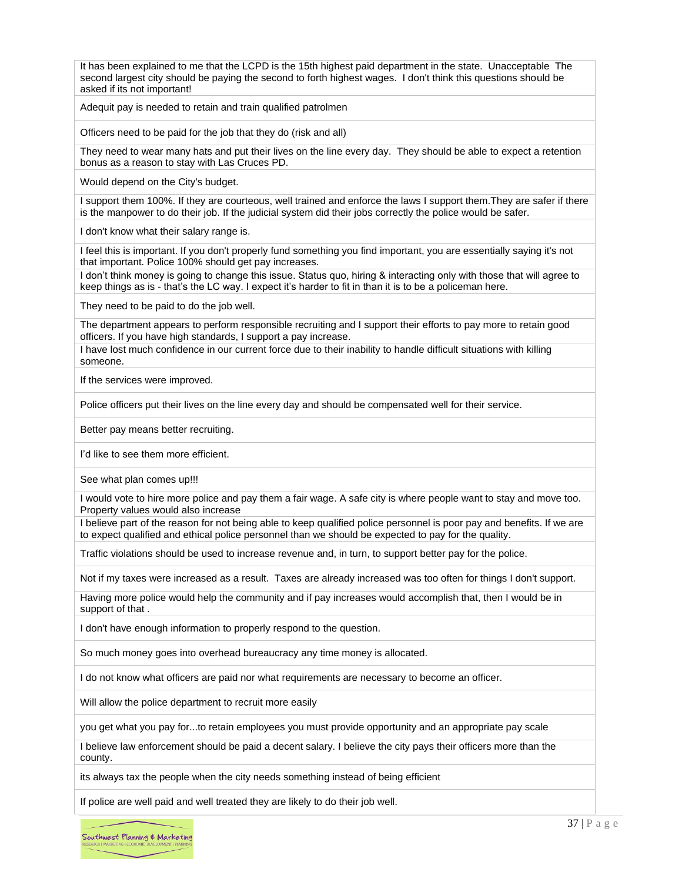| |
|---|
| It has been explained to me that the LCPD is the 15th highest paid department in the state. Unacceptable The second largest city should be paying the second to forth highest wages. I don't think this questions should be asked if its not important! |
| Adequit pay is needed to retain and train qualified patrolmen |
| Officers need to be paid for the job that they do (risk and all) |
| They need to wear many hats and put their lives on the line every day. They should be able to expect a retention bonus as a reason to stay with Las Cruces PD. |
| Would depend on the City's budget. |
| I support them 100%. If they are courteous, well trained and enforce the laws I support them.They are safer if there is the manpower to do their job. If the judicial system did their jobs correctly the police would be safer. |
| I don't know what their salary range is. |
| I feel this is important. If you don't properly fund something you find important, you are essentially saying it's not that important. Police 100% should get pay increases. |
| I don't think money is going to change this issue. Status quo, hiring & interacting only with those that will agree to keep things as is - that's the LC way. I expect it's harder to fit in than it is to be a policeman here. |
| They need to be paid to do the job well. |
| The department appears to perform responsible recruiting and I support their efforts to pay more to retain good officers. If you have high standards, I support a pay increase. |
| I have lost much confidence in our current force due to their inability to handle difficult situations with killing someone. |
| If the services were improved. |
| Police officers put their lives on the line every day and should be compensated well for their service. |
| Better pay means better recruiting. |
| I'd like to see them more efficient. |
| See what plan comes up!!! |
| I would vote to hire more police and pay them a fair wage. A safe city is where people want to stay and move too. Property values would also increase |
| I believe part of the reason for not being able to keep qualified police personnel is poor pay and benefits. If we are to expect qualified and ethical police personnel than we should be expected to pay for the quality. |
| Traffic violations should be used to increase revenue and, in turn, to support better pay for the police. |
| Not if my taxes were increased as a result. Taxes are already increased was too often for things I don't support. |
| Having more police would help the community and if pay increases would accomplish that, then I would be in support of that . |
| I don't have enough information to properly respond to the question. |
| So much money goes into overhead bureaucracy any time money is allocated. |
| I do not know what officers are paid nor what requirements are necessary to become an officer. |
| Will allow the police department to recruit more easily |
| you get what you pay for...to retain employees you must provide opportunity and an appropriate pay scale |
| I believe law enforcement should be paid a decent salary. I believe the city pays their officers more than the county. |
| its always tax the people when the city needs something instead of being efficient |
| If police are well paid and well treated they are likely to do their job well. |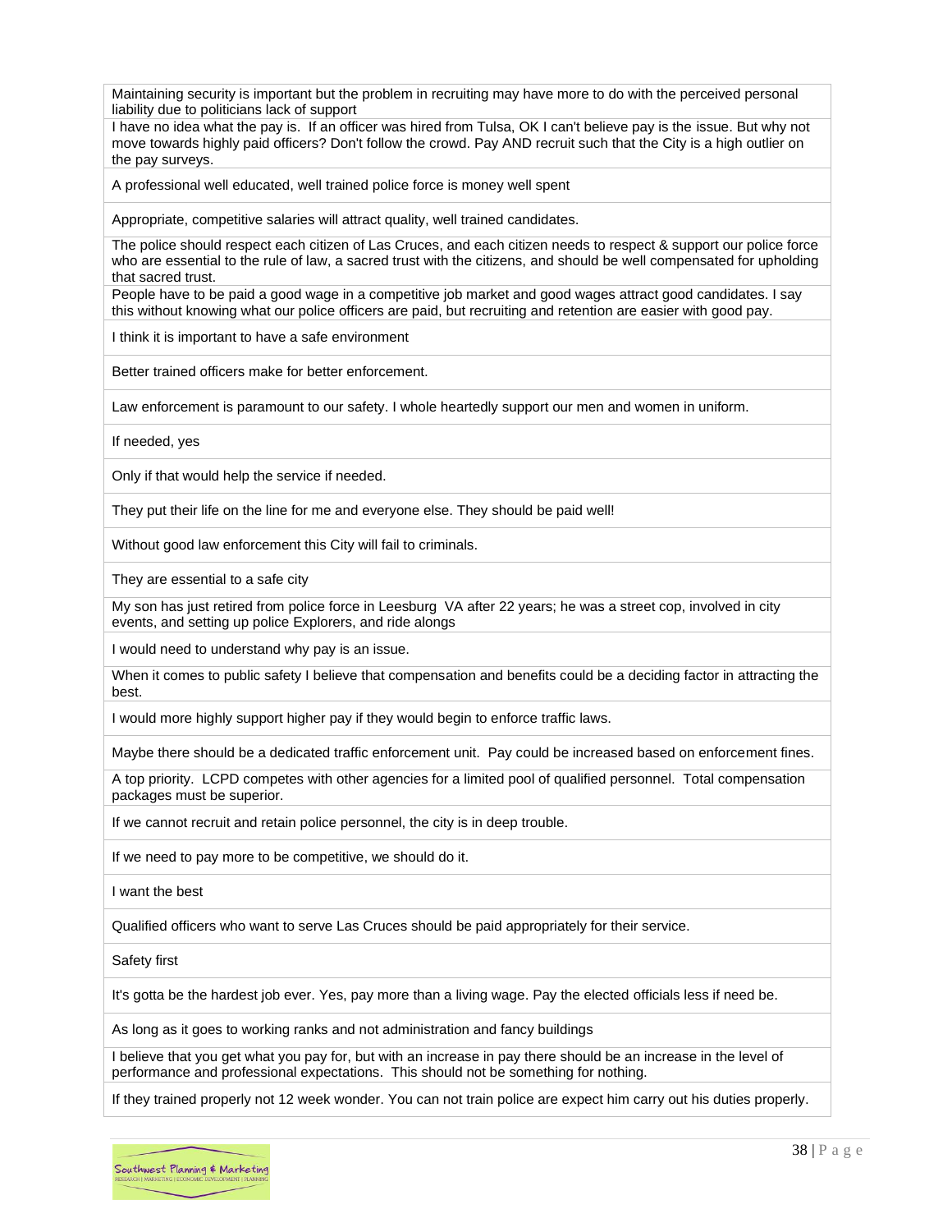| |
|---|
| Maintaining security is important but the problem in recruiting may have more to do with the perceived personal liability due to politicians lack of support |
| I have no idea what the pay is. If an officer was hired from Tulsa, OK I can't believe pay is the issue. But why not move towards highly paid officers? Don't follow the crowd. Pay AND recruit such that the City is a high outlier on the pay surveys. |
| A professional well educated, well trained police force is money well spent |
| Appropriate, competitive salaries will attract quality, well trained candidates. |
| The police should respect each citizen of Las Cruces, and each citizen needs to respect & support our police force who are essential to the rule of law, a sacred trust with the citizens, and should be well compensated for upholding that sacred trust. |
| People have to be paid a good wage in a competitive job market and good wages attract good candidates. I say this without knowing what our police officers are paid, but recruiting and retention are easier with good pay. |
| I think it is important to have a safe environment |
| Better trained officers make for better enforcement. |
| Law enforcement is paramount to our safety. I whole heartedly support our men and women in uniform. |
| If needed, yes |
| Only if that would help the service if needed. |
| They put their life on the line for me and everyone else. They should be paid well! |
| Without good law enforcement this City will fail to criminals. |
| They are essential to a safe city |
| My son has just retired from police force in Leesburg VA after 22 years; he was a street cop, involved in city events, and setting up police Explorers, and ride alongs |
| I would need to understand why pay is an issue. |
| When it comes to public safety I believe that compensation and benefits could be a deciding factor in attracting the best. |
| I would more highly support higher pay if they would begin to enforce traffic laws. |
| Maybe there should be a dedicated traffic enforcement unit. Pay could be increased based on enforcement fines. |
| A top priority. LCPD competes with other agencies for a limited pool of qualified personnel. Total compensation packages must be superior. |
| If we cannot recruit and retain police personnel, the city is in deep trouble. |
| If we need to pay more to be competitive, we should do it. |
| I want the best |
| Qualified officers who want to serve Las Cruces should be paid appropriately for their service. |
| Safety first |
| It's gotta be the hardest job ever. Yes, pay more than a living wage. Pay the elected officials less if need be. |
| As long as it goes to working ranks and not administration and fancy buildings |
| I believe that you get what you pay for, but with an increase in pay there should be an increase in the level of performance and professional expectations. This should not be something for nothing. |
| If they trained properly not 12 week wonder. You can not train police are expect him carry out his duties properly. |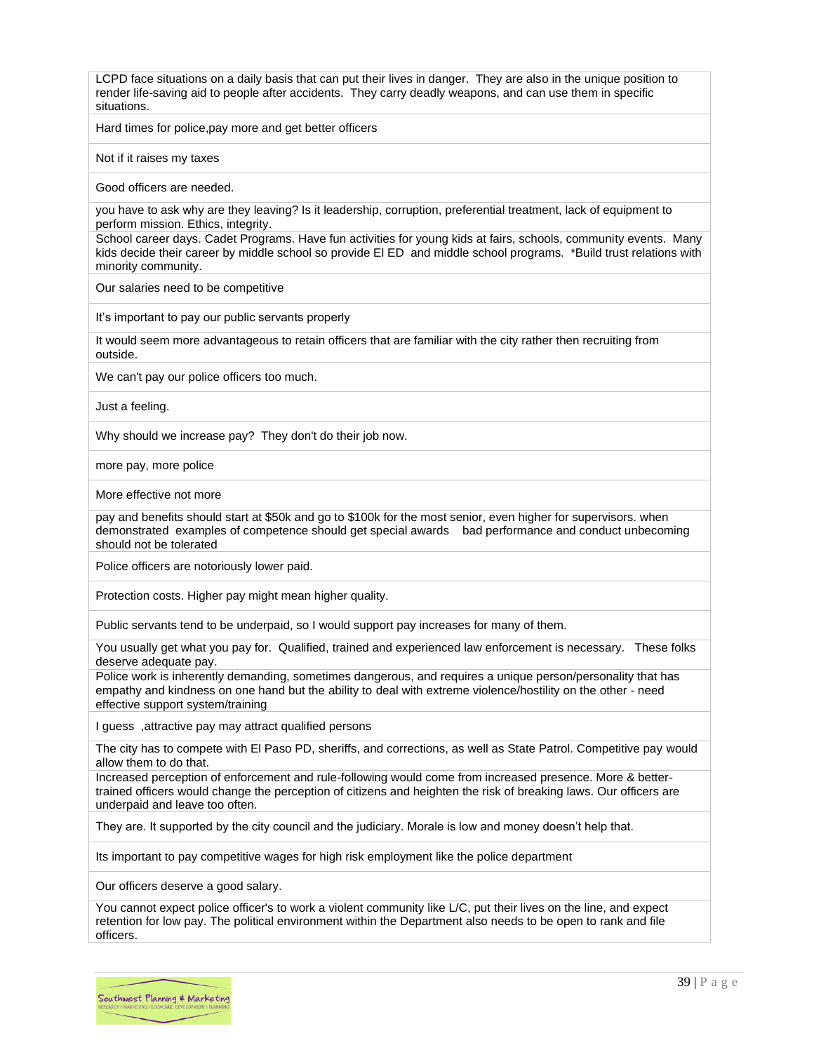| |
|---|
| LCPD face situations on a daily basis that can put their lives in danger. They are also in the unique position to render life-saving aid to people after accidents. They carry deadly weapons, and can use them in specific situations. |
| Hard times for police,pay more and get better officers |
| Not if it raises my taxes |
| Good officers are needed. |
| you have to ask why are they leaving? Is it leadership, corruption, preferential treatment, lack of equipment to perform mission. Ethics, integrity. |
| School career days. Cadet Programs. Have fun activities for young kids at fairs, schools, community events. Many kids decide their career by middle school so provide El ED and middle school programs. *Build trust relations with minority community. |
| Our salaries need to be competitive |
| It's important to pay our public servants properly |
| It would seem more advantageous to retain officers that are familiar with the city rather then recruiting from outside. |
| We can't pay our police officers too much. |
| Just a feeling. |
| Why should we increase pay? They don't do their job now. |
| more pay, more police |
| More effective not more |
| pay and benefits should start at $50k and go to $100k for the most senior, even higher for supervisors. when demonstrated examples of competence should get special awards bad performance and conduct unbecoming should not be tolerated |
| Police officers are notoriously lower paid. |
| Protection costs. Higher pay might mean higher quality. |
| Public servants tend to be underpaid, so I would support pay increases for many of them. |
| You usually get what you pay for. Qualified, trained and experienced law enforcement is necessary. These folks deserve adequate pay. |
| Police work is inherently demanding, sometimes dangerous, and requires a unique person/personality that has empathy and kindness on one hand but the ability to deal with extreme violence/hostility on the other - need effective support system/training |
| I guess ,attractive pay may attract qualified persons |
| The city has to compete with El Paso PD, sheriffs, and corrections, as well as State Patrol. Competitive pay would allow them to do that. |
| Increased perception of enforcement and rule-following would come from increased presence. More & better-trained officers would change the perception of citizens and heighten the risk of breaking laws. Our officers are underpaid and leave too often. |
| They are. It supported by the city council and the judiciary. Morale is low and money doesn't help that. |
| Its important to pay competitive wages for high risk employment like the police department |
| Our officers deserve a good salary. |
| You cannot expect police officer's to work a violent community like L/C, put their lives on the line, and expect retention for low pay. The political environment within the Department also needs to be open to rank and file officers. |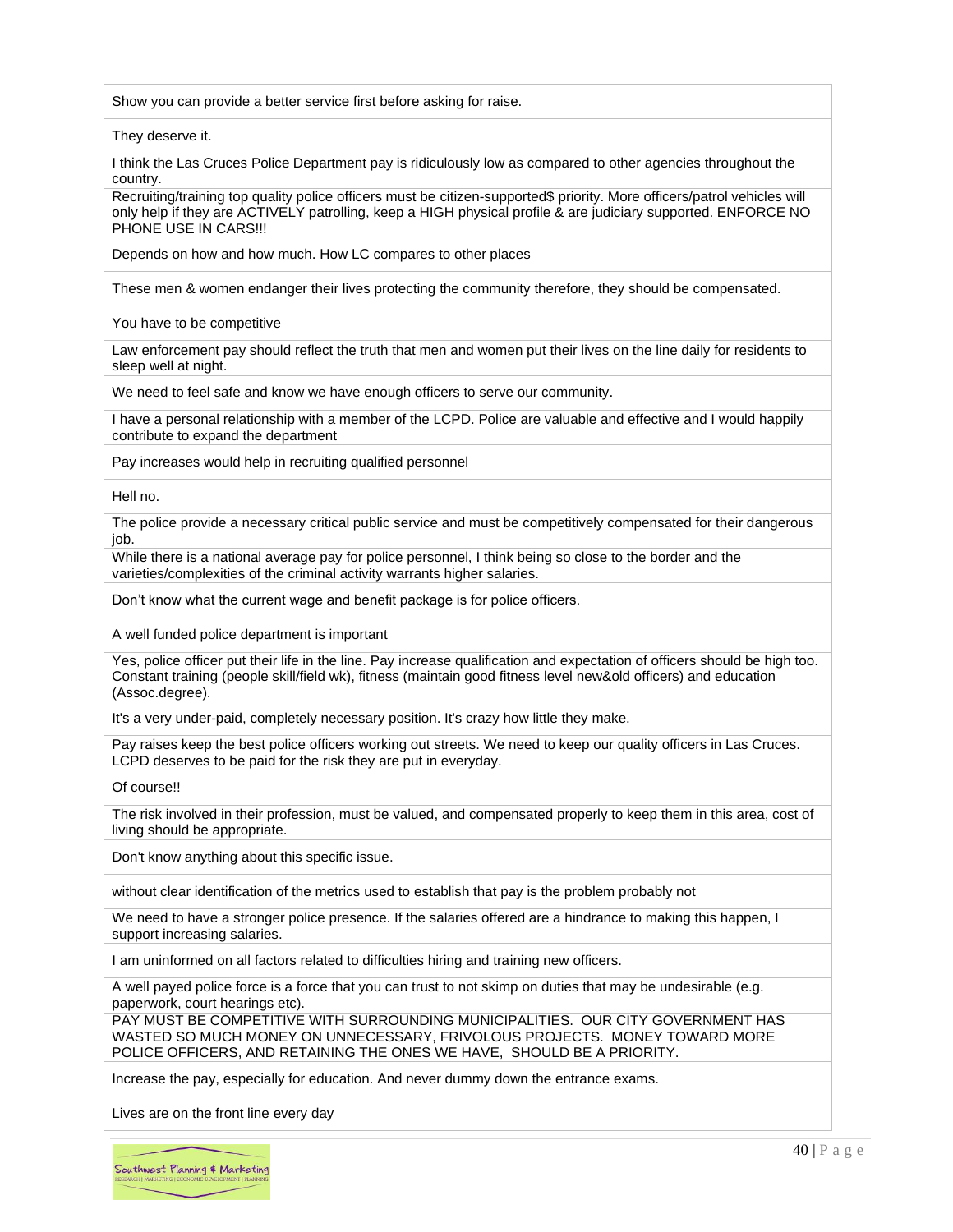| |
|---|
| Show you can provide a better service first before asking for raise. |
| They deserve it. |
| I think the Las Cruces Police Department pay is ridiculously low as compared to other agencies throughout the country. |
| Recruiting/training top quality police officers must be citizen-supported$ priority. More officers/patrol vehicles will only help if they are ACTIVELY patrolling, keep a HIGH physical profile & are judiciary supported. ENFORCE NO PHONE USE IN CARS!!! |
| Depends on how and how much. How LC compares to other places |
| These men & women endanger their lives protecting the community therefore, they should be compensated. |
| You have to be competitive |
| Law enforcement pay should reflect the truth that men and women put their lives on the line daily for residents to sleep well at night. |
| We need to feel safe and know we have enough officers to serve our community. |
| I have a personal relationship with a member of the LCPD. Police are valuable and effective and I would happily contribute to expand the department |
| Pay increases would help in recruiting qualified personnel |
| Hell no. |
| The police provide a necessary critical public service and must be competitively compensated for their dangerous job. |
| While there is a national average pay for police personnel, I think being so close to the border and the varieties/complexities of the criminal activity warrants higher salaries. |
| Don't know what the current wage and benefit package is for police officers. |
| A well funded police department is important |
| Yes, police officer put their life in the line. Pay increase qualification and expectation of officers should be high too. Constant training (people skill/field wk), fitness (maintain good fitness level new&old officers) and education (Assoc.degree). |
| It's a very under-paid, completely necessary position. It's crazy how little they make. |
| Pay raises keep the best police officers working out streets. We need to keep our quality officers in Las Cruces. LCPD deserves to be paid for the risk they are put in everyday. |
| Of course!! |
| The risk involved in their profession, must be valued, and compensated properly to keep them in this area, cost of living should be appropriate. |
| Don't know anything about this specific issue. |
| without clear identification of the metrics used to establish that pay is the problem probably not |
| We need to have a stronger police presence. If the salaries offered are a hindrance to making this happen, I support increasing salaries. |
| I am uninformed on all factors related to difficulties hiring and training new officers. |
| A well payed police force is a force that you can trust to not skimp on duties that may be undesirable (e.g. paperwork, court hearings etc). |
| PAY MUST BE COMPETITIVE WITH SURROUNDING MUNICIPALITIES. OUR CITY GOVERNMENT HAS WASTED SO MUCH MONEY ON UNNECESSARY, FRIVOLOUS PROJECTS. MONEY TOWARD MORE POLICE OFFICERS, AND RETAINING THE ONES WE HAVE, SHOULD BE A PRIORITY. |
| Increase the pay, especially for education. And never dummy down the entrance exams. |
| Lives are on the front line every day |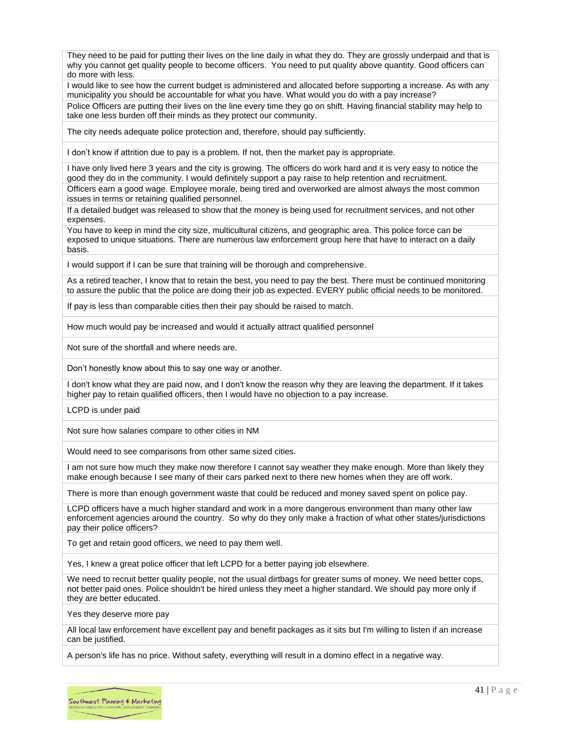| |
|---|
| They need to be paid for putting their lives on the line daily in what they do. They are grossly underpaid and that is why you cannot get quality people to become officers. You need to put quality above quantity. Good officers can do more with less. |
| I would like to see how the current budget is administered and allocated before supporting a increase. As with any municipality you should be accountable for what you have. What would you do with a pay increase? |
| Police Officers are putting their lives on the line every time they go on shift. Having financial stability may help to take one less burden off their minds as they protect our community. |
| The city needs adequate police protection and, therefore, should pay sufficiently. |
| I don't know if attrition due to pay is a problem. If not, then the market pay is appropriate. |
| I have only lived here 3 years and the city is growing. The officers do work hard and it is very easy to notice the good they do in the community. I would definitely support a pay raise to help retention and recruitment. |
| Officers earn a good wage. Employee morale, being tired and overworked are almost always the most common issues in terms or retaining qualified personnel. |
| If a detailed budget was released to show that the money is being used for recruitment services, and not other expenses. |
| You have to keep in mind the city size, multicultural citizens, and geographic area. This police force can be exposed to unique situations. There are numerous law enforcement group here that have to interact on a daily basis. |
| I would support if I can be sure that training will be thorough and comprehensive. |
| As a retired teacher, I know that to retain the best, you need to pay the best. There must be continued monitoring to assure the public that the police are doing their job as expected. EVERY public official needs to be monitored. |
| If pay is less than comparable cities then their pay should be raised to match. |
| How much would pay be increased and would it actually attract qualified personnel |
| Not sure of the shortfall and where needs are. |
| Don't honestly know about this to say one way or another. |
| I don't know what they are paid now, and I don't know the reason why they are leaving the department. If it takes higher pay to retain qualified officers, then I would have no objection to a pay increase. |
| LCPD is under paid |
| Not sure how salaries compare to other cities in NM |
| Would need to see comparisons from other same sized cities. |
| I am not sure how much they make now therefore I cannot say weather they make enough. More than likely they make enough because I see many of their cars parked next to there new homes when they are off work. |
| There is more than enough government waste that could be reduced and money saved spent on police pay. |
| LCPD officers have a much higher standard and work in a more dangerous environment than many other law enforcement agencies around the country. So why do they only make a fraction of what other states/jurisdictions pay their police officers? |
| To get and retain good officers, we need to pay them well. |
| Yes, I knew a great police officer that left LCPD for a better paying job elsewhere. |
| We need to recruit better quality people, not the usual dirtbags for greater sums of money. We need better cops, not better paid ones. Police shouldn't be hired unless they meet a higher standard. We should pay more only if they are better educated. |
| Yes they deserve more pay |
| All local law enforcement have excellent pay and benefit packages as it sits but I'm willing to listen if an increase can be justified. |
| A person's life has no price. Without safety, everything will result in a domino effect in a negative way. |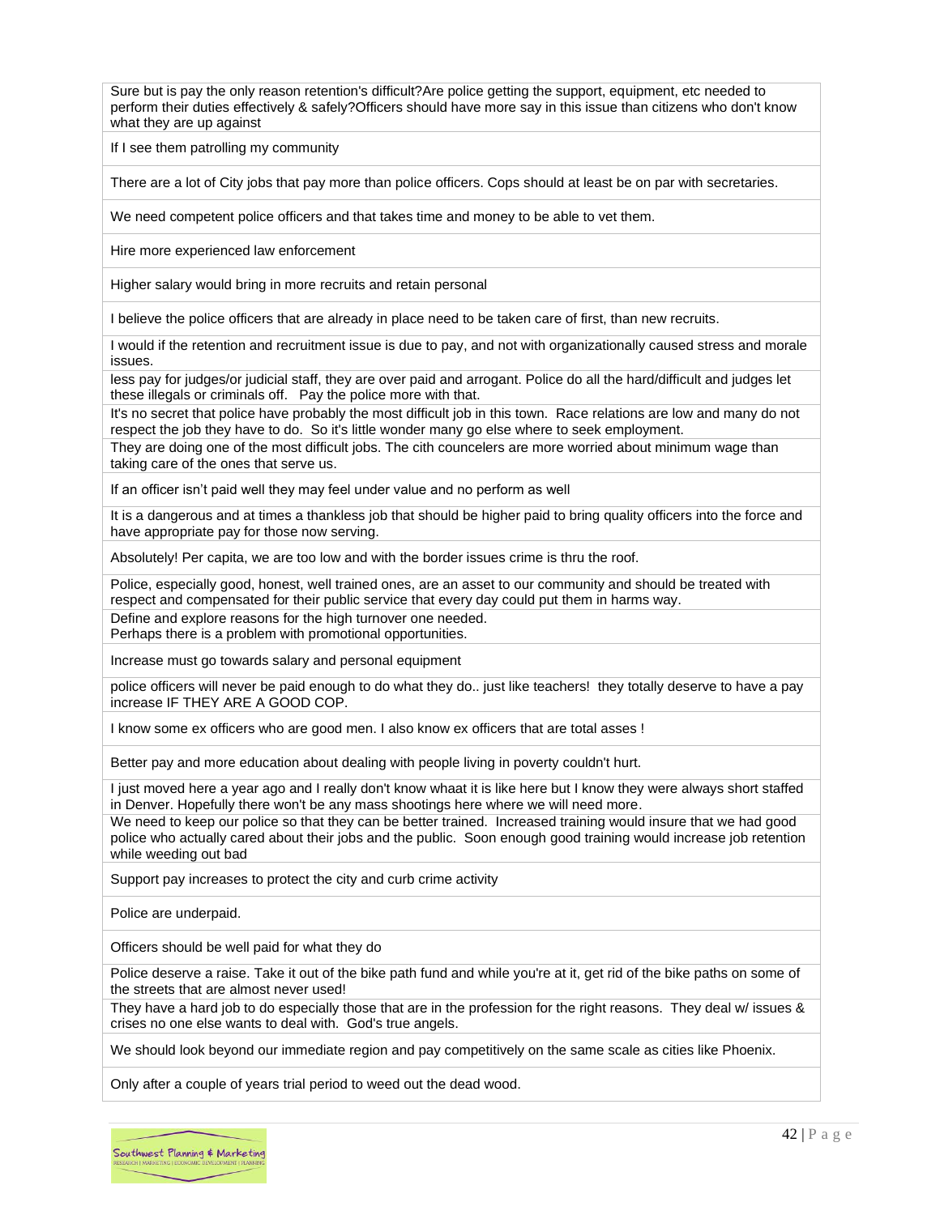| |
|---|
| Sure but is pay the only reason retention's difficult?Are police getting the support, equipment, etc needed to perform their duties effectively & safely?Officers should have more say in this issue than citizens who don't know what they are up against |
| If I see them patrolling my community |
| There are a lot of City jobs that pay more than police officers. Cops should at least be on par with secretaries. |
| We need competent police officers and that takes time and money to be able to vet them. |
| Hire more experienced law enforcement |
| Higher salary would bring in more recruits and retain personal |
| I believe the police officers that are already in place need to be taken care of first, than new recruits. |
| I would if the retention and recruitment issue is due to pay, and not with organizationally caused stress and morale issues. |
| less pay for judges/or judicial staff, they are over paid and arrogant. Police do all the hard/difficult and judges let these illegals or criminals off. Pay the police more with that. |
| It's no secret that police have probably the most difficult job in this town. Race relations are low and many do not respect the job they have to do. So it's little wonder many go else where to seek employment. |
| They are doing one of the most difficult jobs. The cith councelers are more worried about minimum wage than taking care of the ones that serve us. |
| If an officer isn't paid well they may feel under value and no perform as well |
| It is a dangerous and at times a thankless job that should be higher paid to bring quality officers into the force and have appropriate pay for those now serving. |
| Absolutely! Per capita, we are too low and with the border issues crime is thru the roof. |
| Police, especially good, honest, well trained ones, are an asset to our community and should be treated with respect and compensated for their public service that every day could put them in harms way. |
| Define and explore reasons for the high turnover one needed. Perhaps there is a problem with promotional opportunities. |
| Increase must go towards salary and personal equipment |
| police officers will never be paid enough to do what they do.. just like teachers! they totally deserve to have a pay increase IF THEY ARE A GOOD COP. |
| I know some ex officers who are good men. I also know ex officers that are total asses ! |
| Better pay and more education about dealing with people living in poverty couldn't hurt. |
| I just moved here a year ago and I really don't know whaat it is like here but I know they were always short staffed in Denver. Hopefully there won't be any mass shootings here where we will need more. |
| We need to keep our police so that they can be better trained. Increased training would insure that we had good police who actually cared about their jobs and the public. Soon enough good training would increase job retention while weeding out bad |
| Support pay increases to protect the city and curb crime activity |
| Police are underpaid. |
| Officers should be well paid for what they do |
| Police deserve a raise. Take it out of the bike path fund and while you're at it, get rid of the bike paths on some of the streets that are almost never used! |
| They have a hard job to do especially those that are in the profession for the right reasons. They deal w/ issues & crises no one else wants to deal with. God's true angels. |
| We should look beyond our immediate region and pay competitively on the same scale as cities like Phoenix. |
| Only after a couple of years trial period to weed out the dead wood. |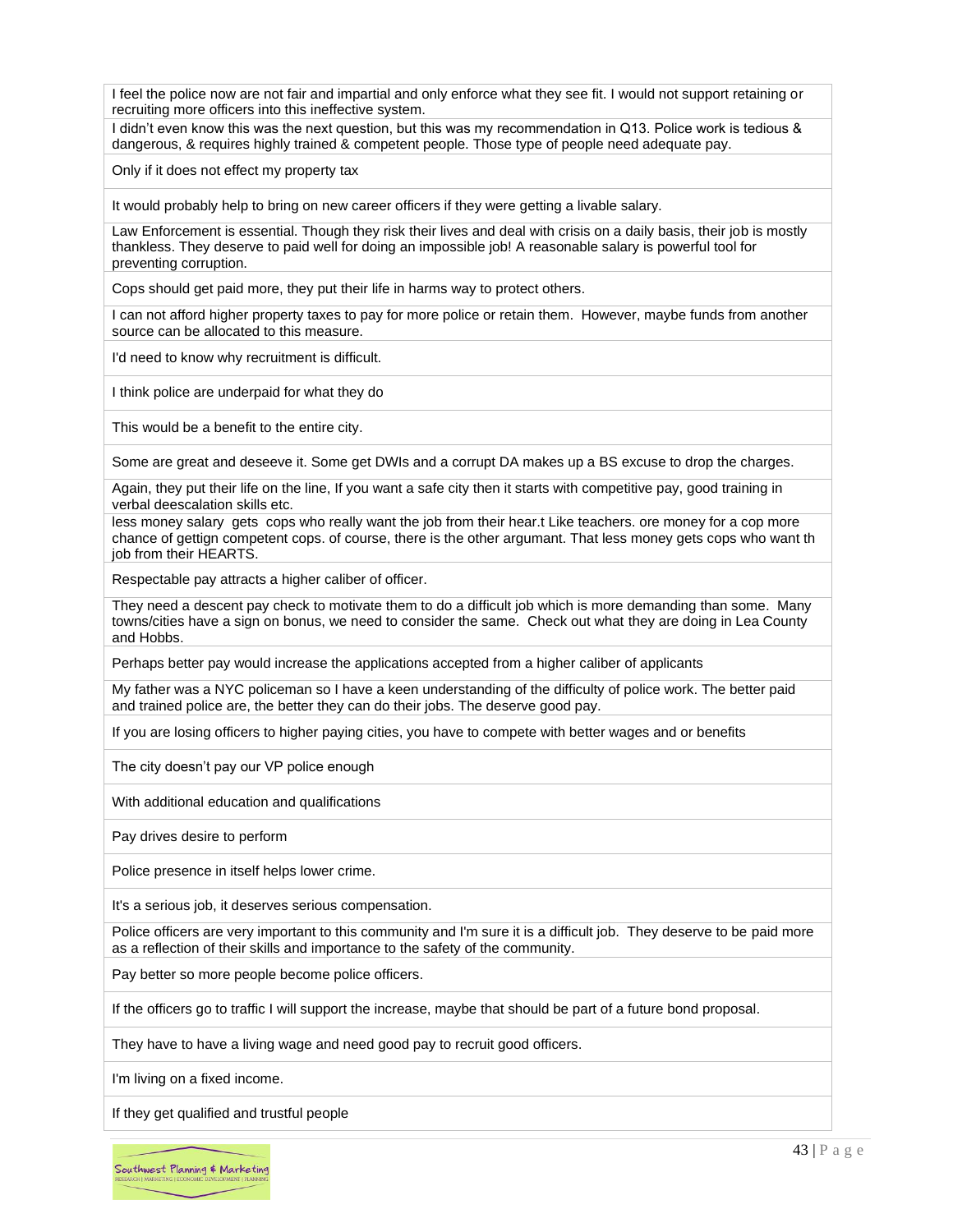| |
|---|
| I feel the police now are not fair and impartial and only enforce what they see fit. I would not support retaining or recruiting more officers into this ineffective system. |
| I didn't even know this was the next question, but this was my recommendation in Q13. Police work is tedious & dangerous, & requires highly trained & competent people. Those type of people need adequate pay. |
| Only if it does not effect my property tax |
| It would probably help to bring on new career officers if they were getting a livable salary. |
| Law Enforcement is essential. Though they risk their lives and deal with crisis on a daily basis, their job is mostly thankless. They deserve to paid well for doing an impossible job! A reasonable salary is powerful tool for preventing corruption. |
| Cops should get paid more, they put their life in harms way to protect others. |
| I can not afford higher property taxes to pay for more police or retain them. However, maybe funds from another source can be allocated to this measure. |
| I'd need to know why recruitment is difficult. |
| I think police are underpaid for what they do |
| This would be a benefit to the entire city. |
| Some are great and deseeve it. Some get DWIs and a corrupt DA makes up a BS excuse to drop the charges. |
| Again, they put their life on the line, If you want a safe city then it starts with competitive pay, good training in verbal deescalation skills etc. |
| less money salary gets cops who really want the job from their hear.t Like teachers. ore money for a cop more chance of gettign competent cops. of course, there is the other argumant. That less money gets cops who want th job from their HEARTS. |
| Respectable pay attracts a higher caliber of officer. |
| They need a descent pay check to motivate them to do a difficult job which is more demanding than some. Many towns/cities have a sign on bonus, we need to consider the same. Check out what they are doing in Lea County and Hobbs. |
| Perhaps better pay would increase the applications accepted from a higher caliber of applicants |
| My father was a NYC policeman so I have a keen understanding of the difficulty of police work. The better paid and trained police are, the better they can do their jobs. The deserve good pay. |
| If you are losing officers to higher paying cities, you have to compete with better wages and or benefits |
| The city doesn't pay our VP police enough |
| With additional education and qualifications |
| Pay drives desire to perform |
| Police presence in itself helps lower crime. |
| It's a serious job, it deserves serious compensation. |
| Police officers are very important to this community and I'm sure it is a difficult job. They deserve to be paid more as a reflection of their skills and importance to the safety of the community. |
| Pay better so more people become police officers. |
| If the officers go to traffic I will support the increase, maybe that should be part of a future bond proposal. |
| They have to have a living wage and need good pay to recruit good officers. |
| I'm living on a fixed income. |
| If they get qualified and trustful people |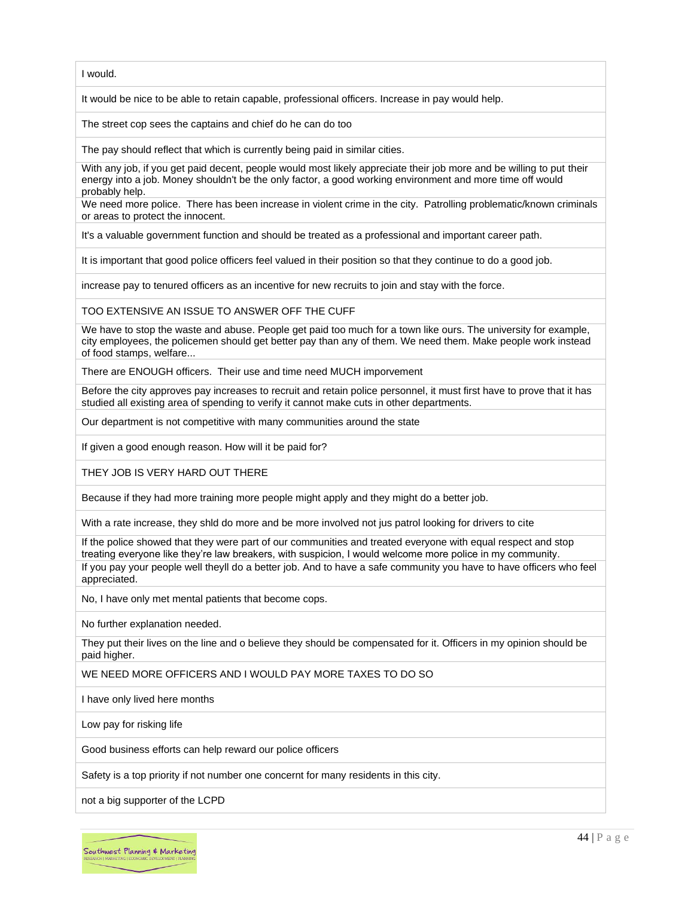| |
|---|
| I would. |
| It would be nice to be able to retain capable, professional officers. Increase in pay would help. |
| The street cop sees the captains and chief do he can do too |
| The pay should reflect that which is currently being paid in similar cities. |
| With any job, if you get paid decent, people would most likely appreciate their job more and be willing to put their energy into a job. Money shouldn't be the only factor, a good working environment and more time off would probably help. |
| We need more police. There has been increase in violent crime in the city. Patrolling problematic/known criminals or areas to protect the innocent. |
| It's a valuable government function and should be treated as a professional and important career path. |
| It is important that good police officers feel valued in their position so that they continue to do a good job. |
| increase pay to tenured officers as an incentive for new recruits to join and stay with the force. |
| TOO EXTENSIVE AN ISSUE TO ANSWER OFF THE CUFF |
| We have to stop the waste and abuse. People get paid too much for a town like ours. The university for example, city employees, the policemen should get better pay than any of them. We need them. Make people work instead of food stamps, welfare... |
| There are ENOUGH officers. Their use and time need MUCH imporvement |
| Before the city approves pay increases to recruit and retain police personnel, it must first have to prove that it has studied all existing area of spending to verify it cannot make cuts in other departments. |
| Our department is not competitive with many communities around the state |
| If given a good enough reason. How will it be paid for? |
| THEY JOB IS VERY HARD OUT THERE |
| Because if they had more training more people might apply and they might do a better job. |
| With a rate increase, they shld do more and be more involved not jus patrol looking for drivers to cite |
| If the police showed that they were part of our communities and treated everyone with equal respect and stop treating everyone like they're law breakers, with suspicion, I would welcome more police in my community. |
| If you pay your people well theyll do a better job. And to have a safe community you have to have officers who feel appreciated. |
| No, I have only met mental patients that become cops. |
| No further explanation needed. |
| They put their lives on the line and o believe they should be compensated for it. Officers in my opinion should be paid higher. |
| WE NEED MORE OFFICERS AND I WOULD PAY MORE TAXES TO DO SO |
| I have only lived here months |
| Low pay for risking life |
| Good business efforts can help reward our police officers |
| Safety is a top priority if not number one concernt for many residents in this city. |
| not a big supporter of the LCPD |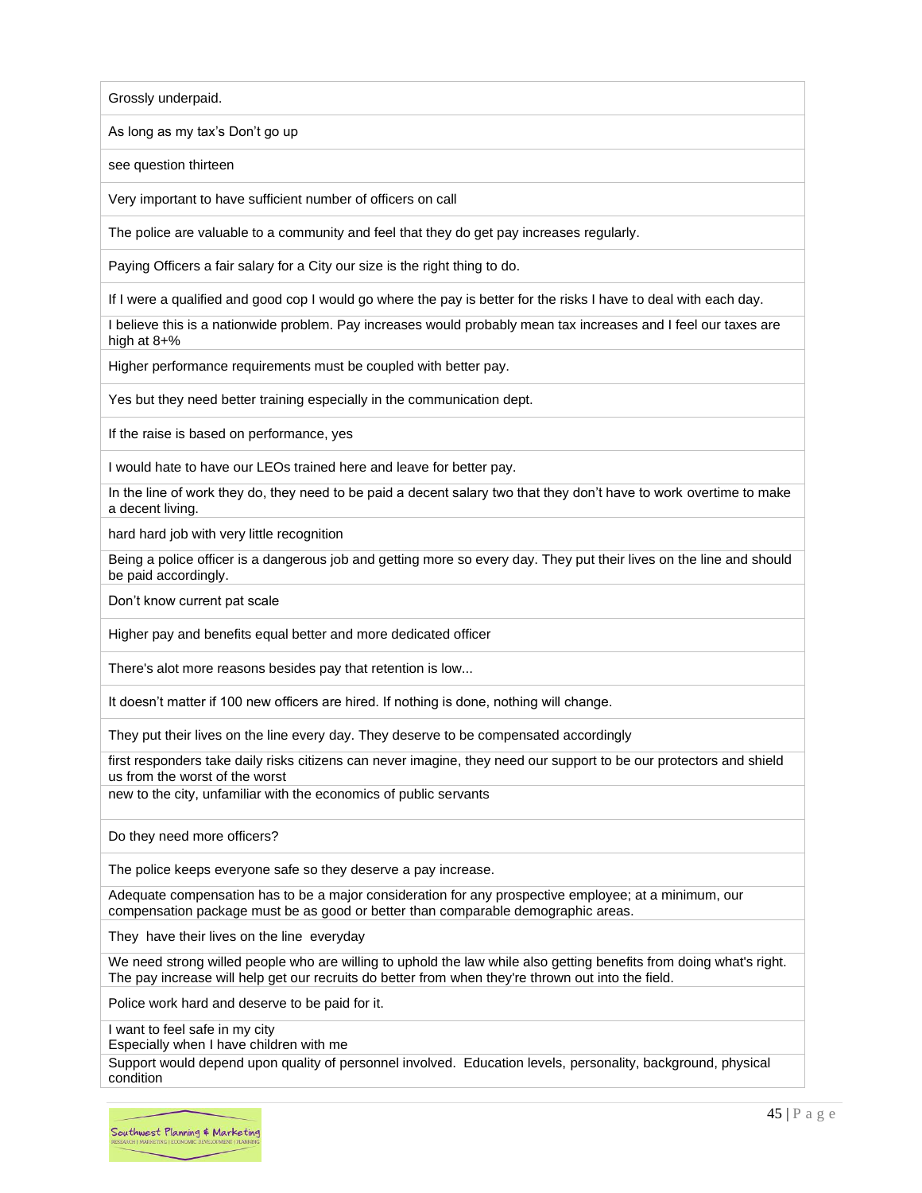| |
|---|
| Grossly underpaid. |
| As long as my tax's Don't go up |
| see question thirteen |
| Very important to have sufficient number of officers on call |
| The police are valuable to a community and feel that they do get pay increases regularly. |
| Paying Officers a fair salary for a City our size is the right thing to do. |
| If I were a qualified and good cop I would go where the pay is better for the risks I have to deal with each day. |
| I believe this is a nationwide problem. Pay increases would probably mean tax increases and I feel our taxes are high at 8+% |
| Higher performance requirements must be coupled with better pay. |
| Yes but they need better training especially in the communication dept. |
| If the raise is based on performance, yes |
| I would hate to have our LEOs trained here and leave for better pay. |
| In the line of work they do, they need to be paid a decent salary two that they don't have to work overtime to make a decent living. |
| hard hard job with very little recognition |
| Being a police officer is a dangerous job and getting more so every day. They put their lives on the line and should be paid accordingly. |
| Don't know current pat scale |
| Higher pay and benefits equal better and more dedicated officer |
| There's alot more reasons besides pay that retention is low... |
| It doesn't matter if 100 new officers are hired. If nothing is done, nothing will change. |
| They put their lives on the line every day. They deserve to be compensated accordingly |
| first responders take daily risks citizens can never imagine, they need our support to be our protectors and shield us from the worst of the worst |
| new to the city, unfamiliar with the economics of public servants |
| Do they need more officers? |
| The police keeps everyone safe so they deserve a pay increase. |
| Adequate compensation has to be a major consideration for any prospective employee; at a minimum, our compensation package must be as good or better than comparable demographic areas. |
| They have their lives on the line everyday |
| We need strong willed people who are willing to uphold the law while also getting benefits from doing what's right. The pay increase will help get our recruits do better from when they're thrown out into the field. |
| Police work hard and deserve to be paid for it. |
| I want to feel safe in my city<br>Especially when I have children with me |
| Support would depend upon quality of personnel involved. Education levels, personality, background, physical condition |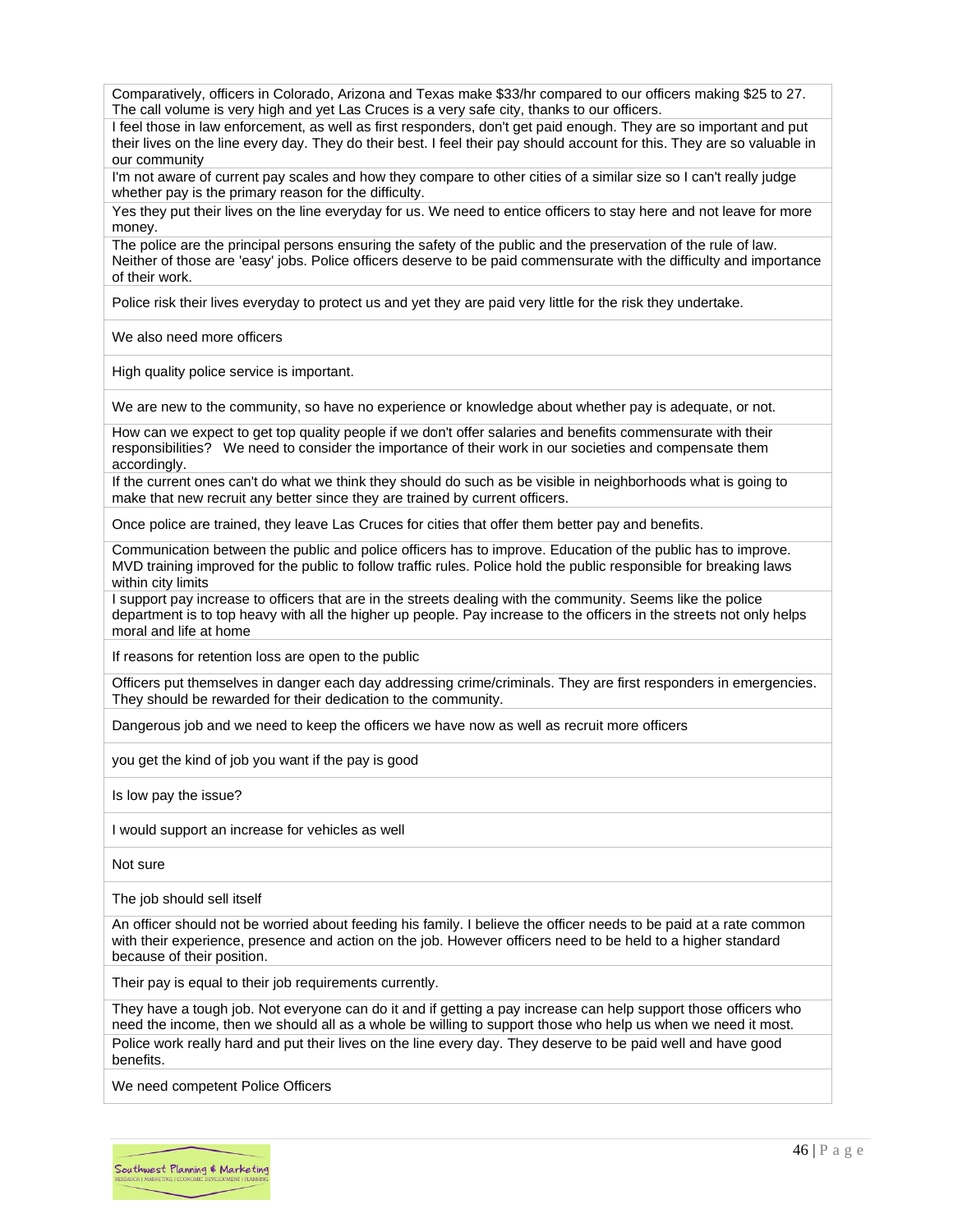| |
|---|
| Comparatively, officers in Colorado, Arizona and Texas make $33/hr compared to our officers making $25 to 27. The call volume is very high and yet Las Cruces is a very safe city, thanks to our officers. |
| I feel those in law enforcement, as well as first responders, don't get paid enough. They are so important and put their lives on the line every day. They do their best. I feel their pay should account for this. They are so valuable in our community |
| I'm not aware of current pay scales and how they compare to other cities of a similar size so I can't really judge whether pay is the primary reason for the difficulty. |
| Yes they put their lives on the line everyday for us. We need to entice officers to stay here and not leave for more money. |
| The police are the principal persons ensuring the safety of the public and the preservation of the rule of law. Neither of those are 'easy' jobs. Police officers deserve to be paid commensurate with the difficulty and importance of their work. |
| Police risk their lives everyday to protect us and yet they are paid very little for the risk they undertake. |
| We also need more officers |
| High quality police service is important. |
| We are new to the community, so have no experience or knowledge about whether pay is adequate, or not. |
| How can we expect to get top quality people if we don't offer salaries and benefits commensurate with their responsibilities?   We need to consider the importance of their work in our societies and compensate them accordingly. |
| If the current ones can't do what we think they should do such as be visible in neighborhoods what is going to make that new recruit any better since they are trained by current officers. |
| Once police are trained, they leave Las Cruces for cities that offer them better pay and benefits. |
| Communication between the public and police officers has to improve. Education of the public has to improve. MVD training improved for the public to follow traffic rules. Police hold the public responsible for breaking laws within city limits |
| I support pay increase to officers that are in the streets dealing with the community. Seems like the police department is to top heavy with all the higher up people. Pay increase to the officers in the streets not only helps moral and life at home |
| If reasons for retention loss are open to the public |
| Officers put themselves in danger each day addressing crime/criminals. They are first responders in emergencies. They should be rewarded for their dedication to the community. |
| Dangerous job and we need to keep the officers we have now as well as recruit more officers |
| you get the kind of job you want if the pay is good |
| Is low pay the issue? |
| I would support an increase for vehicles as well |
| Not sure |
| The job should sell itself |
| An officer should not be worried about feeding his family. I believe the officer needs to be paid at a rate common with their experience, presence and action on the job. However officers need to be held to a higher standard because of their position. |
| Their pay is equal to their job requirements currently. |
| They have a tough job. Not everyone can do it and if getting a pay increase can help support those officers who need the income, then we should all as a whole be willing to support those who help us when we need it most. |
| Police work really hard and put their lives on the line every day. They deserve to be paid well and have good benefits. |
| We need competent Police Officers |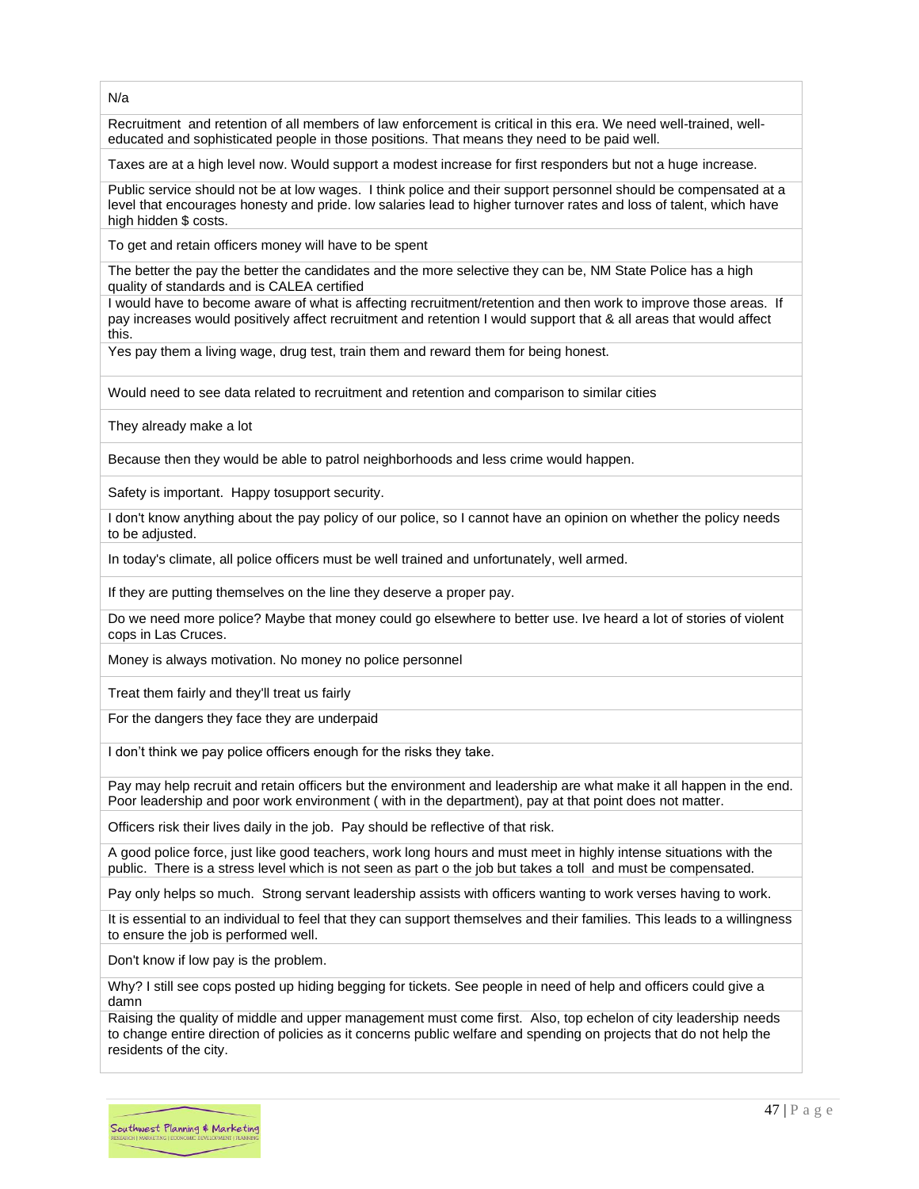| |
|---|
| N/a |
| Recruitment and retention of all members of law enforcement is critical in this era. We need well-trained, well-educated and sophisticated people in those positions. That means they need to be paid well. |
| Taxes are at a high level now. Would support a modest increase for first responders but not a huge increase. |
| Public service should not be at low wages. I think police and their support personnel should be compensated at a level that encourages honesty and pride. low salaries lead to higher turnover rates and loss of talent, which have high hidden $ costs. |
| To get and retain officers money will have to be spent |
| The better the pay the better the candidates and the more selective they can be, NM State Police has a high quality of standards and is CALEA certified |
| I would have to become aware of what is affecting recruitment/retention and then work to improve those areas. If pay increases would positively affect recruitment and retention I would support that & all areas that would affect this. |
| Yes pay them a living wage, drug test, train them and reward them for being honest. |
| Would need to see data related to recruitment and retention and comparison to similar cities |
| They already make a lot |
| Because then they would be able to patrol neighborhoods and less crime would happen. |
| Safety is important. Happy tosupport security. |
| I don't know anything about the pay policy of our police, so I cannot have an opinion on whether the policy needs to be adjusted. |
| In today's climate, all police officers must be well trained and unfortunately, well armed. |
| If they are putting themselves on the line they deserve a proper pay. |
| Do we need more police? Maybe that money could go elsewhere to better use. Ive heard a lot of stories of violent cops in Las Cruces. |
| Money is always motivation. No money no police personnel |
| Treat them fairly and they'll treat us fairly |
| For the dangers they face they are underpaid |
| I don't think we pay police officers enough for the risks they take. |
| Pay may help recruit and retain officers but the environment and leadership are what make it all happen in the end. Poor leadership and poor work environment ( with in the department), pay at that point does not matter. |
| Officers risk their lives daily in the job. Pay should be reflective of that risk. |
| A good police force, just like good teachers, work long hours and must meet in highly intense situations with the public. There is a stress level which is not seen as part o the job but takes a toll and must be compensated. |
| Pay only helps so much. Strong servant leadership assists with officers wanting to work verses having to work. |
| It is essential to an individual to feel that they can support themselves and their families. This leads to a willingness to ensure the job is performed well. |
| Don't know if low pay is the problem. |
| Why? I still see cops posted up hiding begging for tickets. See people in need of help and officers could give a damn |
| Raising the quality of middle and upper management must come first. Also, top echelon of city leadership needs to change entire direction of policies as it concerns public welfare and spending on projects that do not help the residents of the city. |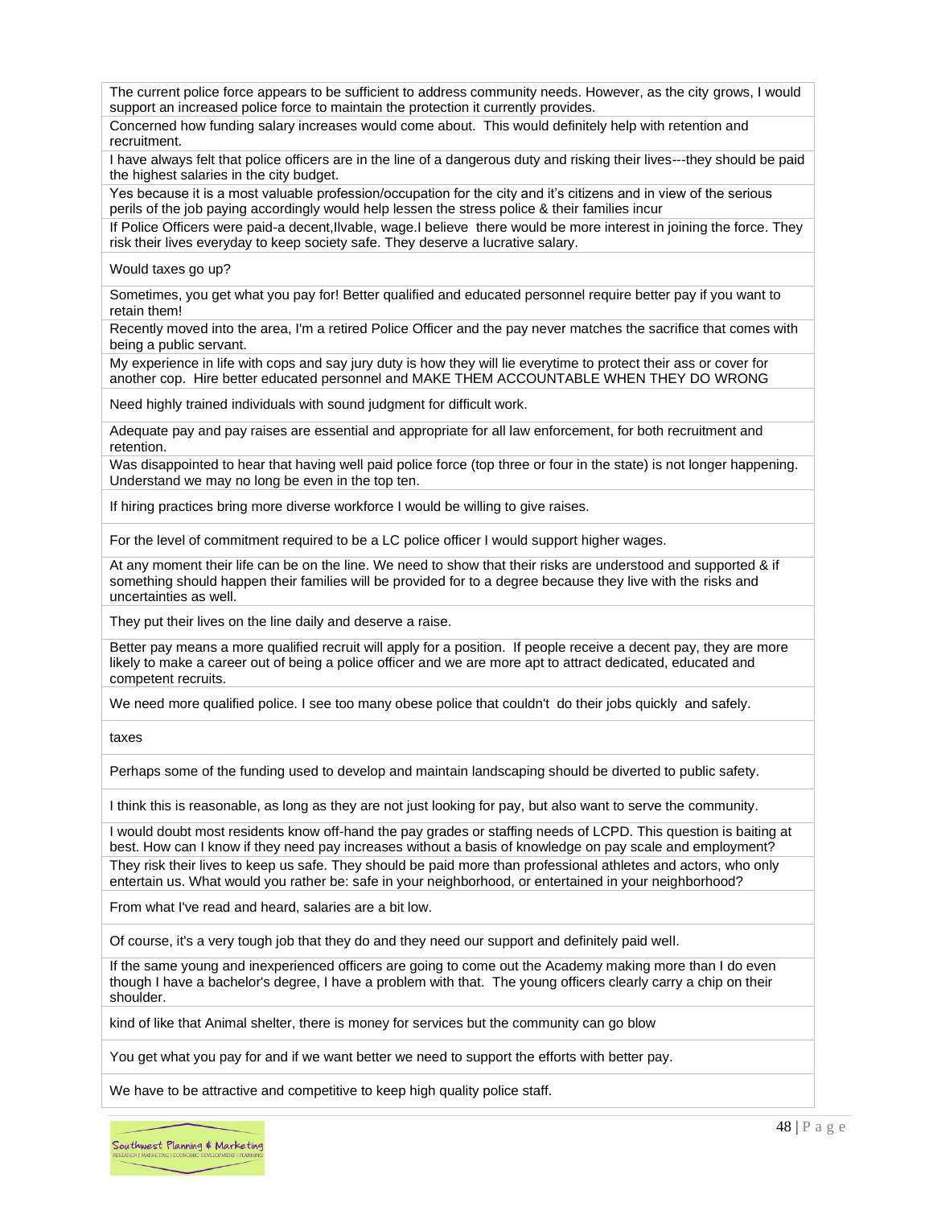| |
|---|
| The current police force appears to be sufficient to address community needs. However, as the city grows, I would support an increased police force to maintain the protection it currently provides. |
| Concerned how funding salary increases would come about. This would definitely help with retention and recruitment. |
| I have always felt that police officers are in the line of a dangerous duty and risking their lives---they should be paid the highest salaries in the city budget. |
| Yes because it is a most valuable profession/occupation for the city and it's citizens and in view of the serious perils of the job paying accordingly would help lessen the stress police & their families incur |
| If Police Officers were paid-a decent,Ilvable, wage.I believe there would be more interest in joining the force. They risk their lives everyday to keep society safe. They deserve a lucrative salary. |
| Would taxes go up? |
| Sometimes, you get what you pay for! Better qualified and educated personnel require better pay if you want to retain them! |
| Recently moved into the area, I'm a retired Police Officer and the pay never matches the sacrifice that comes with being a public servant. |
| My experience in life with cops and say jury duty is how they will lie everytime to protect their ass or cover for another cop. Hire better educated personnel and MAKE THEM ACCOUNTABLE WHEN THEY DO WRONG |
| Need highly trained individuals with sound judgment for difficult work. |
| Adequate pay and pay raises are essential and appropriate for all law enforcement, for both recruitment and retention. |
| Was disappointed to hear that having well paid police force (top three or four in the state) is not longer happening. Understand we may no long be even in the top ten. |
| If hiring practices bring more diverse workforce I would be willing to give raises. |
| For the level of commitment required to be a LC police officer I would support higher wages. |
| At any moment their life can be on the line. We need to show that their risks are understood and supported & if something should happen their families will be provided for to a degree because they live with the risks and uncertainties as well. |
| They put their lives on the line daily and deserve a raise. |
| Better pay means a more qualified recruit will apply for a position. If people receive a decent pay, they are more likely to make a career out of being a police officer and we are more apt to attract dedicated, educated and competent recruits. |
| We need more qualified police. I see too many obese police that couldn't do their jobs quickly and safely. |
| taxes |
| Perhaps some of the funding used to develop and maintain landscaping should be diverted to public safety. |
| I think this is reasonable, as long as they are not just looking for pay, but also want to serve the community. |
| I would doubt most residents know off-hand the pay grades or staffing needs of LCPD. This question is baiting at best. How can I know if they need pay increases without a basis of knowledge on pay scale and employment? |
| They risk their lives to keep us safe. They should be paid more than professional athletes and actors, who only entertain us. What would you rather be: safe in your neighborhood, or entertained in your neighborhood? |
| From what I've read and heard, salaries are a bit low. |
| Of course, it's a very tough job that they do and they need our support and definitely paid well. |
| If the same young and inexperienced officers are going to come out the Academy making more than I do even though I have a bachelor's degree, I have a problem with that. The young officers clearly carry a chip on their shoulder. |
| kind of like that Animal shelter, there is money for services but the community can go blow |
| You get what you pay for and if we want better we need to support the efforts with better pay. |
| We have to be attractive and competitive to keep high quality police staff. |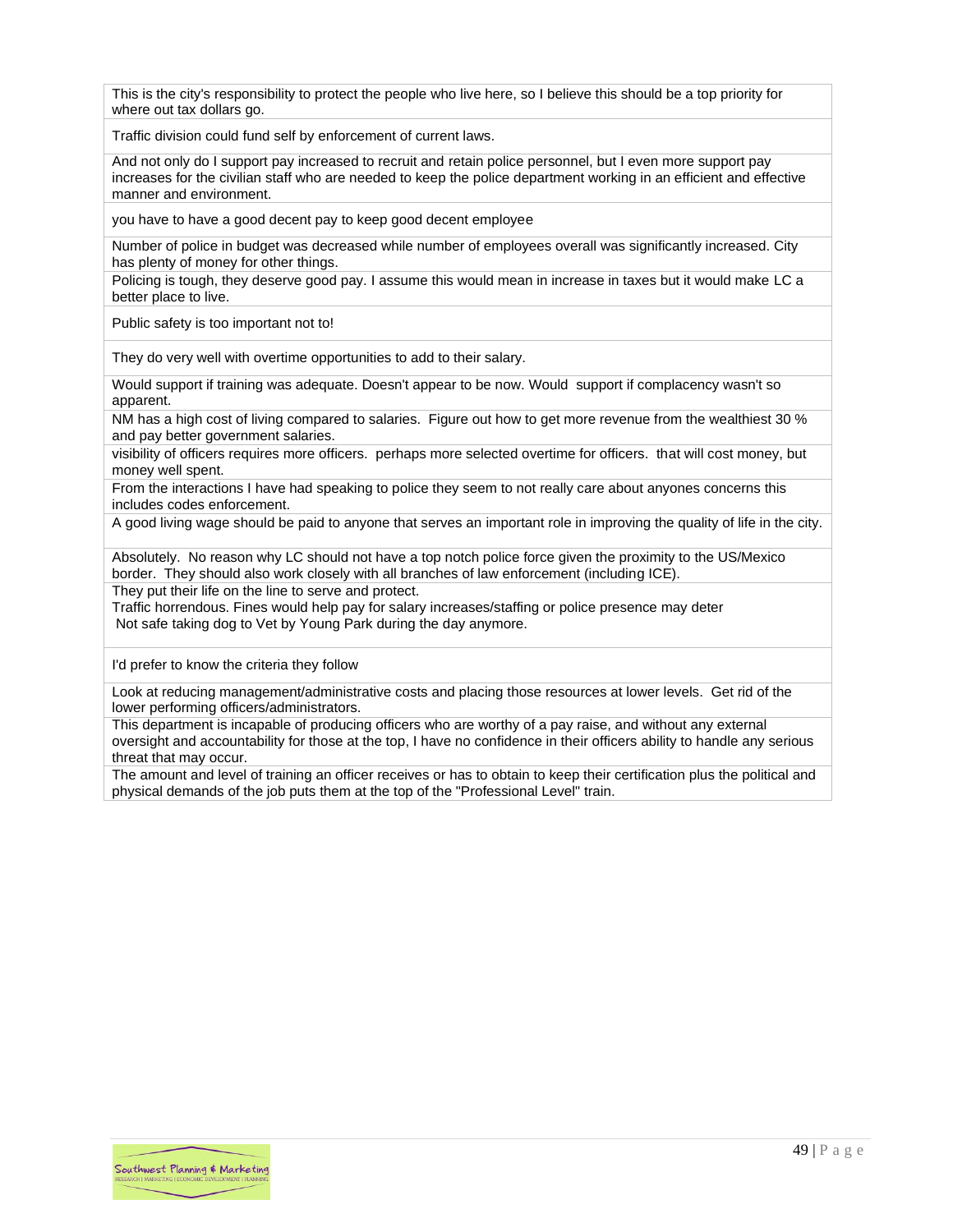| |
|---|
| This is the city's responsibility to protect the people who live here, so I believe this should be a top priority for where out tax dollars go. |
| Traffic division could fund self by enforcement of current laws. |
| And not only do I support pay increased to recruit and retain police personnel, but I even more support pay increases for the civilian staff who are needed to keep the police department working in an efficient and effective manner and environment. |
| you have to have a good decent pay to keep good decent employee |
| Number of police in budget was decreased while number of employees overall was significantly increased. City has plenty of money for other things. |
| Policing is tough, they deserve good pay. I assume this would mean in increase in taxes but it would make LC a better place to live. |
| Public safety is too important not to! |
| They do very well with overtime opportunities to add to their salary. |
| Would support if training was adequate. Doesn't appear to be now. Would support if complacency wasn't so apparent. |
| NM has a high cost of living compared to salaries. Figure out how to get more revenue from the wealthiest 30 % and pay better government salaries. |
| visibility of officers requires more officers. perhaps more selected overtime for officers. that will cost money, but money well spent. |
| From the interactions I have had speaking to police they seem to not really care about anyones concerns this includes codes enforcement. |
| A good living wage should be paid to anyone that serves an important role in improving the quality of life in the city. |
| Absolutely. No reason why LC should not have a top notch police force given the proximity to the US/Mexico border. They should also work closely with all branches of law enforcement (including ICE). |
| They put their life on the line to serve and protect.<br>Traffic horrendous. Fines would help pay for salary increases/staffing or police presence may deter<br>Not safe taking dog to Vet by Young Park during the day anymore. |
| I'd prefer to know the criteria they follow |
| Look at reducing management/administrative costs and placing those resources at lower levels. Get rid of the lower performing officers/administrators. |
| This department is incapable of producing officers who are worthy of a pay raise, and without any external oversight and accountability for those at the top, I have no confidence in their officers ability to handle any serious threat that may occur. |
| The amount and level of training an officer receives or has to obtain to keep their certification plus the political and physical demands of the job puts them at the top of the "Professional Level" train. |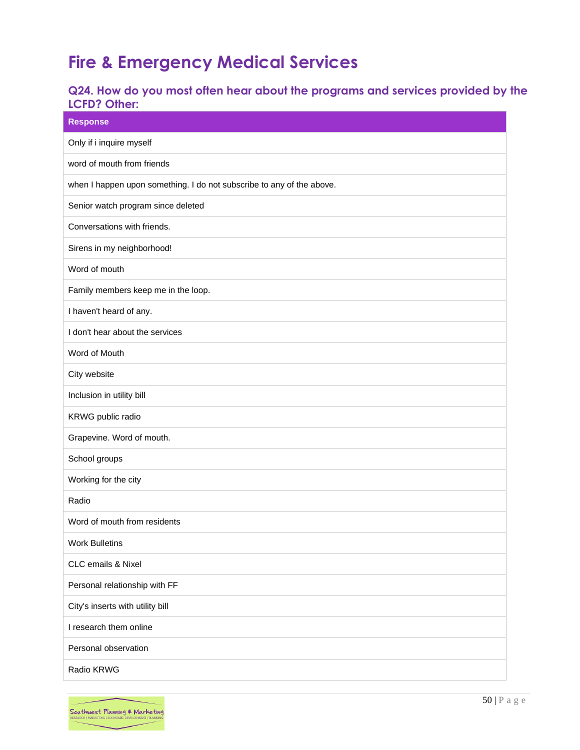# Fire & Emergency Medical Services

## Q24. How do you most often hear about the programs and services provided by the LCFD? Other:

| Response |
| --- |
| Only if i inquire myself |
| word of mouth from friends |
| when I happen upon something. I do not subscribe to any of the above. |
| Senior watch program since deleted |
| Conversations with friends. |
| Sirens in my neighborhood! |
| Word of mouth |
| Family members keep me in the loop. |
| I haven't heard of any. |
| I don't hear about the services |
| Word of Mouth |
| City website |
| Inclusion in utility bill |
| KRWG public radio |
| Grapevine. Word of mouth. |
| School groups |
| Working for the city |
| Radio |
| Word of mouth from residents |
| Work Bulletins |
| CLC emails & Nixel |
| Personal relationship with FF |
| City's inserts with utility bill |
| I research them online |
| Personal observation |
| Radio KRWG |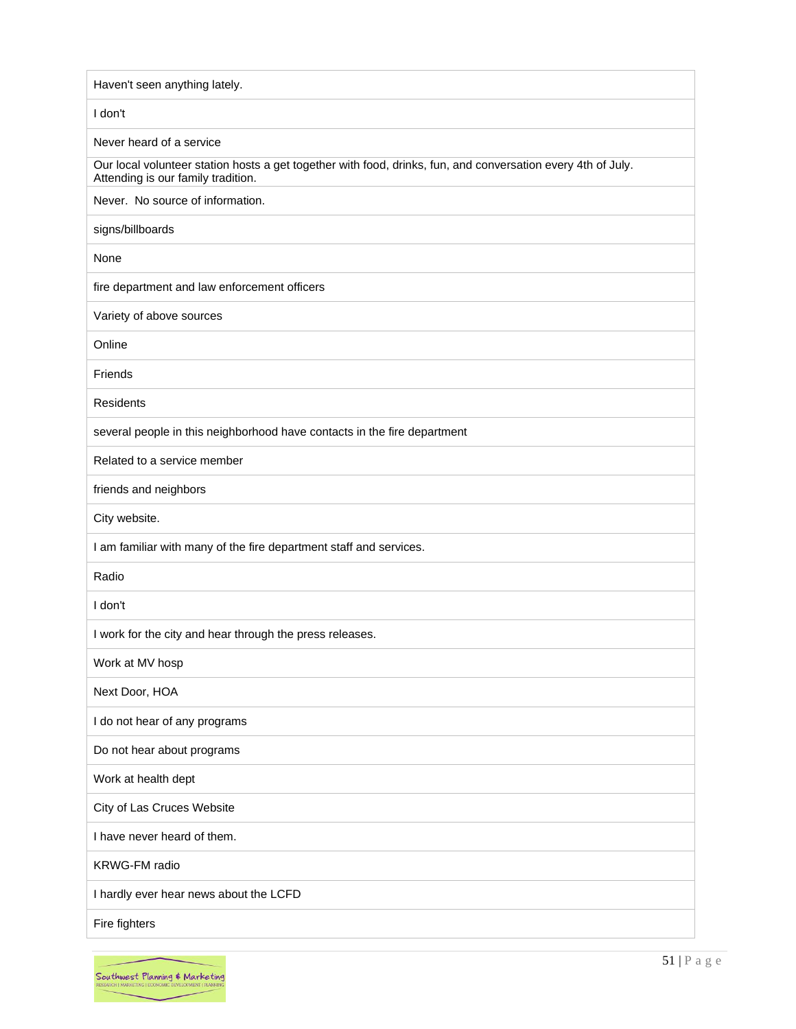| Haven't seen anything lately. |
|---|
| I don't |
| Never heard of a service |
| Our local volunteer station hosts a get together with food, drinks, fun, and conversation every 4th of July. Attending is our family tradition. |
| Never.  No source of information. |
| signs/billboards |
| None |
| fire department and law enforcement officers |
| Variety of above sources |
| Online |
| Friends |
| Residents |
| several people in this neighborhood have contacts in the fire department |
| Related to a service member |
| friends and neighbors |
| City website. |
| I am familiar with many of the fire department staff and services. |
| Radio |
| I don't |
| I work for the city and hear through the press releases. |
| Work at MV hosp |
| Next Door, HOA |
| I do not hear of any programs |
| Do not hear about programs |
| Work at health dept |
| City of Las Cruces Website |
| I have never heard of them. |
| KRWG-FM radio |
| I hardly ever hear news about the LCFD |
| Fire fighters |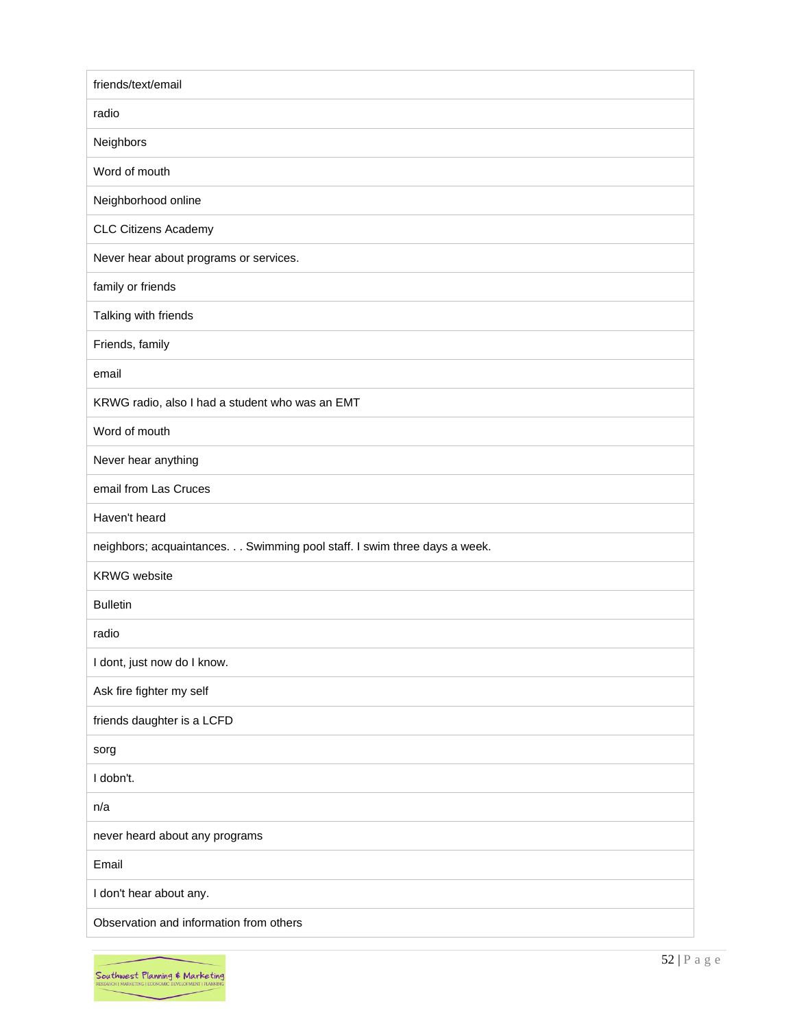| |
|---|
| friends/text/email |
| radio |
| Neighbors |
| Word of mouth |
| Neighborhood online |
| CLC Citizens Academy |
| Never hear about programs or services. |
| family or friends |
| Talking with friends |
| Friends, family |
| email |
| KRWG radio, also I had a student who was an EMT |
| Word of mouth |
| Never hear anything |
| email from Las Cruces |
| Haven't heard |
| neighbors; acquaintances. . . Swimming pool staff. I swim three days a week. |
| KRWG website |
| Bulletin |
| radio |
| I dont, just now do I know. |
| Ask fire fighter my self |
| friends daughter is a LCFD |
| sorg |
| I dobn't. |
| n/a |
| never heard about any programs |
| Email |
| I don't hear about any. |
| Observation and information from others |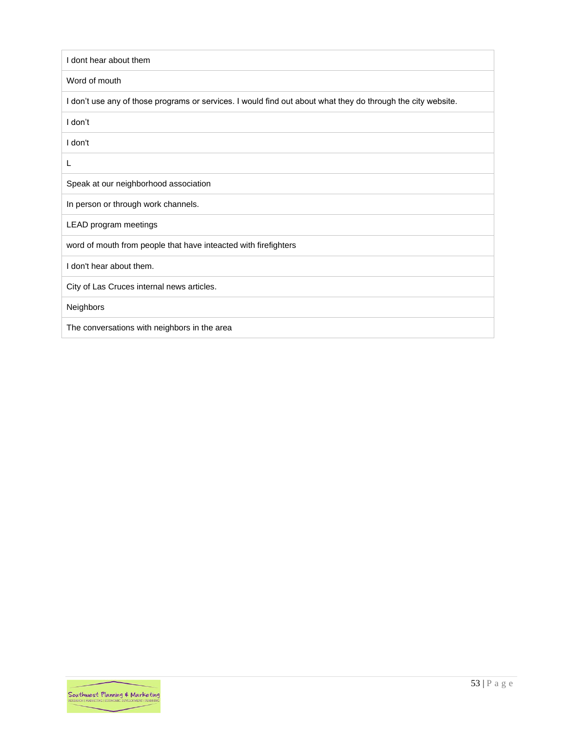| I dont hear about them |
|---|
| Word of mouth |
| I don't use any of those programs or services. I would find out about what they do through the city website. |
| I don't |
| I don't |
| L |
| Speak at our neighborhood association |
| In person or through work channels. |
| LEAD program meetings |
| word of mouth from people that have inteacted with firefighters |
| I don't hear about them. |
| City of Las Cruces internal news articles. |
| Neighbors |
| The conversations with neighbors in the area |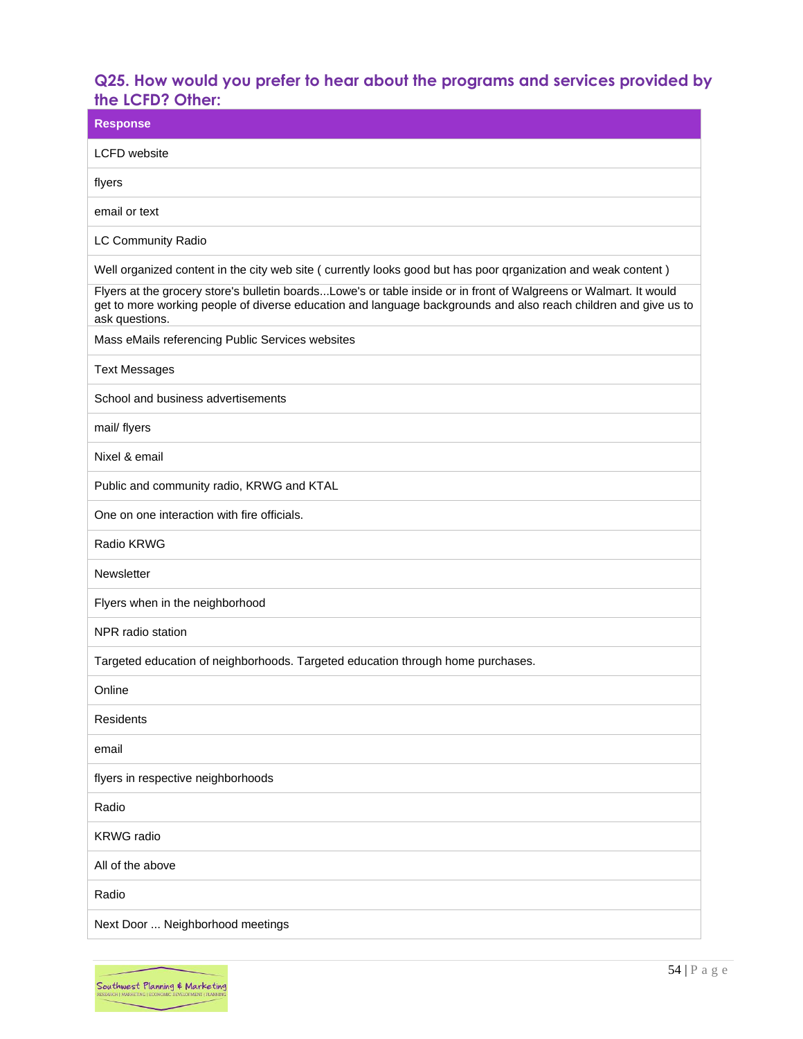### Q25. How would you prefer to hear about the programs and services provided by the LCFD? Other:

| Response |
|---|
| LCFD website |
| flyers |
| email or text |
| LC Community Radio |
| Well organized content in the city web site ( currently looks good but has poor qrganization and weak content ) |
| Flyers at the grocery store's bulletin boards...Lowe's or table inside or in front of Walgreens or Walmart. It would get to more working people of diverse education and language backgrounds and also reach children and give us to ask questions. |
| Mass eMails referencing Public Services websites |
| Text Messages |
| School and business advertisements |
| mail/ flyers |
| Nixel & email |
| Public and community radio, KRWG and KTAL |
| One on one interaction with fire officials. |
| Radio KRWG |
| Newsletter |
| Flyers when in the neighborhood |
| NPR radio station |
| Targeted education of neighborhoods. Targeted education through home purchases. |
| Online |
| Residents |
| email |
| flyers in respective neighborhoods |
| Radio |
| KRWG radio |
| All of the above |
| Radio |
| Next Door ... Neighborhood meetings |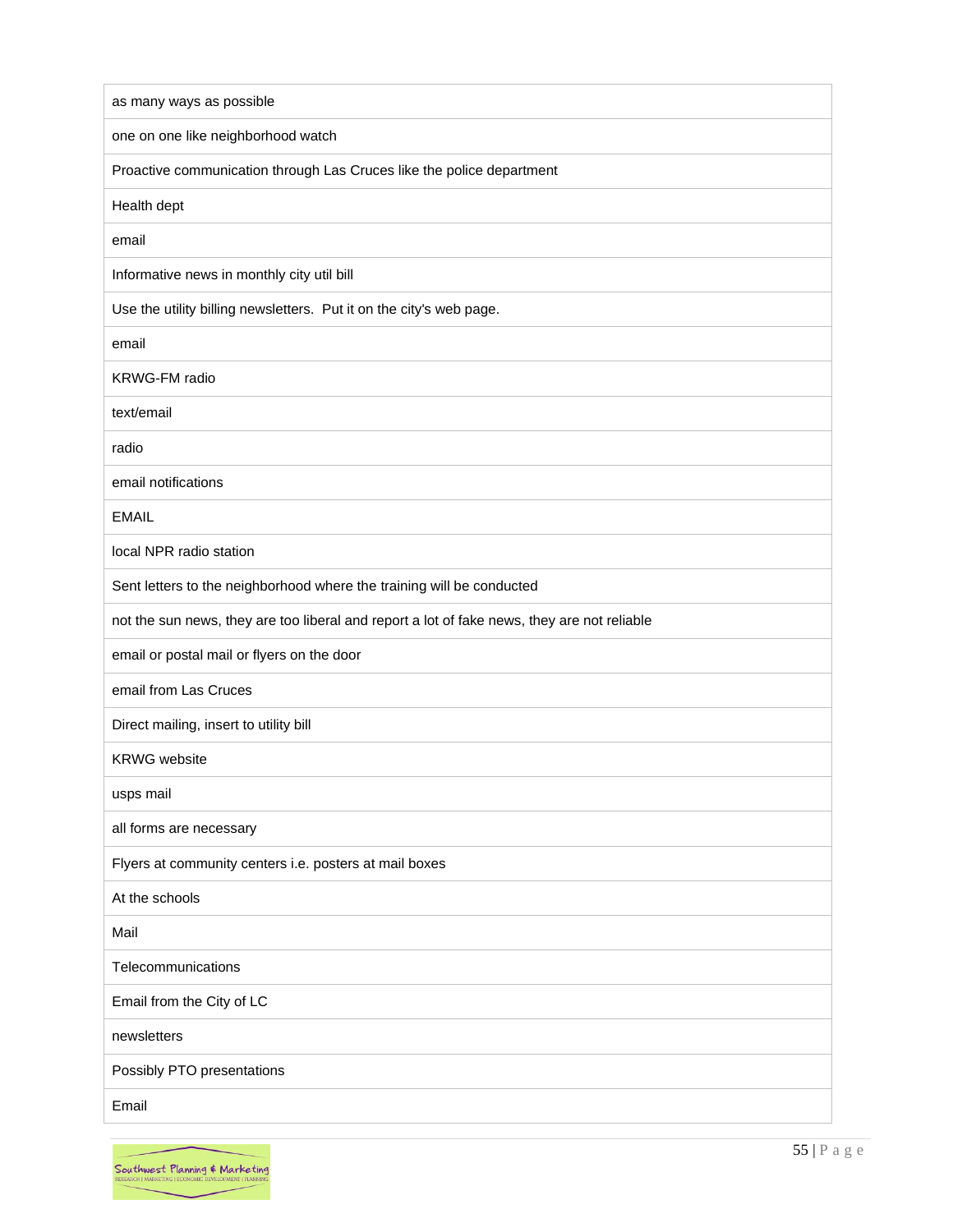| as many ways as possible |
| --- |
| one on one like neighborhood watch |
| Proactive communication through Las Cruces like the police department |
| Health dept |
| email |
| Informative news in monthly city util bill |
| Use the utility billing newsletters.  Put it on the city's web page. |
| email |
| KRWG-FM radio |
| text/email |
| radio |
| email notifications |
| EMAIL |
| local NPR radio station |
| Sent letters to the neighborhood where the training will be conducted |
| not the sun news, they are too liberal and report a lot of fake news, they are not reliable |
| email or postal mail or flyers on the door |
| email from Las Cruces |
| Direct mailing, insert to utility bill |
| KRWG website |
| usps mail |
| all forms are necessary |
| Flyers at community centers i.e. posters at mail boxes |
| At the schools |
| Mail |
| Telecommunications |
| Email from the City of LC |
| newsletters |
| Possibly PTO presentations |
| Email |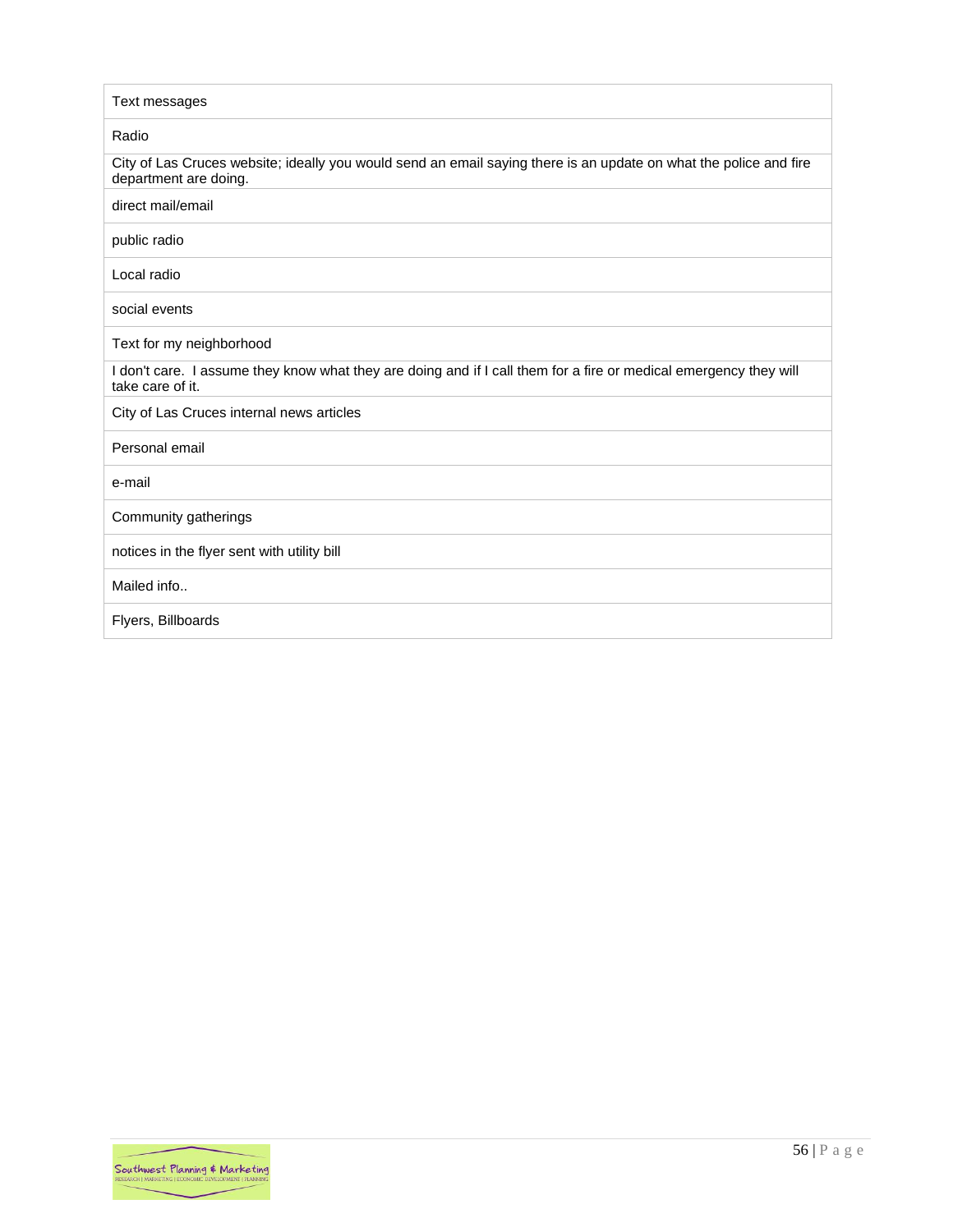| Text messages |
| --- |
| Radio |
| City of Las Cruces website; ideally you would send an email saying there is an update on what the police and fire department are doing. |
| direct mail/email |
| public radio |
| Local radio |
| social events |
| Text for my neighborhood |
| I don't care.  I assume they know what they are doing and if I call them for a fire or medical emergency they will take care of it. |
| City of Las Cruces internal news articles |
| Personal email |
| e-mail |
| Community gatherings |
| notices in the flyer sent with utility bill |
| Mailed info.. |
| Flyers, Billboards |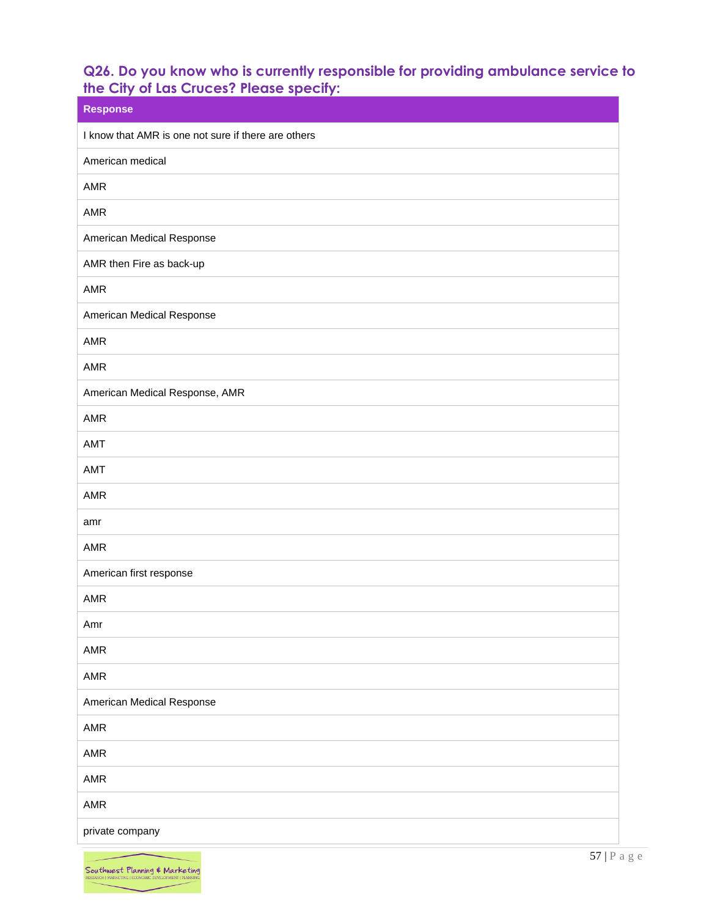### Q26. Do you know who is currently responsible for providing ambulance service to the City of Las Cruces? Please specify:

| Response |
|---|
| I know that AMR is one not sure if there are others |
| American medical |
| AMR |
| AMR |
| American Medical Response |
| AMR then Fire as back-up |
| AMR |
| American Medical Response |
| AMR |
| AMR |
| American Medical Response, AMR |
| AMR |
| AMT |
| AMT |
| AMR |
| amr |
| AMR |
| American first response |
| AMR |
| Amr |
| AMR |
| AMR |
| American Medical Response |
| AMR |
| AMR |
| AMR |
| AMR |
| private company |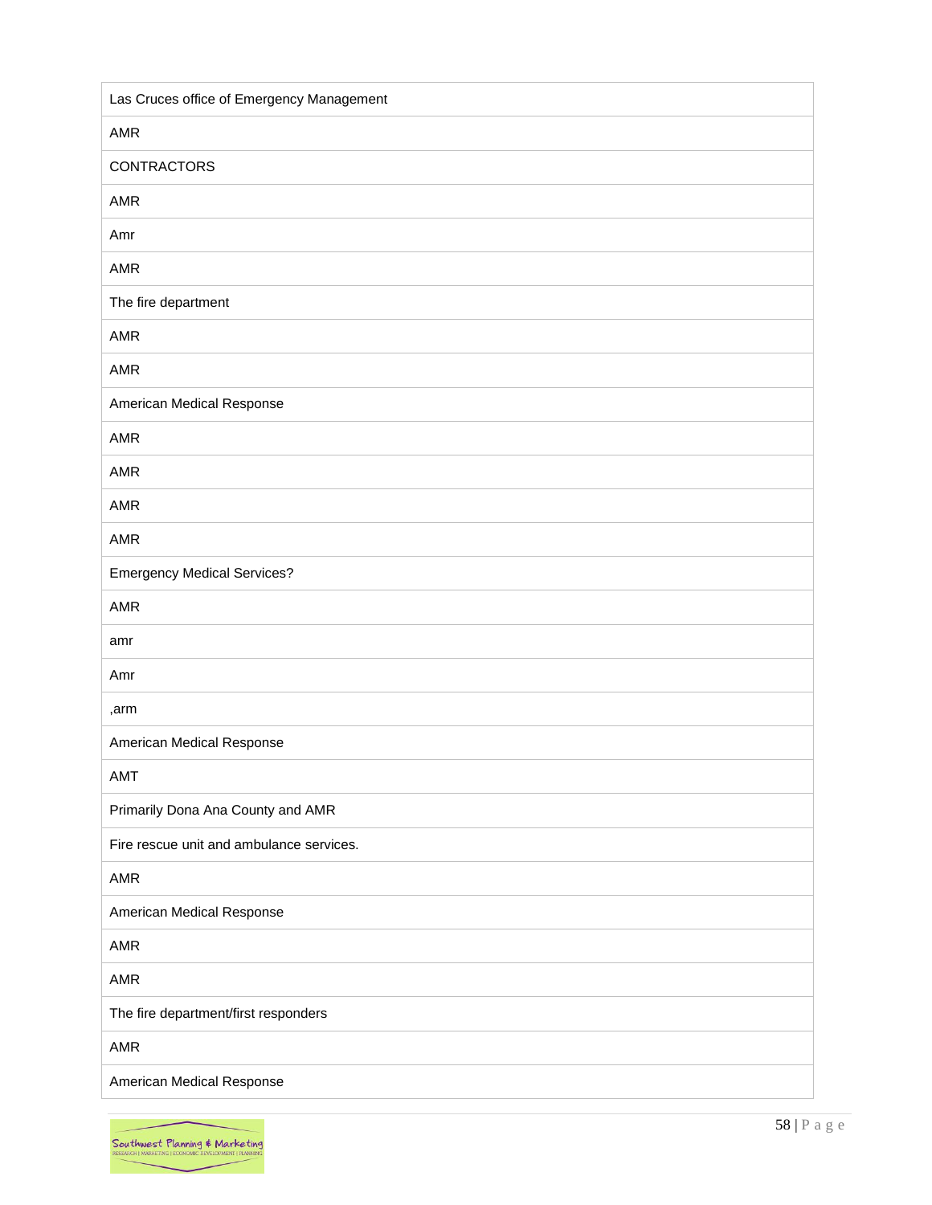| Las Cruces office of Emergency Management |
|---|
| AMR |
| CONTRACTORS |
| AMR |
| Amr |
| AMR |
| The fire department |
| AMR |
| AMR |
| American Medical Response |
| AMR |
| AMR |
| AMR |
| AMR |
| Emergency Medical Services? |
| AMR |
| amr |
| Amr |
| ,arm |
| American Medical Response |
| AMT |
| Primarily Dona Ana County and AMR |
| Fire rescue unit and ambulance services. |
| AMR |
| American Medical Response |
| AMR |
| AMR |
| The fire department/first responders |
| AMR |
| American Medical Response |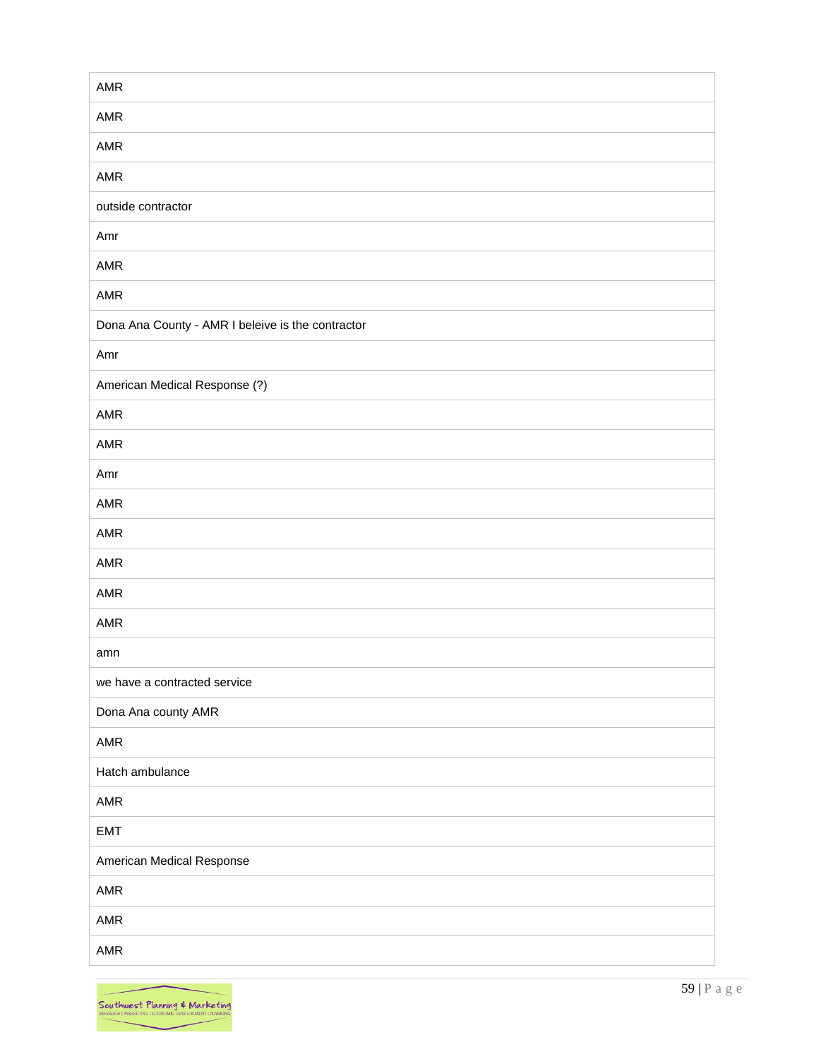| AMR |
| --- |
| AMR |
| AMR |
| AMR |
| outside contractor |
| Amr |
| AMR |
| AMR |
| Dona Ana County - AMR I beleive is the contractor |
| Amr |
| American Medical Response (?) |
| AMR |
| AMR |
| Amr |
| AMR |
| AMR |
| AMR |
| AMR |
| AMR |
| amn |
| we have a contracted service |
| Dona Ana county AMR |
| AMR |
| Hatch ambulance |
| AMR |
| EMT |
| American Medical Response |
| AMR |
| AMR |
| AMR |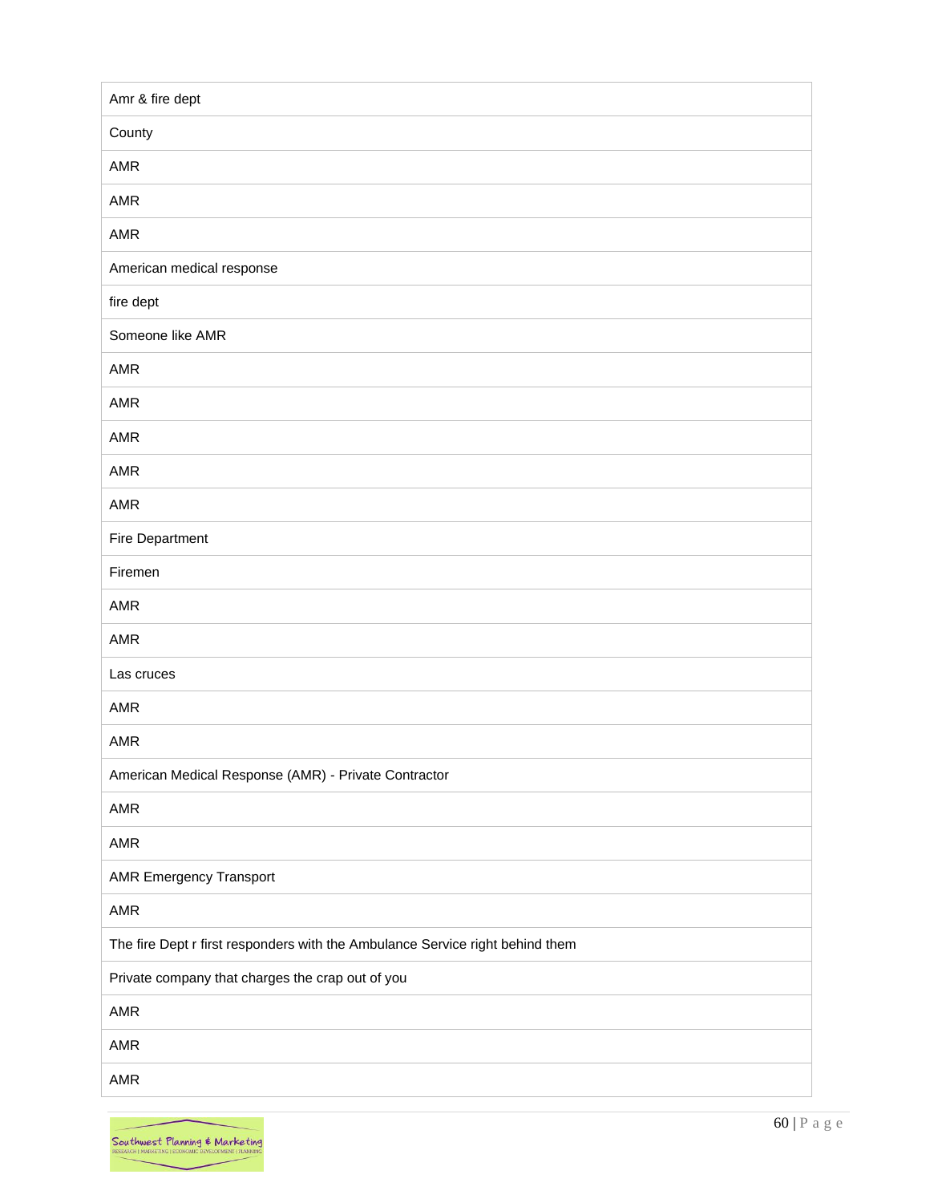| Amr & fire dept |
| --- |
| County |
| AMR |
| AMR |
| AMR |
| American medical response |
| fire dept |
| Someone like AMR |
| AMR |
| AMR |
| AMR |
| AMR |
| AMR |
| Fire Department |
| Firemen |
| AMR |
| AMR |
| Las cruces |
| AMR |
| AMR |
| American Medical Response (AMR) - Private Contractor |
| AMR |
| AMR |
| AMR Emergency Transport |
| AMR |
| The fire Dept r first responders with the Ambulance Service right behind them |
| Private company that charges the crap out of you |
| AMR |
| AMR |
| AMR |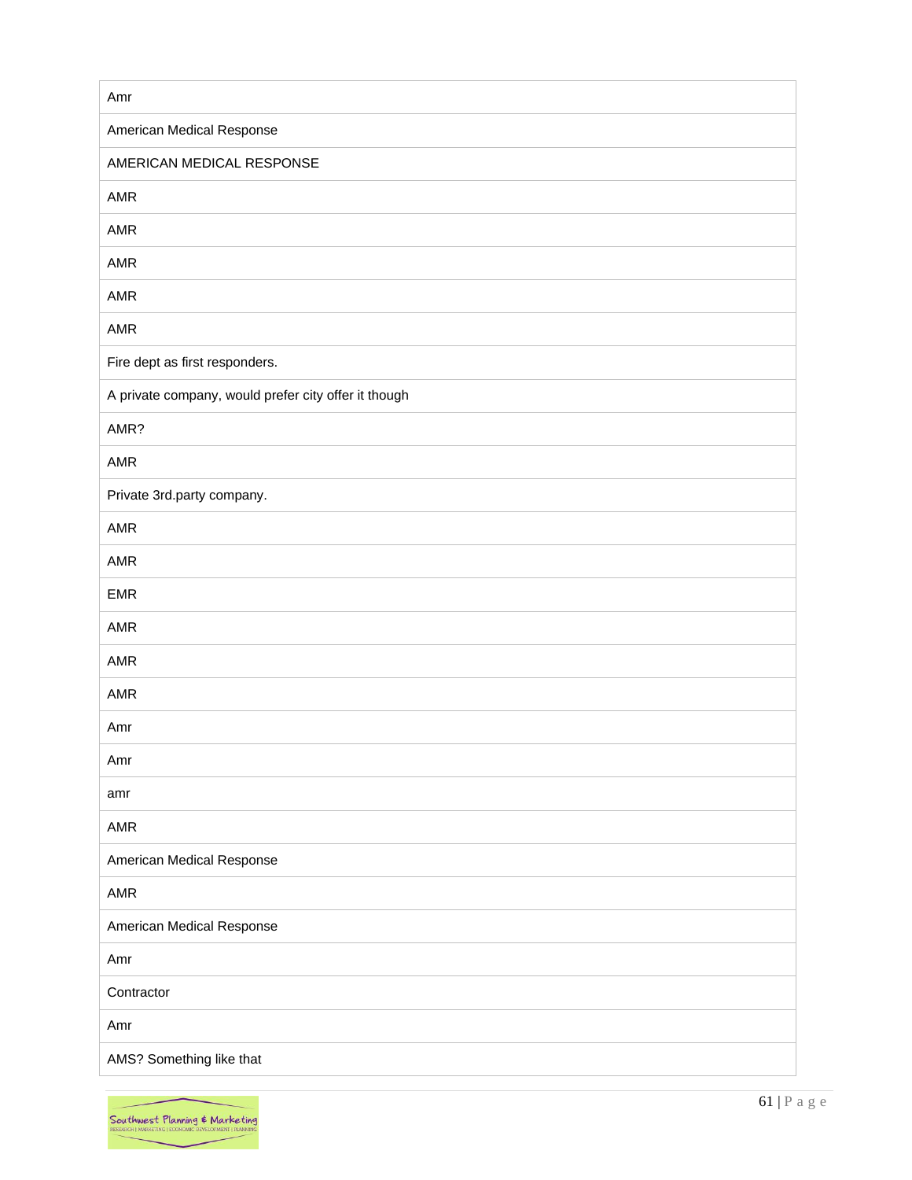| Amr |
|---|
| American Medical Response |
| AMERICAN MEDICAL RESPONSE |
| AMR |
| AMR |
| AMR |
| AMR |
| AMR |
| Fire dept as first responders. |
| A private company, would prefer city offer it though |
| AMR? |
| AMR |
| Private 3rd.party company. |
| AMR |
| AMR |
| EMR |
| AMR |
| AMR |
| AMR |
| Amr |
| Amr |
| amr |
| AMR |
| American Medical Response |
| AMR |
| American Medical Response |
| Amr |
| Contractor |
| Amr |
| AMS? Something like that |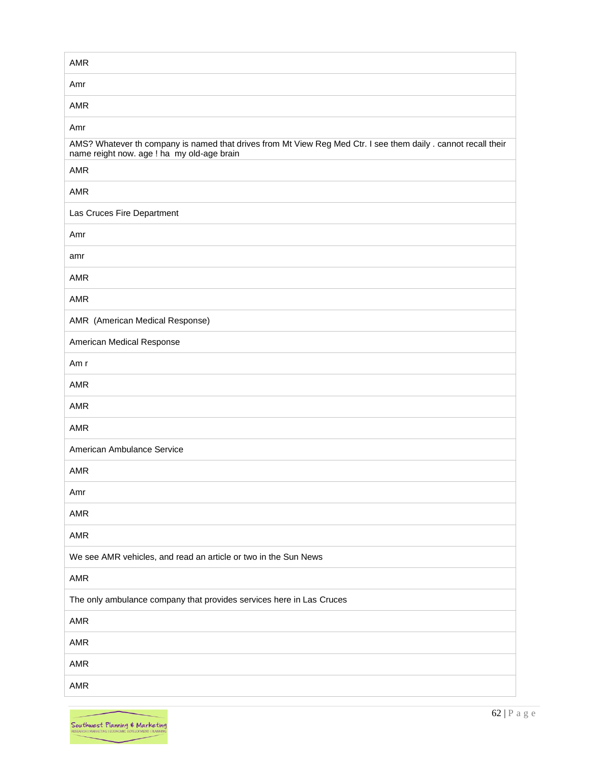| AMR |
|---|
| Amr |
| AMR |
| Amr |
| AMS? Whatever th company is named that drives from Mt View Reg Med Ctr. I see them daily . cannot recall their name reight now. age ! ha my old-age brain |
| AMR |
| AMR |
| Las Cruces Fire Department |
| Amr |
| amr |
| AMR |
| AMR |
| AMR (American Medical Response) |
| American Medical Response |
| Am r |
| AMR |
| AMR |
| AMR |
| American Ambulance Service |
| AMR |
| Amr |
| AMR |
| AMR |
| We see AMR vehicles, and read an article or two in the Sun News |
| AMR |
| The only ambulance company that provides services here in Las Cruces |
| AMR |
| AMR |
| AMR |
| AMR |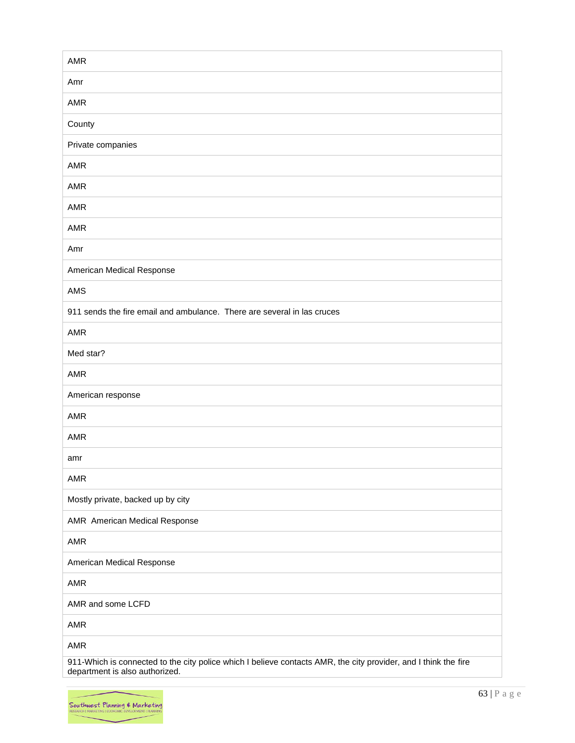| AMR |
|---|
| Amr |
| AMR |
| County |
| Private companies |
| AMR |
| AMR |
| AMR |
| AMR |
| Amr |
| American Medical Response |
| AMS |
| 911 sends the fire email and ambulance.  There are several in las cruces |
| AMR |
| Med star? |
| AMR |
| American response |
| AMR |
| AMR |
| amr |
| AMR |
| Mostly private, backed up by city |
| AMR  American Medical Response |
| AMR |
| American Medical Response |
| AMR |
| AMR and some LCFD |
| AMR |
| AMR |
| 911-Which is connected to the city police which I believe contacts AMR, the city provider, and I think the fire department is also authorized. |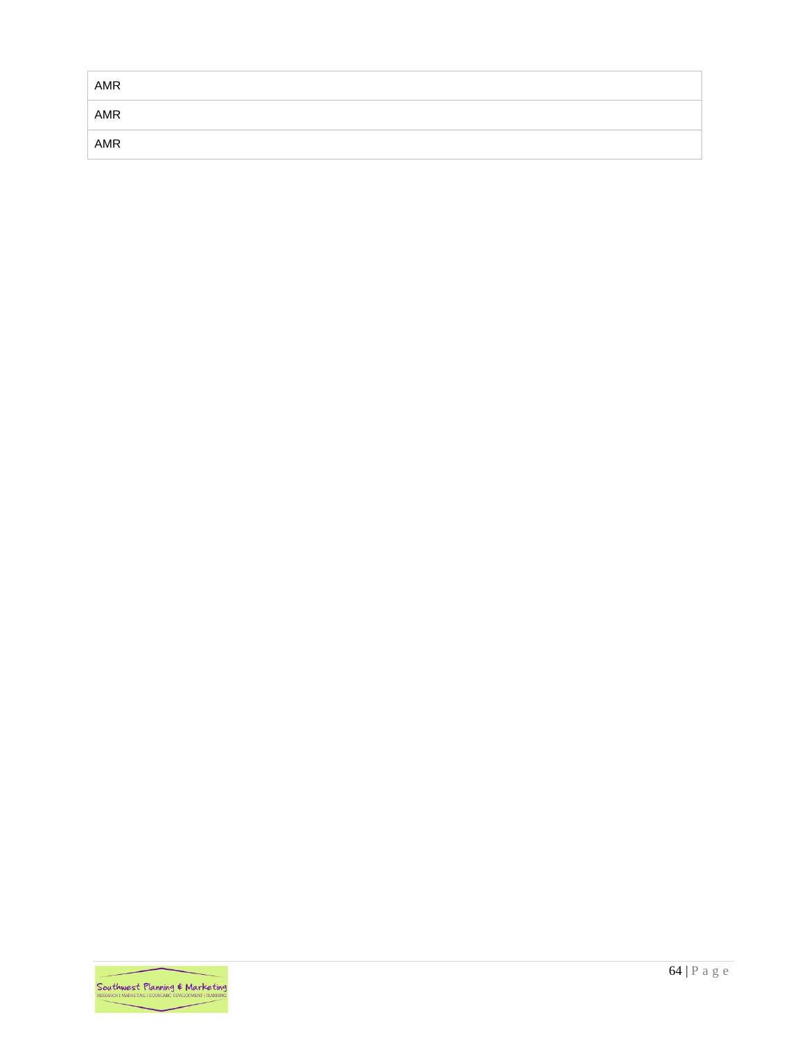| |
|---|
| AMR |
| AMR |
| AMR |